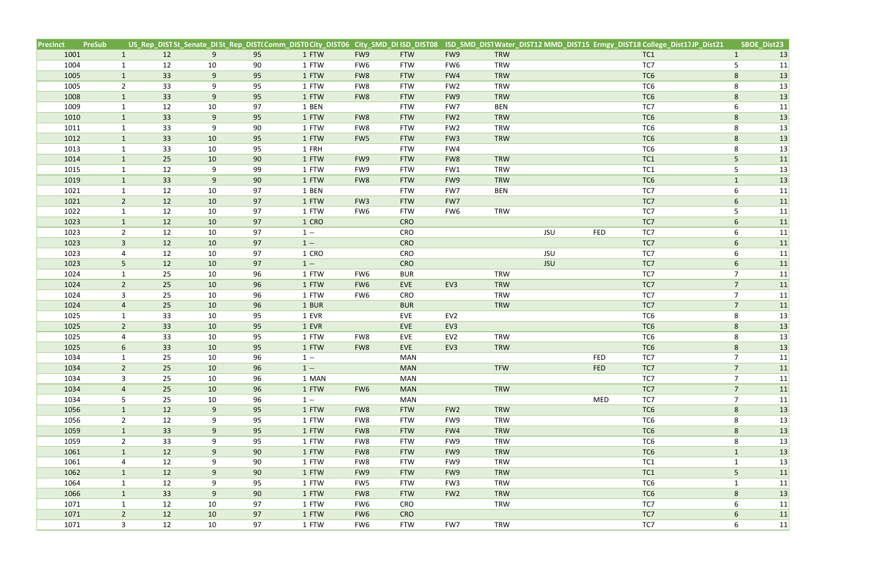| Precinct | PreSub | US_Rep_DIST | St_Senate_DI | St_Rep_DIST( | Comm_DIST0 | City_DIST06 | City_SMD_DI | ISD_DIST08 | ISD_SMD_DIST | Water_DIST12 | MMD_DIST15 | Ermgy_DIST18 | College_Dist17 | JP_Dist21 | SBOE_Dist23 |
|---|---|---|---|---|---|---|---|---|---|---|---|---|---|---|---|
| 1001 | 1 | 12 | 9 | 95 | 1 | FTW | FW9 | FTW | FW9 | TRW | | | TC1 | 1 | 13 |
| 1004 | 1 | 12 | 10 | 90 | 1 | FTW | FW6 | FTW | FW6 | TRW | | | TC7 | 5 | 11 |
| 1005 | 1 | 33 | 9 | 95 | 1 | FTW | FW8 | FTW | FW4 | TRW | | | TC6 | 8 | 13 |
| 1005 | 2 | 33 | 9 | 95 | 1 | FTW | FW8 | FTW | FW2 | TRW | | | TC6 | 8 | 13 |
| 1008 | 1 | 33 | 9 | 95 | 1 | FTW | FW8 | FTW | FW9 | TRW | | | TC6 | 8 | 13 |
| 1009 | 1 | 12 | 10 | 97 | 1 | BEN | | FTW | FW7 | BEN | | | TC7 | 6 | 11 |
| 1010 | 1 | 33 | 9 | 95 | 1 | FTW | FW8 | FTW | FW2 | TRW | | | TC6 | 8 | 13 |
| 1011 | 1 | 33 | 9 | 90 | 1 | FTW | FW8 | FTW | FW2 | TRW | | | TC6 | 8 | 13 |
| 1012 | 1 | 33 | 10 | 95 | 1 | FTW | FW5 | FTW | FW3 | TRW | | | TC6 | 8 | 13 |
| 1013 | 1 | 33 | 10 | 95 | 1 | FRH | | FTW | FW4 | | | | TC6 | 8 | 13 |
| 1014 | 1 | 25 | 10 | 90 | 1 | FTW | FW9 | FTW | FW8 | TRW | | | TC1 | 5 | 11 |
| 1015 | 1 | 12 | 9 | 99 | 1 | FTW | FW9 | FTW | FW1 | TRW | | | TC1 | 5 | 13 |
| 1019 | 1 | 33 | 9 | 90 | 1 | FTW | FW8 | FTW | FW9 | TRW | | | TC6 | 1 | 13 |
| 1021 | 1 | 12 | 10 | 97 | 1 | BEN | | FTW | FW7 | BEN | | | TC7 | 6 | 11 |
| 1021 | 2 | 12 | 10 | 97 | 1 | FTW | FW3 | FTW | FW7 | | | | TC7 | 6 | 11 |
| 1022 | 1 | 12 | 10 | 97 | 1 | FTW | FW6 | FTW | FW6 | TRW | | | TC7 | 5 | 11 |
| 1023 | 1 | 12 | 10 | 97 | 1 | CRO | | CRO | | | | | TC7 | 6 | 11 |
| 1023 | 2 | 12 | 10 | 97 | 1 | -- | | CRO | | | JSU | FED | TC7 | 6 | 11 |
| 1023 | 3 | 12 | 10 | 97 | 1 | -- | | CRO | | | | | TC7 | 6 | 11 |
| 1023 | 4 | 12 | 10 | 97 | 1 | CRO | | CRO | | | JSU | | TC7 | 6 | 11 |
| 1023 | 5 | 12 | 10 | 97 | 1 | -- | | CRO | | | JSU | | TC7 | 6 | 11 |
| 1024 | 1 | 25 | 10 | 96 | 1 | FTW | FW6 | BUR | | TRW | | | TC7 | 7 | 11 |
| 1024 | 2 | 25 | 10 | 96 | 1 | FTW | FW6 | EVE | EV3 | TRW | | | TC7 | 7 | 11 |
| 1024 | 3 | 25 | 10 | 96 | 1 | FTW | FW6 | CRO | | TRW | | | TC7 | 7 | 11 |
| 1024 | 4 | 25 | 10 | 96 | 1 | BUR | | BUR | | TRW | | | TC7 | 7 | 11 |
| 1025 | 1 | 33 | 10 | 95 | 1 | EVR | | EVE | EV2 | | | | TC6 | 8 | 13 |
| 1025 | 2 | 33 | 10 | 95 | 1 | EVR | | EVE | EV3 | | | | TC6 | 8 | 13 |
| 1025 | 4 | 33 | 10 | 95 | 1 | FTW | FW8 | EVE | EV2 | TRW | | | TC6 | 8 | 13 |
| 1025 | 6 | 33 | 10 | 95 | 1 | FTW | FW8 | EVE | EV3 | TRW | | | TC6 | 8 | 13 |
| 1034 | 1 | 25 | 10 | 96 | 1 | -- | | MAN | | | | FED | TC7 | 7 | 11 |
| 1034 | 2 | 25 | 10 | 96 | 1 | -- | | MAN | | TFW | | FED | TC7 | 7 | 11 |
| 1034 | 3 | 25 | 10 | 96 | 1 | MAN | | MAN | | | | | TC7 | 7 | 11 |
| 1034 | 4 | 25 | 10 | 96 | 1 | FTW | FW6 | MAN | | TRW | | | TC7 | 7 | 11 |
| 1034 | 5 | 25 | 10 | 96 | 1 | -- | | MAN | | | | MED | TC7 | 7 | 11 |
| 1056 | 1 | 12 | 9 | 95 | 1 | FTW | FW8 | FTW | FW2 | TRW | | | TC6 | 8 | 13 |
| 1056 | 2 | 12 | 9 | 95 | 1 | FTW | FW8 | FTW | FW9 | TRW | | | TC6 | 8 | 13 |
| 1059 | 1 | 33 | 9 | 95 | 1 | FTW | FW8 | FTW | FW4 | TRW | | | TC6 | 8 | 13 |
| 1059 | 2 | 33 | 9 | 95 | 1 | FTW | FW8 | FTW | FW9 | TRW | | | TC6 | 8 | 13 |
| 1061 | 1 | 12 | 9 | 90 | 1 | FTW | FW8 | FTW | FW9 | TRW | | | TC6 | 1 | 13 |
| 1061 | 4 | 12 | 9 | 90 | 1 | FTW | FW8 | FTW | FW9 | TRW | | | TC1 | 1 | 13 |
| 1062 | 1 | 12 | 9 | 90 | 1 | FTW | FW9 | FTW | FW9 | TRW | | | TC1 | 5 | 11 |
| 1064 | 1 | 12 | 9 | 95 | 1 | FTW | FW5 | FTW | FW3 | TRW | | | TC6 | 1 | 11 |
| 1066 | 1 | 33 | 9 | 90 | 1 | FTW | FW8 | FTW | FW2 | TRW | | | TC6 | 8 | 13 |
| 1071 | 1 | 12 | 10 | 97 | 1 | FTW | FW6 | CRO | | TRW | | | TC7 | 6 | 11 |
| 1071 | 2 | 12 | 10 | 97 | 1 | FTW | FW6 | CRO | | | | | TC7 | 6 | 11 |
| 1071 | 3 | 12 | 10 | 97 | 1 | FTW | FW6 | FTW | FW7 | TRW | | | TC7 | 6 | 11 |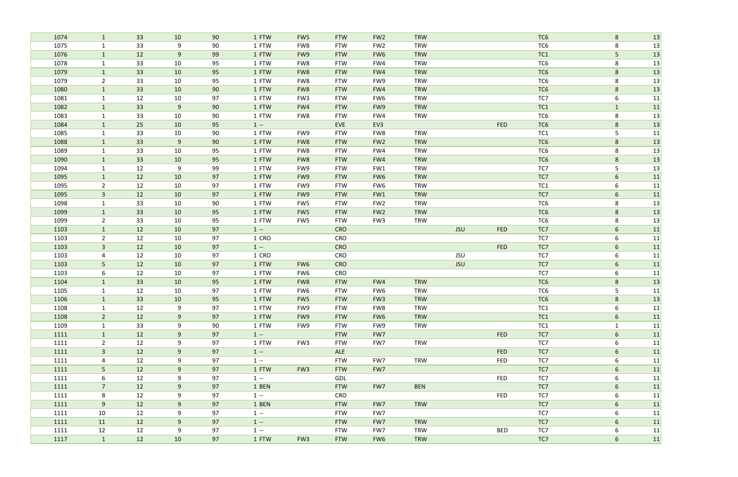| | | | | | | | | | | | | | | |
|---|---|---|---|---|---|---|---|---|---|---|---|---|---|---|
| 1074 | 1 | 33 | 10 | 90 | 1 FTW | FW5 | FTW | FW2 | TRW | | | TC6 | 8 | 13 |
| 1075 | 1 | 33 | 9 | 90 | 1 FTW | FW8 | FTW | FW2 | TRW | | | TC6 | 8 | 13 |
| 1076 | 1 | 12 | 9 | 99 | 1 FTW | FW9 | FTW | FW6 | TRW | | | TC1 | 5 | 13 |
| 1078 | 1 | 33 | 10 | 95 | 1 FTW | FW8 | FTW | FW4 | TRW | | | TC6 | 8 | 13 |
| 1079 | 1 | 33 | 10 | 95 | 1 FTW | FW8 | FTW | FW4 | TRW | | | TC6 | 8 | 13 |
| 1079 | 2 | 33 | 10 | 95 | 1 FTW | FW8 | FTW | FW9 | TRW | | | TC6 | 8 | 13 |
| 1080 | 1 | 33 | 10 | 90 | 1 FTW | FW8 | FTW | FW4 | TRW | | | TC6 | 8 | 13 |
| 1081 | 1 | 12 | 10 | 97 | 1 FTW | FW3 | FTW | FW6 | TRW | | | TC7 | 6 | 11 |
| 1082 | 1 | 33 | 9 | 90 | 1 FTW | FW4 | FTW | FW9 | TRW | | | TC1 | 1 | 11 |
| 1083 | 1 | 33 | 10 | 90 | 1 FTW | FW8 | FTW | FW4 | TRW | | | TC6 | 8 | 13 |
| 1084 | 1 | 25 | 10 | 95 | 1 -- | | EVE | EV3 | | | FED | TC6 | 8 | 13 |
| 1085 | 1 | 33 | 10 | 90 | 1 FTW | FW9 | FTW | FW8 | TRW | | | TC1 | 5 | 11 |
| 1088 | 1 | 33 | 9 | 90 | 1 FTW | FW8 | FTW | FW2 | TRW | | | TC6 | 8 | 13 |
| 1089 | 1 | 33 | 10 | 95 | 1 FTW | FW8 | FTW | FW4 | TRW | | | TC6 | 8 | 13 |
| 1090 | 1 | 33 | 10 | 95 | 1 FTW | FW8 | FTW | FW4 | TRW | | | TC6 | 8 | 13 |
| 1094 | 1 | 12 | 9 | 99 | 1 FTW | FW9 | FTW | FW1 | TRW | | | TC7 | 5 | 13 |
| 1095 | 1 | 12 | 10 | 97 | 1 FTW | FW9 | FTW | FW6 | TRW | | | TC7 | 6 | 11 |
| 1095 | 2 | 12 | 10 | 97 | 1 FTW | FW9 | FTW | FW6 | TRW | | | TC1 | 6 | 11 |
| 1095 | 3 | 12 | 10 | 97 | 1 FTW | FW9 | FTW | FW1 | TRW | | | TC7 | 6 | 11 |
| 1098 | 1 | 33 | 10 | 90 | 1 FTW | FW5 | FTW | FW2 | TRW | | | TC6 | 8 | 13 |
| 1099 | 1 | 33 | 10 | 95 | 1 FTW | FW5 | FTW | FW2 | TRW | | | TC6 | 8 | 13 |
| 1099 | 2 | 33 | 10 | 95 | 1 FTW | FW5 | FTW | FW3 | TRW | | | TC6 | 8 | 13 |
| 1103 | 1 | 12 | 10 | 97 | 1 -- | | CRO | | | JSU | FED | TC7 | 6 | 11 |
| 1103 | 2 | 12 | 10 | 97 | 1 CRO | | CRO | | | | | TC7 | 6 | 11 |
| 1103 | 3 | 12 | 10 | 97 | 1 -- | | CRO | | | | FED | TC7 | 6 | 11 |
| 1103 | 4 | 12 | 10 | 97 | 1 CRO | | CRO | | | JSU | | TC7 | 6 | 11 |
| 1103 | 5 | 12 | 10 | 97 | 1 FTW | FW6 | CRO | | | JSU | | TC7 | 6 | 11 |
| 1103 | 6 | 12 | 10 | 97 | 1 FTW | FW6 | CRO | | | | | TC7 | 6 | 11 |
| 1104 | 1 | 33 | 10 | 95 | 1 FTW | FW8 | FTW | FW4 | TRW | | | TC6 | 8 | 13 |
| 1105 | 1 | 12 | 10 | 97 | 1 FTW | FW6 | FTW | FW6 | TRW | | | TC6 | 5 | 11 |
| 1106 | 1 | 33 | 10 | 95 | 1 FTW | FW5 | FTW | FW3 | TRW | | | TC6 | 8 | 13 |
| 1108 | 1 | 12 | 9 | 97 | 1 FTW | FW9 | FTW | FW8 | TRW | | | TC1 | 6 | 11 |
| 1108 | 2 | 12 | 9 | 97 | 1 FTW | FW9 | FTW | FW6 | TRW | | | TC1 | 6 | 11 |
| 1109 | 1 | 33 | 9 | 90 | 1 FTW | FW9 | FTW | FW9 | TRW | | | TC1 | 1 | 11 |
| 1111 | 1 | 12 | 9 | 97 | 1 -- | | FTW | FW7 | | | FED | TC7 | 6 | 11 |
| 1111 | 2 | 12 | 9 | 97 | 1 FTW | FW3 | FTW | FW7 | TRW | | | TC7 | 6 | 11 |
| 1111 | 3 | 12 | 9 | 97 | 1 -- | | ALE | | | | FED | TC7 | 6 | 11 |
| 1111 | 4 | 12 | 9 | 97 | 1 -- | | FTW | FW7 | TRW | | FED | TC7 | 6 | 11 |
| 1111 | 5 | 12 | 9 | 97 | 1 FTW | FW3 | FTW | FW7 | | | | TC7 | 6 | 11 |
| 1111 | 6 | 12 | 9 | 97 | 1 -- | | GDL | | | | FED | TC7 | 6 | 11 |
| 1111 | 7 | 12 | 9 | 97 | 1 BEN | | FTW | FW7 | BEN | | | TC7 | 6 | 11 |
| 1111 | 8 | 12 | 9 | 97 | 1 -- | | CRO | | | | FED | TC7 | 6 | 11 |
| 1111 | 9 | 12 | 9 | 97 | 1 BEN | | FTW | FW7 | TRW | | | TC7 | 6 | 11 |
| 1111 | 10 | 12 | 9 | 97 | 1 -- | | FTW | FW7 | | | | TC7 | 6 | 11 |
| 1111 | 11 | 12 | 9 | 97 | 1 -- | | FTW | FW7 | TRW | | | TC7 | 6 | 11 |
| 1111 | 12 | 12 | 9 | 97 | 1 -- | | FTW | FW7 | TRW | | BED | TC7 | 6 | 11 |
| 1117 | 1 | 12 | 10 | 97 | 1 FTW | FW3 | FTW | FW6 | TRW | | | TC7 | 6 | 11 |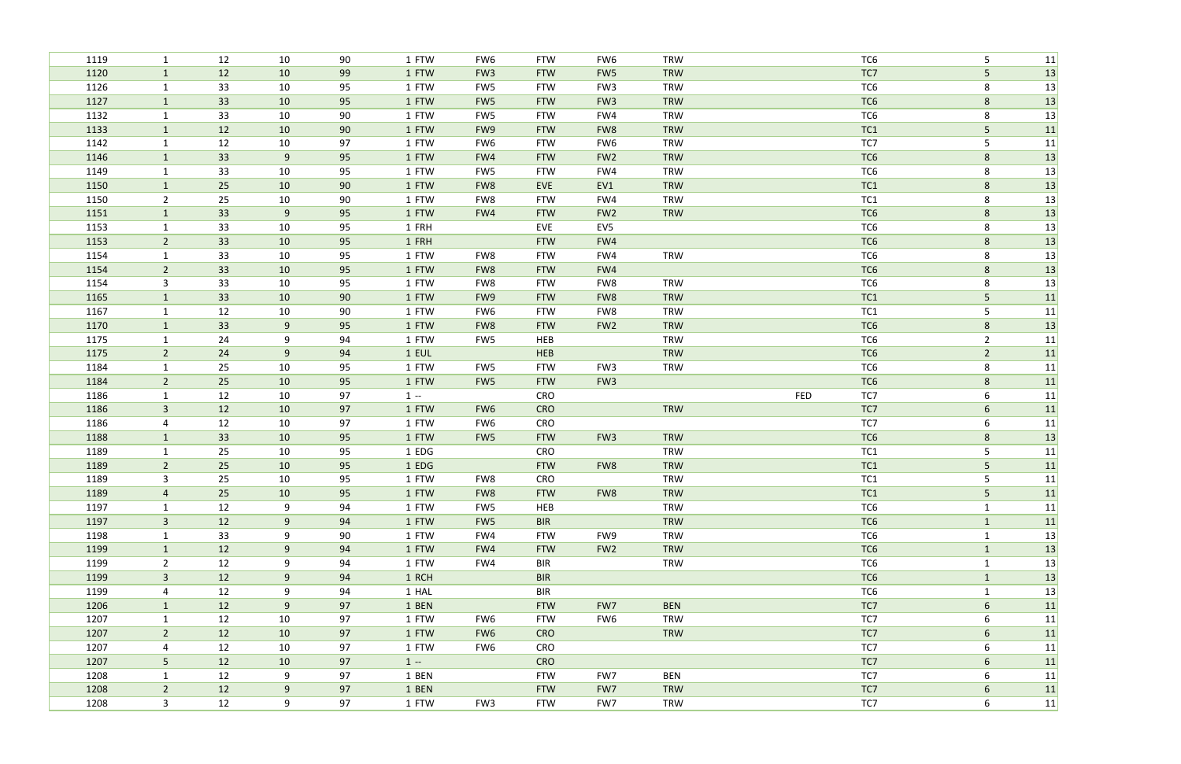| | | | | | | | | | | | | | |
|---|---|---|---|---|---|---|---|---|---|---|---|---|---|
| 1119 | 1 | 12 | 10 | 90 | 1 FTW | FW6 | FTW | FW6 | TRW | | TC6 | 5 | 11 |
| 1120 | 1 | 12 | 10 | 99 | 1 FTW | FW3 | FTW | FW5 | TRW | | TC7 | 5 | 13 |
| 1126 | 1 | 33 | 10 | 95 | 1 FTW | FW5 | FTW | FW3 | TRW | | TC6 | 8 | 13 |
| 1127 | 1 | 33 | 10 | 95 | 1 FTW | FW5 | FTW | FW3 | TRW | | TC6 | 8 | 13 |
| 1132 | 1 | 33 | 10 | 90 | 1 FTW | FW5 | FTW | FW4 | TRW | | TC6 | 8 | 13 |
| 1133 | 1 | 12 | 10 | 90 | 1 FTW | FW9 | FTW | FW8 | TRW | | TC1 | 5 | 11 |
| 1142 | 1 | 12 | 10 | 97 | 1 FTW | FW6 | FTW | FW6 | TRW | | TC7 | 5 | 11 |
| 1146 | 1 | 33 | 9 | 95 | 1 FTW | FW4 | FTW | FW2 | TRW | | TC6 | 8 | 13 |
| 1149 | 1 | 33 | 10 | 95 | 1 FTW | FW5 | FTW | FW4 | TRW | | TC6 | 8 | 13 |
| 1150 | 1 | 25 | 10 | 90 | 1 FTW | FW8 | EVE | EV1 | TRW | | TC1 | 8 | 13 |
| 1150 | 2 | 25 | 10 | 90 | 1 FTW | FW8 | FTW | FW4 | TRW | | TC1 | 8 | 13 |
| 1151 | 1 | 33 | 9 | 95 | 1 FTW | FW4 | FTW | FW2 | TRW | | TC6 | 8 | 13 |
| 1153 | 1 | 33 | 10 | 95 | 1 FRH | | EVE | EV5 | | | TC6 | 8 | 13 |
| 1153 | 2 | 33 | 10 | 95 | 1 FRH | | FTW | FW4 | | | TC6 | 8 | 13 |
| 1154 | 1 | 33 | 10 | 95 | 1 FTW | FW8 | FTW | FW4 | TRW | | TC6 | 8 | 13 |
| 1154 | 2 | 33 | 10 | 95 | 1 FTW | FW8 | FTW | FW4 | | | TC6 | 8 | 13 |
| 1154 | 3 | 33 | 10 | 95 | 1 FTW | FW8 | FTW | FW8 | TRW | | TC6 | 8 | 13 |
| 1165 | 1 | 33 | 10 | 90 | 1 FTW | FW9 | FTW | FW8 | TRW | | TC1 | 5 | 11 |
| 1167 | 1 | 12 | 10 | 90 | 1 FTW | FW6 | FTW | FW8 | TRW | | TC1 | 5 | 11 |
| 1170 | 1 | 33 | 9 | 95 | 1 FTW | FW8 | FTW | FW2 | TRW | | TC6 | 8 | 13 |
| 1175 | 1 | 24 | 9 | 94 | 1 FTW | FW5 | HEB | | TRW | | TC6 | 2 | 11 |
| 1175 | 2 | 24 | 9 | 94 | 1 EUL | | HEB | | TRW | | TC6 | 2 | 11 |
| 1184 | 1 | 25 | 10 | 95 | 1 FTW | FW5 | FTW | FW3 | TRW | | TC6 | 8 | 11 |
| 1184 | 2 | 25 | 10 | 95 | 1 FTW | FW5 | FTW | FW3 | | | TC6 | 8 | 11 |
| 1186 | 1 | 12 | 10 | 97 | 1 -- | | CRO | | | FED | TC7 | 6 | 11 |
| 1186 | 3 | 12 | 10 | 97 | 1 FTW | FW6 | CRO | | TRW | | TC7 | 6 | 11 |
| 1186 | 4 | 12 | 10 | 97 | 1 FTW | FW6 | CRO | | | | TC7 | 6 | 11 |
| 1188 | 1 | 33 | 10 | 95 | 1 FTW | FW5 | FTW | FW3 | TRW | | TC6 | 8 | 13 |
| 1189 | 1 | 25 | 10 | 95 | 1 EDG | | CRO | | TRW | | TC1 | 5 | 11 |
| 1189 | 2 | 25 | 10 | 95 | 1 EDG | | FTW | FW8 | TRW | | TC1 | 5 | 11 |
| 1189 | 3 | 25 | 10 | 95 | 1 FTW | FW8 | CRO | | TRW | | TC1 | 5 | 11 |
| 1189 | 4 | 25 | 10 | 95 | 1 FTW | FW8 | FTW | FW8 | TRW | | TC1 | 5 | 11 |
| 1197 | 1 | 12 | 9 | 94 | 1 FTW | FW5 | HEB | | TRW | | TC6 | 1 | 11 |
| 1197 | 3 | 12 | 9 | 94 | 1 FTW | FW5 | BIR | | TRW | | TC6 | 1 | 11 |
| 1198 | 1 | 33 | 9 | 90 | 1 FTW | FW4 | FTW | FW9 | TRW | | TC6 | 1 | 13 |
| 1199 | 1 | 12 | 9 | 94 | 1 FTW | FW4 | FTW | FW2 | TRW | | TC6 | 1 | 13 |
| 1199 | 2 | 12 | 9 | 94 | 1 FTW | FW4 | BIR | | TRW | | TC6 | 1 | 13 |
| 1199 | 3 | 12 | 9 | 94 | 1 RCH | | BIR | | | | TC6 | 1 | 13 |
| 1199 | 4 | 12 | 9 | 94 | 1 HAL | | BIR | | | | TC6 | 1 | 13 |
| 1206 | 1 | 12 | 9 | 97 | 1 BEN | | FTW | FW7 | BEN | | TC7 | 6 | 11 |
| 1207 | 1 | 12 | 10 | 97 | 1 FTW | FW6 | FTW | FW6 | TRW | | TC7 | 6 | 11 |
| 1207 | 2 | 12 | 10 | 97 | 1 FTW | FW6 | CRO | | TRW | | TC7 | 6 | 11 |
| 1207 | 4 | 12 | 10 | 97 | 1 FTW | FW6 | CRO | | | | TC7 | 6 | 11 |
| 1207 | 5 | 12 | 10 | 97 | 1 -- | | CRO | | | | TC7 | 6 | 11 |
| 1208 | 1 | 12 | 9 | 97 | 1 BEN | | FTW | FW7 | BEN | | TC7 | 6 | 11 |
| 1208 | 2 | 12 | 9 | 97 | 1 BEN | | FTW | FW7 | TRW | | TC7 | 6 | 11 |
| 1208 | 3 | 12 | 9 | 97 | 1 FTW | FW3 | FTW | FW7 | TRW | | TC7 | 6 | 11 |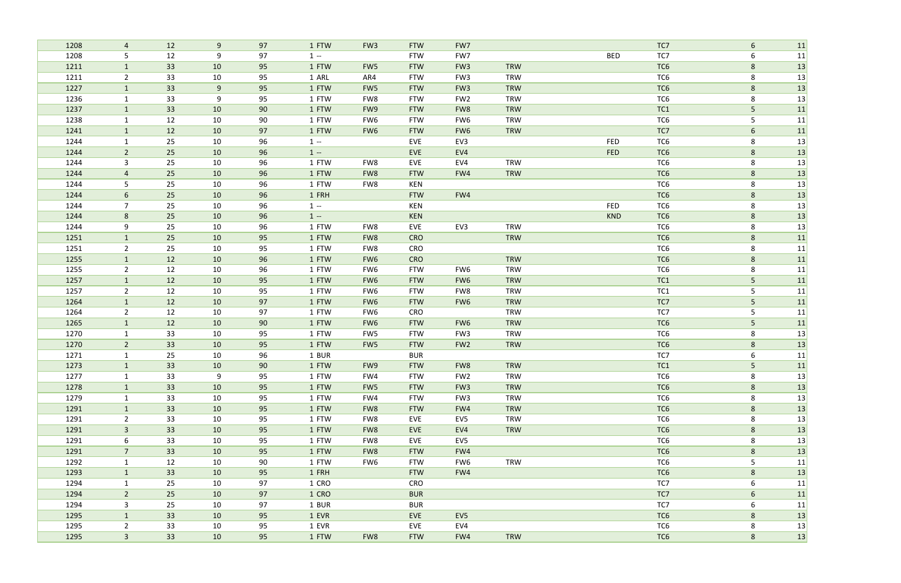| | | | | | | | | | | | | | |
|---|---|---|---|---|---|---|---|---|---|---|---|---|---|
| 1208 | 4 | 12 | 9 | 97 | 1 FTW | FW3 | FTW | FW7 | | | TC7 | 6 | 11 |
| 1208 | 5 | 12 | 9 | 97 | 1 -- | | FTW | FW7 | | BED | TC7 | 6 | 11 |
| 1211 | 1 | 33 | 10 | 95 | 1 FTW | FW5 | FTW | FW3 | TRW | | TC6 | 8 | 13 |
| 1211 | 2 | 33 | 10 | 95 | 1 ARL | AR4 | FTW | FW3 | TRW | | TC6 | 8 | 13 |
| 1227 | 1 | 33 | 9 | 95 | 1 FTW | FW5 | FTW | FW3 | TRW | | TC6 | 8 | 13 |
| 1236 | 1 | 33 | 9 | 95 | 1 FTW | FW8 | FTW | FW2 | TRW | | TC6 | 8 | 13 |
| 1237 | 1 | 33 | 10 | 90 | 1 FTW | FW9 | FTW | FW8 | TRW | | TC1 | 5 | 11 |
| 1238 | 1 | 12 | 10 | 90 | 1 FTW | FW6 | FTW | FW6 | TRW | | TC6 | 5 | 11 |
| 1241 | 1 | 12 | 10 | 97 | 1 FTW | FW6 | FTW | FW6 | TRW | | TC7 | 6 | 11 |
| 1244 | 1 | 25 | 10 | 96 | 1 -- | | EVE | EV3 | | FED | TC6 | 8 | 13 |
| 1244 | 2 | 25 | 10 | 96 | 1 -- | | EVE | EV4 | | FED | TC6 | 8 | 13 |
| 1244 | 3 | 25 | 10 | 96 | 1 FTW | FW8 | EVE | EV4 | TRW | | TC6 | 8 | 13 |
| 1244 | 4 | 25 | 10 | 96 | 1 FTW | FW8 | FTW | FW4 | TRW | | TC6 | 8 | 13 |
| 1244 | 5 | 25 | 10 | 96 | 1 FTW | FW8 | KEN | | | | TC6 | 8 | 13 |
| 1244 | 6 | 25 | 10 | 96 | 1 FRH | | FTW | FW4 | | | TC6 | 8 | 13 |
| 1244 | 7 | 25 | 10 | 96 | 1 -- | | KEN | | | FED | TC6 | 8 | 13 |
| 1244 | 8 | 25 | 10 | 96 | 1 -- | | KEN | | | KND | TC6 | 8 | 13 |
| 1244 | 9 | 25 | 10 | 96 | 1 FTW | FW8 | EVE | EV3 | TRW | | TC6 | 8 | 13 |
| 1251 | 1 | 25 | 10 | 95 | 1 FTW | FW8 | CRO | | TRW | | TC6 | 8 | 11 |
| 1251 | 2 | 25 | 10 | 95 | 1 FTW | FW8 | CRO | | | | TC6 | 8 | 11 |
| 1255 | 1 | 12 | 10 | 96 | 1 FTW | FW6 | CRO | | TRW | | TC6 | 8 | 11 |
| 1255 | 2 | 12 | 10 | 96 | 1 FTW | FW6 | FTW | FW6 | TRW | | TC6 | 8 | 11 |
| 1257 | 1 | 12 | 10 | 95 | 1 FTW | FW6 | FTW | FW6 | TRW | | TC1 | 5 | 11 |
| 1257 | 2 | 12 | 10 | 95 | 1 FTW | FW6 | FTW | FW8 | TRW | | TC1 | 5 | 11 |
| 1264 | 1 | 12 | 10 | 97 | 1 FTW | FW6 | FTW | FW6 | TRW | | TC7 | 5 | 11 |
| 1264 | 2 | 12 | 10 | 97 | 1 FTW | FW6 | CRO | | TRW | | TC7 | 5 | 11 |
| 1265 | 1 | 12 | 10 | 90 | 1 FTW | FW6 | FTW | FW6 | TRW | | TC6 | 5 | 11 |
| 1270 | 1 | 33 | 10 | 95 | 1 FTW | FW5 | FTW | FW3 | TRW | | TC6 | 8 | 13 |
| 1270 | 2 | 33 | 10 | 95 | 1 FTW | FW5 | FTW | FW2 | TRW | | TC6 | 8 | 13 |
| 1271 | 1 | 25 | 10 | 96 | 1 BUR | | BUR | | | | TC7 | 6 | 11 |
| 1273 | 1 | 33 | 10 | 90 | 1 FTW | FW9 | FTW | FW8 | TRW | | TC1 | 5 | 11 |
| 1277 | 1 | 33 | 9 | 95 | 1 FTW | FW4 | FTW | FW2 | TRW | | TC6 | 8 | 13 |
| 1278 | 1 | 33 | 10 | 95 | 1 FTW | FW5 | FTW | FW3 | TRW | | TC6 | 8 | 13 |
| 1279 | 1 | 33 | 10 | 95 | 1 FTW | FW4 | FTW | FW3 | TRW | | TC6 | 8 | 13 |
| 1291 | 1 | 33 | 10 | 95 | 1 FTW | FW8 | FTW | FW4 | TRW | | TC6 | 8 | 13 |
| 1291 | 2 | 33 | 10 | 95 | 1 FTW | FW8 | EVE | EV5 | TRW | | TC6 | 8 | 13 |
| 1291 | 3 | 33 | 10 | 95 | 1 FTW | FW8 | EVE | EV4 | TRW | | TC6 | 8 | 13 |
| 1291 | 6 | 33 | 10 | 95 | 1 FTW | FW8 | EVE | EV5 | | | TC6 | 8 | 13 |
| 1291 | 7 | 33 | 10 | 95 | 1 FTW | FW8 | FTW | FW4 | | | TC6 | 8 | 13 |
| 1292 | 1 | 12 | 10 | 90 | 1 FTW | FW6 | FTW | FW6 | TRW | | TC6 | 5 | 11 |
| 1293 | 1 | 33 | 10 | 95 | 1 FRH | | FTW | FW4 | | | TC6 | 8 | 13 |
| 1294 | 1 | 25 | 10 | 97 | 1 CRO | | CRO | | | | TC7 | 6 | 11 |
| 1294 | 2 | 25 | 10 | 97 | 1 CRO | | BUR | | | | TC7 | 6 | 11 |
| 1294 | 3 | 25 | 10 | 97 | 1 BUR | | BUR | | | | TC7 | 6 | 11 |
| 1295 | 1 | 33 | 10 | 95 | 1 EVR | | EVE | EV5 | | | TC6 | 8 | 13 |
| 1295 | 2 | 33 | 10 | 95 | 1 EVR | | EVE | EV4 | | | TC6 | 8 | 13 |
| 1295 | 3 | 33 | 10 | 95 | 1 FTW | FW8 | FTW | FW4 | TRW | | TC6 | 8 | 13 |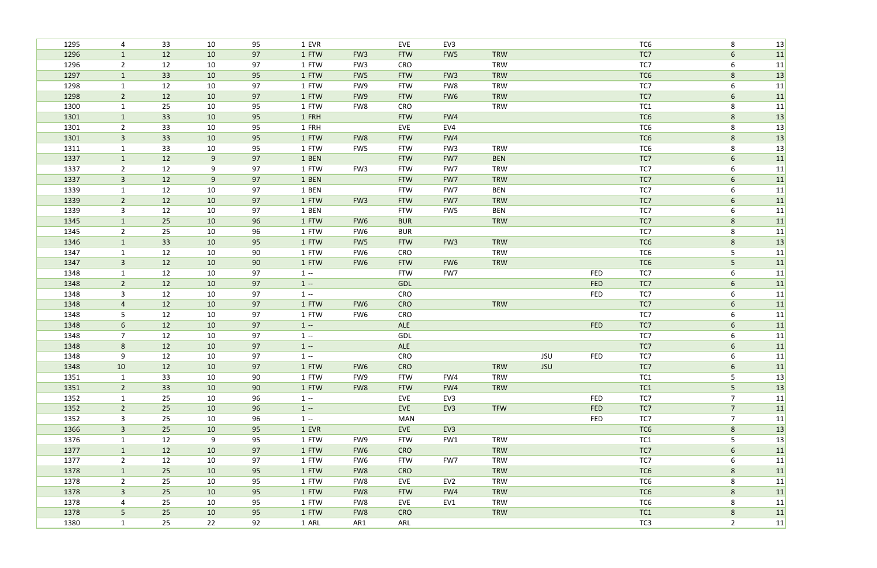| | | | | | | | | | | | | | | |
|---|---|---|---|---|---|---|---|---|---|---|---|---|---|---|
| 1295 | 4 | 33 | 10 | 95 | 1 EVR | | EVE | EV3 | | | | TC6 | 8 | 13 |
| 1296 | 1 | 12 | 10 | 97 | 1 FTW | FW3 | FTW | FW5 | TRW | | | TC7 | 6 | 11 |
| 1296 | 2 | 12 | 10 | 97 | 1 FTW | FW3 | CRO | | TRW | | | TC7 | 6 | 11 |
| 1297 | 1 | 33 | 10 | 95 | 1 FTW | FW5 | FTW | FW3 | TRW | | | TC6 | 8 | 13 |
| 1298 | 1 | 12 | 10 | 97 | 1 FTW | FW9 | FTW | FW8 | TRW | | | TC7 | 6 | 11 |
| 1298 | 2 | 12 | 10 | 97 | 1 FTW | FW9 | FTW | FW6 | TRW | | | TC7 | 6 | 11 |
| 1300 | 1 | 25 | 10 | 95 | 1 FTW | FW8 | CRO | | TRW | | | TC1 | 8 | 11 |
| 1301 | 1 | 33 | 10 | 95 | 1 FRH | | FTW | FW4 | | | | TC6 | 8 | 13 |
| 1301 | 2 | 33 | 10 | 95 | 1 FRH | | EVE | EV4 | | | | TC6 | 8 | 13 |
| 1301 | 3 | 33 | 10 | 95 | 1 FTW | FW8 | FTW | FW4 | | | | TC6 | 8 | 13 |
| 1311 | 1 | 33 | 10 | 95 | 1 FTW | FW5 | FTW | FW3 | TRW | | | TC6 | 8 | 13 |
| 1337 | 1 | 12 | 9 | 97 | 1 BEN | | FTW | FW7 | BEN | | | TC7 | 6 | 11 |
| 1337 | 2 | 12 | 9 | 97 | 1 FTW | FW3 | FTW | FW7 | TRW | | | TC7 | 6 | 11 |
| 1337 | 3 | 12 | 9 | 97 | 1 BEN | | FTW | FW7 | TRW | | | TC7 | 6 | 11 |
| 1339 | 1 | 12 | 10 | 97 | 1 BEN | | FTW | FW7 | BEN | | | TC7 | 6 | 11 |
| 1339 | 2 | 12 | 10 | 97 | 1 FTW | FW3 | FTW | FW7 | TRW | | | TC7 | 6 | 11 |
| 1339 | 3 | 12 | 10 | 97 | 1 BEN | | FTW | FW5 | BEN | | | TC7 | 6 | 11 |
| 1345 | 1 | 25 | 10 | 96 | 1 FTW | FW6 | BUR | | TRW | | | TC7 | 8 | 11 |
| 1345 | 2 | 25 | 10 | 96 | 1 FTW | FW6 | BUR | | | | | TC7 | 8 | 11 |
| 1346 | 1 | 33 | 10 | 95 | 1 FTW | FW5 | FTW | FW3 | TRW | | | TC6 | 8 | 13 |
| 1347 | 1 | 12 | 10 | 90 | 1 FTW | FW6 | CRO | | TRW | | | TC6 | 5 | 11 |
| 1347 | 3 | 12 | 10 | 90 | 1 FTW | FW6 | FTW | FW6 | TRW | | | TC6 | 5 | 11 |
| 1348 | 1 | 12 | 10 | 97 | 1 -- | | FTW | FW7 | | | FED | TC7 | 6 | 11 |
| 1348 | 2 | 12 | 10 | 97 | 1 -- | | GDL | | | | FED | TC7 | 6 | 11 |
| 1348 | 3 | 12 | 10 | 97 | 1 -- | | CRO | | | | FED | TC7 | 6 | 11 |
| 1348 | 4 | 12 | 10 | 97 | 1 FTW | FW6 | CRO | | TRW | | | TC7 | 6 | 11 |
| 1348 | 5 | 12 | 10 | 97 | 1 FTW | FW6 | CRO | | | | | TC7 | 6 | 11 |
| 1348 | 6 | 12 | 10 | 97 | 1 -- | | ALE | | | | FED | TC7 | 6 | 11 |
| 1348 | 7 | 12 | 10 | 97 | 1 -- | | GDL | | | | | TC7 | 6 | 11 |
| 1348 | 8 | 12 | 10 | 97 | 1 -- | | ALE | | | | | TC7 | 6 | 11 |
| 1348 | 9 | 12 | 10 | 97 | 1 -- | | CRO | | | JSU | FED | TC7 | 6 | 11 |
| 1348 | 10 | 12 | 10 | 97 | 1 FTW | FW6 | CRO | | TRW | JSU | | TC7 | 6 | 11 |
| 1351 | 1 | 33 | 10 | 90 | 1 FTW | FW9 | FTW | FW4 | TRW | | | TC1 | 5 | 13 |
| 1351 | 2 | 33 | 10 | 90 | 1 FTW | FW8 | FTW | FW4 | TRW | | | TC1 | 5 | 13 |
| 1352 | 1 | 25 | 10 | 96 | 1 -- | | EVE | EV3 | | | FED | TC7 | 7 | 11 |
| 1352 | 2 | 25 | 10 | 96 | 1 -- | | EVE | EV3 | TFW | | FED | TC7 | 7 | 11 |
| 1352 | 3 | 25 | 10 | 96 | 1 -- | | MAN | | | | FED | TC7 | 7 | 11 |
| 1366 | 3 | 25 | 10 | 95 | 1 EVR | | EVE | EV3 | | | | TC6 | 8 | 13 |
| 1376 | 1 | 12 | 9 | 95 | 1 FTW | FW9 | FTW | FW1 | TRW | | | TC1 | 5 | 13 |
| 1377 | 1 | 12 | 10 | 97 | 1 FTW | FW6 | CRO | | TRW | | | TC7 | 6 | 11 |
| 1377 | 2 | 12 | 10 | 97 | 1 FTW | FW6 | FTW | FW7 | TRW | | | TC7 | 6 | 11 |
| 1378 | 1 | 25 | 10 | 95 | 1 FTW | FW8 | CRO | | TRW | | | TC6 | 8 | 11 |
| 1378 | 2 | 25 | 10 | 95 | 1 FTW | FW8 | EVE | EV2 | TRW | | | TC6 | 8 | 11 |
| 1378 | 3 | 25 | 10 | 95 | 1 FTW | FW8 | FTW | FW4 | TRW | | | TC6 | 8 | 11 |
| 1378 | 4 | 25 | 10 | 95 | 1 FTW | FW8 | EVE | EV1 | TRW | | | TC6 | 8 | 11 |
| 1378 | 5 | 25 | 10 | 95 | 1 FTW | FW8 | CRO | | TRW | | | TC1 | 8 | 11 |
| 1380 | 1 | 25 | 22 | 92 | 1 ARL | AR1 | ARL | | | | | TC3 | 2 | 11 |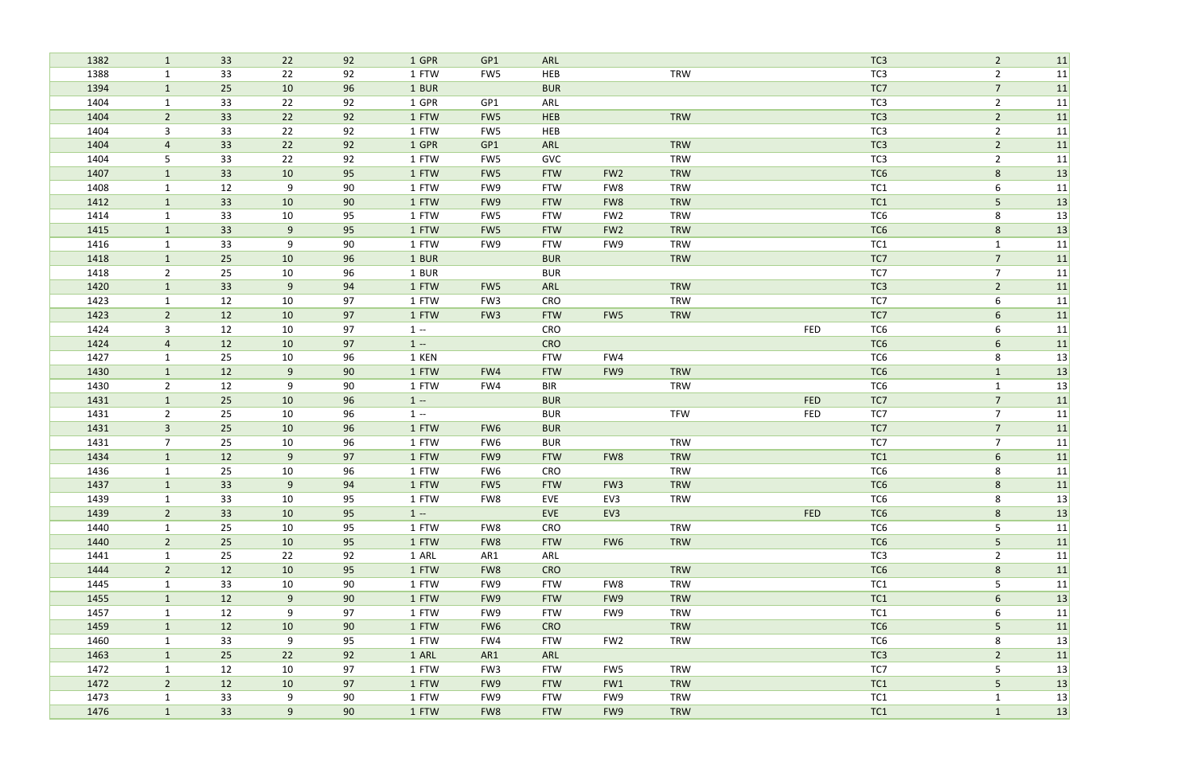| | | | | | | | | | | | | | |
|---|---|---|---|---|---|---|---|---|---|---|---|---|---|
| 1382 | 1 | 33 | 22 | 92 | 1 GPR | GP1 | ARL | | | | TC3 | 2 | 11 |
| 1388 | 1 | 33 | 22 | 92 | 1 FTW | FW5 | HEB | | TRW | | TC3 | 2 | 11 |
| 1394 | 1 | 25 | 10 | 96 | 1 BUR | | BUR | | | | TC7 | 7 | 11 |
| 1404 | 1 | 33 | 22 | 92 | 1 GPR | GP1 | ARL | | | | TC3 | 2 | 11 |
| 1404 | 2 | 33 | 22 | 92 | 1 FTW | FW5 | HEB | | TRW | | TC3 | 2 | 11 |
| 1404 | 3 | 33 | 22 | 92 | 1 FTW | FW5 | HEB | | | | TC3 | 2 | 11 |
| 1404 | 4 | 33 | 22 | 92 | 1 GPR | GP1 | ARL | | TRW | | TC3 | 2 | 11 |
| 1404 | 5 | 33 | 22 | 92 | 1 FTW | FW5 | GVC | | TRW | | TC3 | 2 | 11 |
| 1407 | 1 | 33 | 10 | 95 | 1 FTW | FW5 | FTW | FW2 | TRW | | TC6 | 8 | 13 |
| 1408 | 1 | 12 | 9 | 90 | 1 FTW | FW9 | FTW | FW8 | TRW | | TC1 | 6 | 11 |
| 1412 | 1 | 33 | 10 | 90 | 1 FTW | FW9 | FTW | FW8 | TRW | | TC1 | 5 | 13 |
| 1414 | 1 | 33 | 10 | 95 | 1 FTW | FW5 | FTW | FW2 | TRW | | TC6 | 8 | 13 |
| 1415 | 1 | 33 | 9 | 95 | 1 FTW | FW5 | FTW | FW2 | TRW | | TC6 | 8 | 13 |
| 1416 | 1 | 33 | 9 | 90 | 1 FTW | FW9 | FTW | FW9 | TRW | | TC1 | 1 | 11 |
| 1418 | 1 | 25 | 10 | 96 | 1 BUR | | BUR | | TRW | | TC7 | 7 | 11 |
| 1418 | 2 | 25 | 10 | 96 | 1 BUR | | BUR | | | | TC7 | 7 | 11 |
| 1420 | 1 | 33 | 9 | 94 | 1 FTW | FW5 | ARL | | TRW | | TC3 | 2 | 11 |
| 1423 | 1 | 12 | 10 | 97 | 1 FTW | FW3 | CRO | | TRW | | TC7 | 6 | 11 |
| 1423 | 2 | 12 | 10 | 97 | 1 FTW | FW3 | FTW | FW5 | TRW | | TC7 | 6 | 11 |
| 1424 | 3 | 12 | 10 | 97 | 1 -- | | CRO | | | FED | TC6 | 6 | 11 |
| 1424 | 4 | 12 | 10 | 97 | 1 -- | | CRO | | | | TC6 | 6 | 11 |
| 1427 | 1 | 25 | 10 | 96 | 1 KEN | | FTW | FW4 | | | TC6 | 8 | 13 |
| 1430 | 1 | 12 | 9 | 90 | 1 FTW | FW4 | FTW | FW9 | TRW | | TC6 | 1 | 13 |
| 1430 | 2 | 12 | 9 | 90 | 1 FTW | FW4 | BIR | | TRW | | TC6 | 1 | 13 |
| 1431 | 1 | 25 | 10 | 96 | 1 -- | | BUR | | | FED | TC7 | 7 | 11 |
| 1431 | 2 | 25 | 10 | 96 | 1 -- | | BUR | | TFW | FED | TC7 | 7 | 11 |
| 1431 | 3 | 25 | 10 | 96 | 1 FTW | FW6 | BUR | | | | TC7 | 7 | 11 |
| 1431 | 7 | 25 | 10 | 96 | 1 FTW | FW6 | BUR | | TRW | | TC7 | 7 | 11 |
| 1434 | 1 | 12 | 9 | 97 | 1 FTW | FW9 | FTW | FW8 | TRW | | TC1 | 6 | 11 |
| 1436 | 1 | 25 | 10 | 96 | 1 FTW | FW6 | CRO | | TRW | | TC6 | 8 | 11 |
| 1437 | 1 | 33 | 9 | 94 | 1 FTW | FW5 | FTW | FW3 | TRW | | TC6 | 8 | 11 |
| 1439 | 1 | 33 | 10 | 95 | 1 FTW | FW8 | EVE | EV3 | TRW | | TC6 | 8 | 13 |
| 1439 | 2 | 33 | 10 | 95 | 1 -- | | EVE | EV3 | | FED | TC6 | 8 | 13 |
| 1440 | 1 | 25 | 10 | 95 | 1 FTW | FW8 | CRO | | TRW | | TC6 | 5 | 11 |
| 1440 | 2 | 25 | 10 | 95 | 1 FTW | FW8 | FTW | FW6 | TRW | | TC6 | 5 | 11 |
| 1441 | 1 | 25 | 22 | 92 | 1 ARL | AR1 | ARL | | | | TC3 | 2 | 11 |
| 1444 | 2 | 12 | 10 | 95 | 1 FTW | FW8 | CRO | | TRW | | TC6 | 8 | 11 |
| 1445 | 1 | 33 | 10 | 90 | 1 FTW | FW9 | FTW | FW8 | TRW | | TC1 | 5 | 11 |
| 1455 | 1 | 12 | 9 | 90 | 1 FTW | FW9 | FTW | FW9 | TRW | | TC1 | 6 | 13 |
| 1457 | 1 | 12 | 9 | 97 | 1 FTW | FW9 | FTW | FW9 | TRW | | TC1 | 6 | 11 |
| 1459 | 1 | 12 | 10 | 90 | 1 FTW | FW6 | CRO | | TRW | | TC6 | 5 | 11 |
| 1460 | 1 | 33 | 9 | 95 | 1 FTW | FW4 | FTW | FW2 | TRW | | TC6 | 8 | 13 |
| 1463 | 1 | 25 | 22 | 92 | 1 ARL | AR1 | ARL | | | | TC3 | 2 | 11 |
| 1472 | 1 | 12 | 10 | 97 | 1 FTW | FW3 | FTW | FW5 | TRW | | TC7 | 5 | 13 |
| 1472 | 2 | 12 | 10 | 97 | 1 FTW | FW9 | FTW | FW1 | TRW | | TC1 | 5 | 13 |
| 1473 | 1 | 33 | 9 | 90 | 1 FTW | FW9 | FTW | FW9 | TRW | | TC1 | 1 | 13 |
| 1476 | 1 | 33 | 9 | 90 | 1 FTW | FW8 | FTW | FW9 | TRW | | TC1 | 1 | 13 |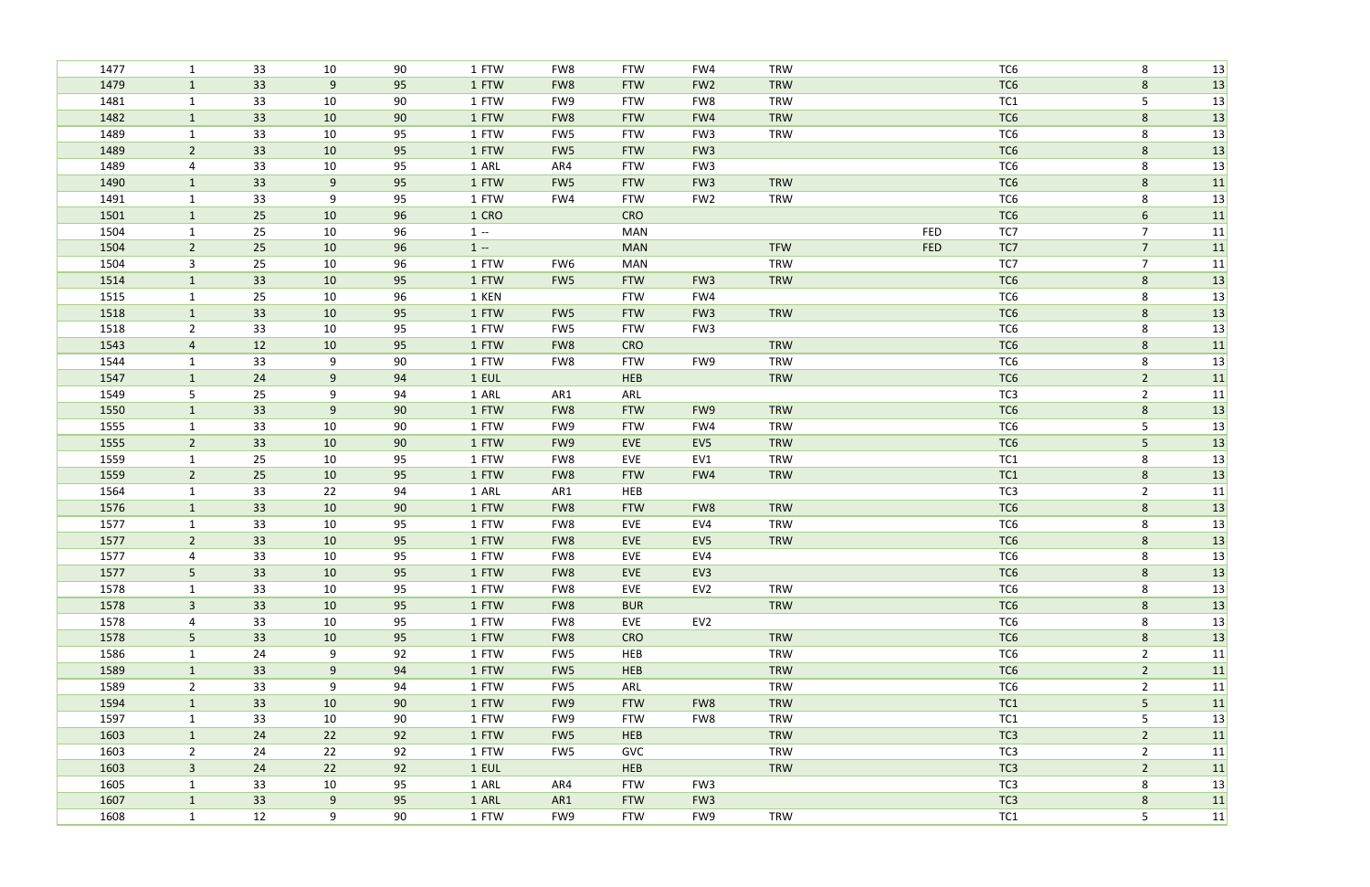| | | | | | | | | | | | | | |
|---|---|---|---|---|---|---|---|---|---|---|---|---|---|
| 1477 | 1 | 33 | 10 | 90 | 1 FTW | FW8 | FTW | FW4 | TRW | | TC6 | 8 | 13 |
| 1479 | 1 | 33 | 9 | 95 | 1 FTW | FW8 | FTW | FW2 | TRW | | TC6 | 8 | 13 |
| 1481 | 1 | 33 | 10 | 90 | 1 FTW | FW9 | FTW | FW8 | TRW | | TC1 | 5 | 13 |
| 1482 | 1 | 33 | 10 | 90 | 1 FTW | FW8 | FTW | FW4 | TRW | | TC6 | 8 | 13 |
| 1489 | 1 | 33 | 10 | 95 | 1 FTW | FW5 | FTW | FW3 | TRW | | TC6 | 8 | 13 |
| 1489 | 2 | 33 | 10 | 95 | 1 FTW | FW5 | FTW | FW3 | | | TC6 | 8 | 13 |
| 1489 | 4 | 33 | 10 | 95 | 1 ARL | AR4 | FTW | FW3 | | | TC6 | 8 | 13 |
| 1490 | 1 | 33 | 9 | 95 | 1 FTW | FW5 | FTW | FW3 | TRW | | TC6 | 8 | 11 |
| 1491 | 1 | 33 | 9 | 95 | 1 FTW | FW4 | FTW | FW2 | TRW | | TC6 | 8 | 13 |
| 1501 | 1 | 25 | 10 | 96 | 1 CRO | | CRO | | | | TC6 | 6 | 11 |
| 1504 | 1 | 25 | 10 | 96 | 1 -- | | MAN | | | FED | TC7 | 7 | 11 |
| 1504 | 2 | 25 | 10 | 96 | 1 -- | | MAN | | TFW | FED | TC7 | 7 | 11 |
| 1504 | 3 | 25 | 10 | 96 | 1 FTW | FW6 | MAN | | TRW | | TC7 | 7 | 11 |
| 1514 | 1 | 33 | 10 | 95 | 1 FTW | FW5 | FTW | FW3 | TRW | | TC6 | 8 | 13 |
| 1515 | 1 | 25 | 10 | 96 | 1 KEN | | FTW | FW4 | | | TC6 | 8 | 13 |
| 1518 | 1 | 33 | 10 | 95 | 1 FTW | FW5 | FTW | FW3 | TRW | | TC6 | 8 | 13 |
| 1518 | 2 | 33 | 10 | 95 | 1 FTW | FW5 | FTW | FW3 | | | TC6 | 8 | 13 |
| 1543 | 4 | 12 | 10 | 95 | 1 FTW | FW8 | CRO | | TRW | | TC6 | 8 | 11 |
| 1544 | 1 | 33 | 9 | 90 | 1 FTW | FW8 | FTW | FW9 | TRW | | TC6 | 8 | 13 |
| 1547 | 1 | 24 | 9 | 94 | 1 EUL | | HEB | | TRW | | TC6 | 2 | 11 |
| 1549 | 5 | 25 | 9 | 94 | 1 ARL | AR1 | ARL | | | | TC3 | 2 | 11 |
| 1550 | 1 | 33 | 9 | 90 | 1 FTW | FW8 | FTW | FW9 | TRW | | TC6 | 8 | 13 |
| 1555 | 1 | 33 | 10 | 90 | 1 FTW | FW9 | FTW | FW4 | TRW | | TC6 | 5 | 13 |
| 1555 | 2 | 33 | 10 | 90 | 1 FTW | FW9 | EVE | EV5 | TRW | | TC6 | 5 | 13 |
| 1559 | 1 | 25 | 10 | 95 | 1 FTW | FW8 | EVE | EV1 | TRW | | TC1 | 8 | 13 |
| 1559 | 2 | 25 | 10 | 95 | 1 FTW | FW8 | FTW | FW4 | TRW | | TC1 | 8 | 13 |
| 1564 | 1 | 33 | 22 | 94 | 1 ARL | AR1 | HEB | | | | TC3 | 2 | 11 |
| 1576 | 1 | 33 | 10 | 90 | 1 FTW | FW8 | FTW | FW8 | TRW | | TC6 | 8 | 13 |
| 1577 | 1 | 33 | 10 | 95 | 1 FTW | FW8 | EVE | EV4 | TRW | | TC6 | 8 | 13 |
| 1577 | 2 | 33 | 10 | 95 | 1 FTW | FW8 | EVE | EV5 | TRW | | TC6 | 8 | 13 |
| 1577 | 4 | 33 | 10 | 95 | 1 FTW | FW8 | EVE | EV4 | | | TC6 | 8 | 13 |
| 1577 | 5 | 33 | 10 | 95 | 1 FTW | FW8 | EVE | EV3 | | | TC6 | 8 | 13 |
| 1578 | 1 | 33 | 10 | 95 | 1 FTW | FW8 | EVE | EV2 | TRW | | TC6 | 8 | 13 |
| 1578 | 3 | 33 | 10 | 95 | 1 FTW | FW8 | BUR | | TRW | | TC6 | 8 | 13 |
| 1578 | 4 | 33 | 10 | 95 | 1 FTW | FW8 | EVE | EV2 | | | TC6 | 8 | 13 |
| 1578 | 5 | 33 | 10 | 95 | 1 FTW | FW8 | CRO | | TRW | | TC6 | 8 | 13 |
| 1586 | 1 | 24 | 9 | 92 | 1 FTW | FW5 | HEB | | TRW | | TC6 | 2 | 11 |
| 1589 | 1 | 33 | 9 | 94 | 1 FTW | FW5 | HEB | | TRW | | TC6 | 2 | 11 |
| 1589 | 2 | 33 | 9 | 94 | 1 FTW | FW5 | ARL | | TRW | | TC6 | 2 | 11 |
| 1594 | 1 | 33 | 10 | 90 | 1 FTW | FW9 | FTW | FW8 | TRW | | TC1 | 5 | 11 |
| 1597 | 1 | 33 | 10 | 90 | 1 FTW | FW9 | FTW | FW8 | TRW | | TC1 | 5 | 13 |
| 1603 | 1 | 24 | 22 | 92 | 1 FTW | FW5 | HEB | | TRW | | TC3 | 2 | 11 |
| 1603 | 2 | 24 | 22 | 92 | 1 FTW | FW5 | GVC | | TRW | | TC3 | 2 | 11 |
| 1603 | 3 | 24 | 22 | 92 | 1 EUL | | HEB | | TRW | | TC3 | 2 | 11 |
| 1605 | 1 | 33 | 10 | 95 | 1 ARL | AR4 | FTW | FW3 | | | TC3 | 8 | 13 |
| 1607 | 1 | 33 | 9 | 95 | 1 ARL | AR1 | FTW | FW3 | | | TC3 | 8 | 11 |
| 1608 | 1 | 12 | 9 | 90 | 1 FTW | FW9 | FTW | FW9 | TRW | | TC1 | 5 | 11 |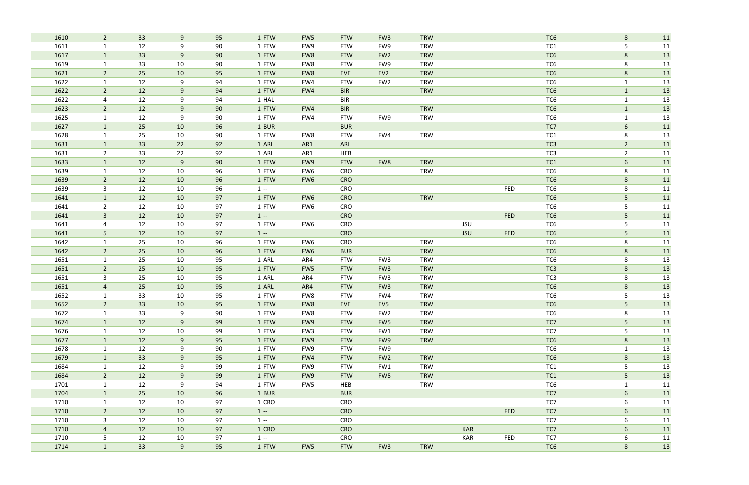| | | | | | | | | | | | | | | |
|---|---|---|---|---|---|---|---|---|---|---|---|---|---|---|
| 1610 | 2 | 33 | 9 | 95 | 1 FTW | FW5 | FTW | FW3 | TRW | | | TC6 | 8 | 11 |
| 1611 | 1 | 12 | 9 | 90 | 1 FTW | FW9 | FTW | FW9 | TRW | | | TC1 | 5 | 11 |
| 1617 | 1 | 33 | 9 | 90 | 1 FTW | FW8 | FTW | FW2 | TRW | | | TC6 | 8 | 13 |
| 1619 | 1 | 33 | 10 | 90 | 1 FTW | FW8 | FTW | FW9 | TRW | | | TC6 | 8 | 13 |
| 1621 | 2 | 25 | 10 | 95 | 1 FTW | FW8 | EVE | EV2 | TRW | | | TC6 | 8 | 13 |
| 1622 | 1 | 12 | 9 | 94 | 1 FTW | FW4 | FTW | FW2 | TRW | | | TC6 | 1 | 13 |
| 1622 | 2 | 12 | 9 | 94 | 1 FTW | FW4 | BIR | | TRW | | | TC6 | 1 | 13 |
| 1622 | 4 | 12 | 9 | 94 | 1 HAL | | BIR | | | | | TC6 | 1 | 13 |
| 1623 | 2 | 12 | 9 | 90 | 1 FTW | FW4 | BIR | | TRW | | | TC6 | 1 | 13 |
| 1625 | 1 | 12 | 9 | 90 | 1 FTW | FW4 | FTW | FW9 | TRW | | | TC6 | 1 | 13 |
| 1627 | 1 | 25 | 10 | 96 | 1 BUR | | BUR | | | | | TC7 | 6 | 11 |
| 1628 | 1 | 25 | 10 | 90 | 1 FTW | FW8 | FTW | FW4 | TRW | | | TC1 | 8 | 13 |
| 1631 | 1 | 33 | 22 | 92 | 1 ARL | AR1 | ARL | | | | | TC3 | 2 | 11 |
| 1631 | 2 | 33 | 22 | 92 | 1 ARL | AR1 | HEB | | | | | TC3 | 2 | 11 |
| 1633 | 1 | 12 | 9 | 90 | 1 FTW | FW9 | FTW | FW8 | TRW | | | TC1 | 6 | 11 |
| 1639 | 1 | 12 | 10 | 96 | 1 FTW | FW6 | CRO | | TRW | | | TC6 | 8 | 11 |
| 1639 | 2 | 12 | 10 | 96 | 1 FTW | FW6 | CRO | | | | | TC6 | 8 | 11 |
| 1639 | 3 | 12 | 10 | 96 | 1 -- | | CRO | | | | FED | TC6 | 8 | 11 |
| 1641 | 1 | 12 | 10 | 97 | 1 FTW | FW6 | CRO | | TRW | | | TC6 | 5 | 11 |
| 1641 | 2 | 12 | 10 | 97 | 1 FTW | FW6 | CRO | | | | | TC6 | 5 | 11 |
| 1641 | 3 | 12 | 10 | 97 | 1 -- | | CRO | | | | FED | TC6 | 5 | 11 |
| 1641 | 4 | 12 | 10 | 97 | 1 FTW | FW6 | CRO | | | JSU | | TC6 | 5 | 11 |
| 1641 | 5 | 12 | 10 | 97 | 1 -- | | CRO | | | JSU | FED | TC6 | 5 | 11 |
| 1642 | 1 | 25 | 10 | 96 | 1 FTW | FW6 | CRO | | TRW | | | TC6 | 8 | 11 |
| 1642 | 2 | 25 | 10 | 96 | 1 FTW | FW6 | BUR | | TRW | | | TC6 | 8 | 11 |
| 1651 | 1 | 25 | 10 | 95 | 1 ARL | AR4 | FTW | FW3 | TRW | | | TC6 | 8 | 13 |
| 1651 | 2 | 25 | 10 | 95 | 1 FTW | FW5 | FTW | FW3 | TRW | | | TC3 | 8 | 13 |
| 1651 | 3 | 25 | 10 | 95 | 1 ARL | AR4 | FTW | FW3 | TRW | | | TC3 | 8 | 13 |
| 1651 | 4 | 25 | 10 | 95 | 1 ARL | AR4 | FTW | FW3 | TRW | | | TC6 | 8 | 13 |
| 1652 | 1 | 33 | 10 | 95 | 1 FTW | FW8 | FTW | FW4 | TRW | | | TC6 | 5 | 13 |
| 1652 | 2 | 33 | 10 | 95 | 1 FTW | FW8 | EVE | EV5 | TRW | | | TC6 | 5 | 13 |
| 1672 | 1 | 33 | 9 | 90 | 1 FTW | FW8 | FTW | FW2 | TRW | | | TC6 | 8 | 13 |
| 1674 | 1 | 12 | 9 | 99 | 1 FTW | FW9 | FTW | FW5 | TRW | | | TC7 | 5 | 13 |
| 1676 | 1 | 12 | 10 | 99 | 1 FTW | FW3 | FTW | FW1 | TRW | | | TC7 | 5 | 13 |
| 1677 | 1 | 12 | 9 | 95 | 1 FTW | FW9 | FTW | FW9 | TRW | | | TC6 | 8 | 13 |
| 1678 | 1 | 12 | 9 | 90 | 1 FTW | FW9 | FTW | FW9 | | | | TC6 | 1 | 13 |
| 1679 | 1 | 33 | 9 | 95 | 1 FTW | FW4 | FTW | FW2 | TRW | | | TC6 | 8 | 13 |
| 1684 | 1 | 12 | 9 | 99 | 1 FTW | FW9 | FTW | FW1 | TRW | | | TC1 | 5 | 13 |
| 1684 | 2 | 12 | 9 | 99 | 1 FTW | FW9 | FTW | FW5 | TRW | | | TC1 | 5 | 13 |
| 1701 | 1 | 12 | 9 | 94 | 1 FTW | FW5 | HEB | | TRW | | | TC6 | 1 | 11 |
| 1704 | 1 | 25 | 10 | 96 | 1 BUR | | BUR | | | | | TC7 | 6 | 11 |
| 1710 | 1 | 12 | 10 | 97 | 1 CRO | | CRO | | | | | TC7 | 6 | 11 |
| 1710 | 2 | 12 | 10 | 97 | 1 -- | | CRO | | | | FED | TC7 | 6 | 11 |
| 1710 | 3 | 12 | 10 | 97 | 1 -- | | CRO | | | | | TC7 | 6 | 11 |
| 1710 | 4 | 12 | 10 | 97 | 1 CRO | | CRO | | | KAR | | TC7 | 6 | 11 |
| 1710 | 5 | 12 | 10 | 97 | 1 -- | | CRO | | | KAR | FED | TC7 | 6 | 11 |
| 1714 | 1 | 33 | 9 | 95 | 1 FTW | FW5 | FTW | FW3 | TRW | | | TC6 | 8 | 13 |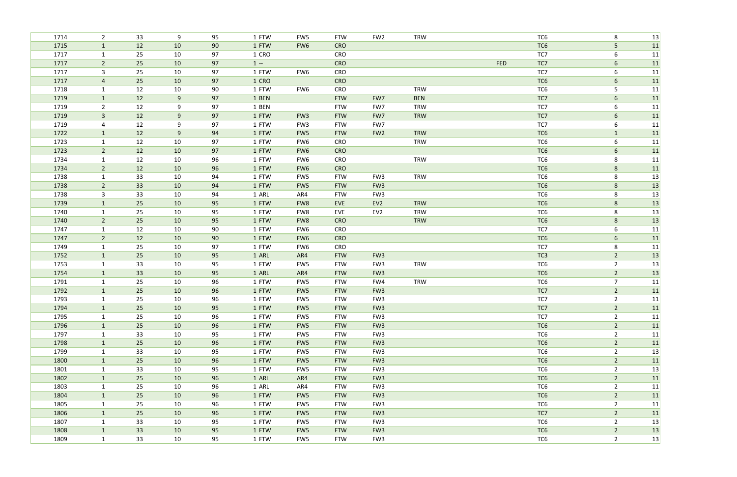| | | | | | | | | | | | | | | |
|---|---|---|---|---|---|---|---|---|---|---|---|---|---|---|
| 1714 | 2 | 33 | 9 | 95 | 1 | FTW | FW5 | FTW | FW2 | TRW | | TC6 | 8 | 13 |
| 1715 | 1 | 12 | 10 | 90 | 1 | FTW | FW6 | CRO | | | | TC6 | 5 | 11 |
| 1717 | 1 | 25 | 10 | 97 | 1 | CRO | | CRO | | | | TC7 | 6 | 11 |
| 1717 | 2 | 25 | 10 | 97 | 1 | -- | | CRO | | | FED | TC7 | 6 | 11 |
| 1717 | 3 | 25 | 10 | 97 | 1 | FTW | FW6 | CRO | | | | TC7 | 6 | 11 |
| 1717 | 4 | 25 | 10 | 97 | 1 | CRO | | CRO | | | | TC6 | 6 | 11 |
| 1718 | 1 | 12 | 10 | 90 | 1 | FTW | FW6 | CRO | | TRW | | TC6 | 5 | 11 |
| 1719 | 1 | 12 | 9 | 97 | 1 | BEN | | FTW | FW7 | BEN | | TC7 | 6 | 11 |
| 1719 | 2 | 12 | 9 | 97 | 1 | BEN | | FTW | FW7 | TRW | | TC7 | 6 | 11 |
| 1719 | 3 | 12 | 9 | 97 | 1 | FTW | FW3 | FTW | FW7 | TRW | | TC7 | 6 | 11 |
| 1719 | 4 | 12 | 9 | 97 | 1 | FTW | FW3 | FTW | FW7 | | | TC7 | 6 | 11 |
| 1722 | 1 | 12 | 9 | 94 | 1 | FTW | FW5 | FTW | FW2 | TRW | | TC6 | 1 | 11 |
| 1723 | 1 | 12 | 10 | 97 | 1 | FTW | FW6 | CRO | | TRW | | TC6 | 6 | 11 |
| 1723 | 2 | 12 | 10 | 97 | 1 | FTW | FW6 | CRO | | | | TC6 | 6 | 11 |
| 1734 | 1 | 12 | 10 | 96 | 1 | FTW | FW6 | CRO | | TRW | | TC6 | 8 | 11 |
| 1734 | 2 | 12 | 10 | 96 | 1 | FTW | FW6 | CRO | | | | TC6 | 8 | 11 |
| 1738 | 1 | 33 | 10 | 94 | 1 | FTW | FW5 | FTW | FW3 | TRW | | TC6 | 8 | 13 |
| 1738 | 2 | 33 | 10 | 94 | 1 | FTW | FW5 | FTW | FW3 | | | TC6 | 8 | 13 |
| 1738 | 3 | 33 | 10 | 94 | 1 | ARL | AR4 | FTW | FW3 | | | TC6 | 8 | 13 |
| 1739 | 1 | 25 | 10 | 95 | 1 | FTW | FW8 | EVE | EV2 | TRW | | TC6 | 8 | 13 |
| 1740 | 1 | 25 | 10 | 95 | 1 | FTW | FW8 | EVE | EV2 | TRW | | TC6 | 8 | 13 |
| 1740 | 2 | 25 | 10 | 95 | 1 | FTW | FW8 | CRO | | TRW | | TC6 | 8 | 13 |
| 1747 | 1 | 12 | 10 | 90 | 1 | FTW | FW6 | CRO | | | | TC7 | 6 | 11 |
| 1747 | 2 | 12 | 10 | 90 | 1 | FTW | FW6 | CRO | | | | TC6 | 6 | 11 |
| 1749 | 1 | 25 | 10 | 97 | 1 | FTW | FW6 | CRO | | | | TC7 | 8 | 11 |
| 1752 | 1 | 25 | 10 | 95 | 1 | ARL | AR4 | FTW | FW3 | | | TC3 | 2 | 13 |
| 1753 | 1 | 33 | 10 | 95 | 1 | FTW | FW5 | FTW | FW3 | TRW | | TC6 | 2 | 13 |
| 1754 | 1 | 33 | 10 | 95 | 1 | ARL | AR4 | FTW | FW3 | | | TC6 | 2 | 13 |
| 1791 | 1 | 25 | 10 | 96 | 1 | FTW | FW5 | FTW | FW4 | TRW | | TC6 | 7 | 11 |
| 1792 | 1 | 25 | 10 | 96 | 1 | FTW | FW5 | FTW | FW3 | | | TC7 | 2 | 11 |
| 1793 | 1 | 25 | 10 | 96 | 1 | FTW | FW5 | FTW | FW3 | | | TC7 | 2 | 11 |
| 1794 | 1 | 25 | 10 | 95 | 1 | FTW | FW5 | FTW | FW3 | | | TC7 | 2 | 11 |
| 1795 | 1 | 25 | 10 | 96 | 1 | FTW | FW5 | FTW | FW3 | | | TC7 | 2 | 11 |
| 1796 | 1 | 25 | 10 | 96 | 1 | FTW | FW5 | FTW | FW3 | | | TC6 | 2 | 11 |
| 1797 | 1 | 33 | 10 | 95 | 1 | FTW | FW5 | FTW | FW3 | | | TC6 | 2 | 11 |
| 1798 | 1 | 25 | 10 | 96 | 1 | FTW | FW5 | FTW | FW3 | | | TC6 | 2 | 11 |
| 1799 | 1 | 33 | 10 | 95 | 1 | FTW | FW5 | FTW | FW3 | | | TC6 | 2 | 13 |
| 1800 | 1 | 25 | 10 | 96 | 1 | FTW | FW5 | FTW | FW3 | | | TC6 | 2 | 11 |
| 1801 | 1 | 33 | 10 | 95 | 1 | FTW | FW5 | FTW | FW3 | | | TC6 | 2 | 13 |
| 1802 | 1 | 25 | 10 | 96 | 1 | ARL | AR4 | FTW | FW3 | | | TC6 | 2 | 11 |
| 1803 | 1 | 25 | 10 | 96 | 1 | ARL | AR4 | FTW | FW3 | | | TC6 | 2 | 11 |
| 1804 | 1 | 25 | 10 | 96 | 1 | FTW | FW5 | FTW | FW3 | | | TC6 | 2 | 11 |
| 1805 | 1 | 25 | 10 | 96 | 1 | FTW | FW5 | FTW | FW3 | | | TC6 | 2 | 11 |
| 1806 | 1 | 25 | 10 | 96 | 1 | FTW | FW5 | FTW | FW3 | | | TC7 | 2 | 11 |
| 1807 | 1 | 33 | 10 | 95 | 1 | FTW | FW5 | FTW | FW3 | | | TC6 | 2 | 13 |
| 1808 | 1 | 33 | 10 | 95 | 1 | FTW | FW5 | FTW | FW3 | | | TC6 | 2 | 13 |
| 1809 | 1 | 33 | 10 | 95 | 1 | FTW | FW5 | FTW | FW3 | | | TC6 | 2 | 13 |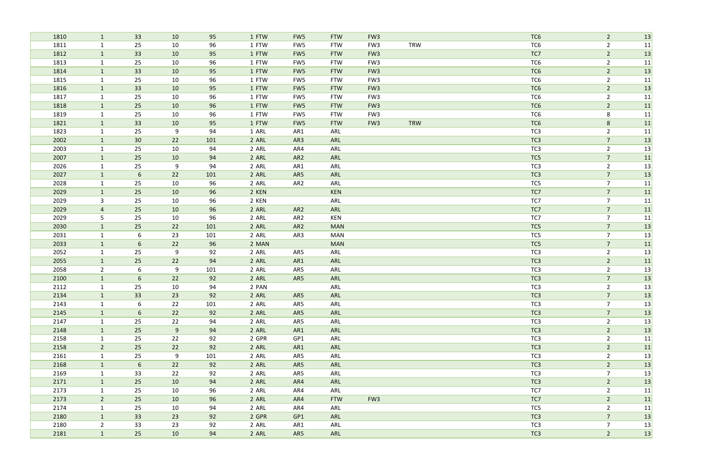| | | | | | | | | | | | | |
|---|---|---|---|---|---|---|---|---|---|---|---|---|
| 1810 | 1 | 33 | 10 | 95 | 1 FTW | FW5 | FTW | FW3 | | TC6 | 2 | 13 |
| 1811 | 1 | 25 | 10 | 96 | 1 FTW | FW5 | FTW | FW3 | TRW | TC6 | 2 | 11 |
| 1812 | 1 | 33 | 10 | 95 | 1 FTW | FW5 | FTW | FW3 | | TC7 | 2 | 13 |
| 1813 | 1 | 25 | 10 | 96 | 1 FTW | FW5 | FTW | FW3 | | TC6 | 2 | 11 |
| 1814 | 1 | 33 | 10 | 95 | 1 FTW | FW5 | FTW | FW3 | | TC6 | 2 | 13 |
| 1815 | 1 | 25 | 10 | 96 | 1 FTW | FW5 | FTW | FW3 | | TC6 | 2 | 11 |
| 1816 | 1 | 33 | 10 | 95 | 1 FTW | FW5 | FTW | FW3 | | TC6 | 2 | 13 |
| 1817 | 1 | 25 | 10 | 96 | 1 FTW | FW5 | FTW | FW3 | | TC6 | 2 | 11 |
| 1818 | 1 | 25 | 10 | 96 | 1 FTW | FW5 | FTW | FW3 | | TC6 | 2 | 11 |
| 1819 | 1 | 25 | 10 | 96 | 1 FTW | FW5 | FTW | FW3 | | TC6 | 8 | 11 |
| 1821 | 1 | 33 | 10 | 95 | 1 FTW | FW5 | FTW | FW3 | TRW | TC6 | 8 | 11 |
| 1823 | 1 | 25 | 9 | 94 | 1 ARL | AR1 | ARL | | | TC3 | 2 | 11 |
| 2002 | 1 | 30 | 22 | 101 | 2 ARL | AR3 | ARL | | | TC3 | 7 | 13 |
| 2003 | 1 | 25 | 10 | 94 | 2 ARL | AR4 | ARL | | | TC3 | 2 | 13 |
| 2007 | 1 | 25 | 10 | 94 | 2 ARL | AR2 | ARL | | | TC5 | 7 | 11 |
| 2026 | 1 | 25 | 9 | 94 | 2 ARL | AR1 | ARL | | | TC3 | 2 | 13 |
| 2027 | 1 | 6 | 22 | 101 | 2 ARL | AR5 | ARL | | | TC3 | 7 | 13 |
| 2028 | 1 | 25 | 10 | 96 | 2 ARL | AR2 | ARL | | | TC5 | 7 | 11 |
| 2029 | 1 | 25 | 10 | 96 | 2 KEN | | KEN | | | TC7 | 7 | 11 |
| 2029 | 3 | 25 | 10 | 96 | 2 KEN | | ARL | | | TC7 | 7 | 11 |
| 2029 | 4 | 25 | 10 | 96 | 2 ARL | AR2 | ARL | | | TC7 | 7 | 11 |
| 2029 | 5 | 25 | 10 | 96 | 2 ARL | AR2 | KEN | | | TC7 | 7 | 11 |
| 2030 | 1 | 25 | 22 | 101 | 2 ARL | AR2 | MAN | | | TC5 | 7 | 13 |
| 2031 | 1 | 6 | 23 | 101 | 2 ARL | AR3 | MAN | | | TC5 | 7 | 13 |
| 2033 | 1 | 6 | 22 | 96 | 2 MAN | | MAN | | | TC5 | 7 | 11 |
| 2052 | 1 | 25 | 9 | 92 | 2 ARL | AR5 | ARL | | | TC3 | 2 | 13 |
| 2055 | 1 | 25 | 22 | 94 | 2 ARL | AR1 | ARL | | | TC3 | 2 | 11 |
| 2058 | 2 | 6 | 9 | 101 | 2 ARL | AR5 | ARL | | | TC3 | 2 | 13 |
| 2100 | 1 | 6 | 22 | 92 | 2 ARL | AR5 | ARL | | | TC3 | 7 | 13 |
| 2112 | 1 | 25 | 10 | 94 | 2 PAN | | ARL | | | TC3 | 2 | 13 |
| 2134 | 1 | 33 | 23 | 92 | 2 ARL | AR5 | ARL | | | TC3 | 7 | 13 |
| 2143 | 1 | 6 | 22 | 101 | 2 ARL | AR5 | ARL | | | TC3 | 7 | 13 |
| 2145 | 1 | 6 | 22 | 92 | 2 ARL | AR5 | ARL | | | TC3 | 7 | 13 |
| 2147 | 1 | 25 | 22 | 94 | 2 ARL | AR5 | ARL | | | TC3 | 2 | 13 |
| 2148 | 1 | 25 | 9 | 94 | 2 ARL | AR1 | ARL | | | TC3 | 2 | 13 |
| 2158 | 1 | 25 | 22 | 92 | 2 GPR | GP1 | ARL | | | TC3 | 2 | 11 |
| 2158 | 2 | 25 | 22 | 92 | 2 ARL | AR1 | ARL | | | TC3 | 2 | 11 |
| 2161 | 1 | 25 | 9 | 101 | 2 ARL | AR5 | ARL | | | TC3 | 2 | 13 |
| 2168 | 1 | 6 | 22 | 92 | 2 ARL | AR5 | ARL | | | TC3 | 2 | 13 |
| 2169 | 1 | 33 | 22 | 92 | 2 ARL | AR5 | ARL | | | TC3 | 7 | 13 |
| 2171 | 1 | 25 | 10 | 94 | 2 ARL | AR4 | ARL | | | TC3 | 2 | 13 |
| 2173 | 1 | 25 | 10 | 96 | 2 ARL | AR4 | ARL | | | TC7 | 2 | 11 |
| 2173 | 2 | 25 | 10 | 96 | 2 ARL | AR4 | FTW | FW3 | | TC7 | 2 | 11 |
| 2174 | 1 | 25 | 10 | 94 | 2 ARL | AR4 | ARL | | | TC5 | 2 | 11 |
| 2180 | 1 | 33 | 23 | 92 | 2 GPR | GP1 | ARL | | | TC3 | 7 | 13 |
| 2180 | 2 | 33 | 23 | 92 | 2 ARL | AR1 | ARL | | | TC3 | 7 | 13 |
| 2181 | 1 | 25 | 10 | 94 | 2 ARL | AR5 | ARL | | | TC3 | 2 | 13 |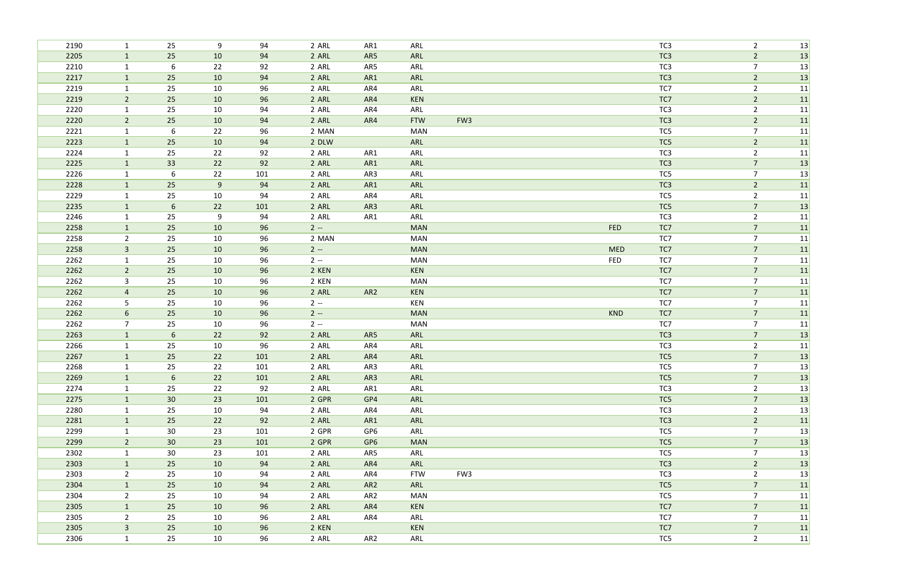| | | | | | | | | | | | | |
|---|---|---|---|---|---|---|---|---|---|---|---|---|
| 2190 | 1 | 25 | 9 | 94 | 2 ARL | AR1 | ARL | | | TC3 | 2 | 13 |
| 2205 | 1 | 25 | 10 | 94 | 2 ARL | AR5 | ARL | | | TC3 | 2 | 13 |
| 2210 | 1 | 6 | 22 | 92 | 2 ARL | AR5 | ARL | | | TC3 | 7 | 13 |
| 2217 | 1 | 25 | 10 | 94 | 2 ARL | AR1 | ARL | | | TC3 | 2 | 13 |
| 2219 | 1 | 25 | 10 | 96 | 2 ARL | AR4 | ARL | | | TC7 | 2 | 11 |
| 2219 | 2 | 25 | 10 | 96 | 2 ARL | AR4 | KEN | | | TC7 | 2 | 11 |
| 2220 | 1 | 25 | 10 | 94 | 2 ARL | AR4 | ARL | | | TC3 | 2 | 11 |
| 2220 | 2 | 25 | 10 | 94 | 2 ARL | AR4 | FTW | FW3 | | TC3 | 2 | 11 |
| 2221 | 1 | 6 | 22 | 96 | 2 MAN | | MAN | | | TC5 | 7 | 11 |
| 2223 | 1 | 25 | 10 | 94 | 2 DLW | | ARL | | | TC5 | 2 | 11 |
| 2224 | 1 | 25 | 22 | 92 | 2 ARL | AR1 | ARL | | | TC3 | 2 | 11 |
| 2225 | 1 | 33 | 22 | 92 | 2 ARL | AR1 | ARL | | | TC3 | 7 | 13 |
| 2226 | 1 | 6 | 22 | 101 | 2 ARL | AR3 | ARL | | | TC5 | 7 | 13 |
| 2228 | 1 | 25 | 9 | 94 | 2 ARL | AR1 | ARL | | | TC3 | 2 | 11 |
| 2229 | 1 | 25 | 10 | 94 | 2 ARL | AR4 | ARL | | | TC5 | 2 | 11 |
| 2235 | 1 | 6 | 22 | 101 | 2 ARL | AR3 | ARL | | | TC5 | 7 | 13 |
| 2246 | 1 | 25 | 9 | 94 | 2 ARL | AR1 | ARL | | | TC3 | 2 | 11 |
| 2258 | 1 | 25 | 10 | 96 | 2 -- | | MAN | | FED | TC7 | 7 | 11 |
| 2258 | 2 | 25 | 10 | 96 | 2 MAN | | MAN | | | TC7 | 7 | 11 |
| 2258 | 3 | 25 | 10 | 96 | 2 -- | | MAN | | MED | TC7 | 7 | 11 |
| 2262 | 1 | 25 | 10 | 96 | 2 -- | | MAN | | FED | TC7 | 7 | 11 |
| 2262 | 2 | 25 | 10 | 96 | 2 KEN | | KEN | | | TC7 | 7 | 11 |
| 2262 | 3 | 25 | 10 | 96 | 2 KEN | | MAN | | | TC7 | 7 | 11 |
| 2262 | 4 | 25 | 10 | 96 | 2 ARL | AR2 | KEN | | | TC7 | 7 | 11 |
| 2262 | 5 | 25 | 10 | 96 | 2 -- | | KEN | | | TC7 | 7 | 11 |
| 2262 | 6 | 25 | 10 | 96 | 2 -- | | MAN | | KND | TC7 | 7 | 11 |
| 2262 | 7 | 25 | 10 | 96 | 2 -- | | MAN | | | TC7 | 7 | 11 |
| 2263 | 1 | 6 | 22 | 92 | 2 ARL | AR5 | ARL | | | TC3 | 7 | 13 |
| 2266 | 1 | 25 | 10 | 96 | 2 ARL | AR4 | ARL | | | TC3 | 2 | 11 |
| 2267 | 1 | 25 | 22 | 101 | 2 ARL | AR4 | ARL | | | TC5 | 7 | 13 |
| 2268 | 1 | 25 | 22 | 101 | 2 ARL | AR3 | ARL | | | TC5 | 7 | 13 |
| 2269 | 1 | 6 | 22 | 101 | 2 ARL | AR3 | ARL | | | TC5 | 7 | 13 |
| 2274 | 1 | 25 | 22 | 92 | 2 ARL | AR1 | ARL | | | TC3 | 2 | 13 |
| 2275 | 1 | 30 | 23 | 101 | 2 GPR | GP4 | ARL | | | TC5 | 7 | 13 |
| 2280 | 1 | 25 | 10 | 94 | 2 ARL | AR4 | ARL | | | TC3 | 2 | 13 |
| 2281 | 1 | 25 | 22 | 92 | 2 ARL | AR1 | ARL | | | TC3 | 2 | 11 |
| 2299 | 1 | 30 | 23 | 101 | 2 GPR | GP6 | ARL | | | TC5 | 7 | 13 |
| 2299 | 2 | 30 | 23 | 101 | 2 GPR | GP6 | MAN | | | TC5 | 7 | 13 |
| 2302 | 1 | 30 | 23 | 101 | 2 ARL | AR5 | ARL | | | TC5 | 7 | 13 |
| 2303 | 1 | 25 | 10 | 94 | 2 ARL | AR4 | ARL | | | TC3 | 2 | 13 |
| 2303 | 2 | 25 | 10 | 94 | 2 ARL | AR4 | FTW | FW3 | | TC3 | 2 | 13 |
| 2304 | 1 | 25 | 10 | 94 | 2 ARL | AR2 | ARL | | | TC5 | 7 | 11 |
| 2304 | 2 | 25 | 10 | 94 | 2 ARL | AR2 | MAN | | | TC5 | 7 | 11 |
| 2305 | 1 | 25 | 10 | 96 | 2 ARL | AR4 | KEN | | | TC7 | 7 | 11 |
| 2305 | 2 | 25 | 10 | 96 | 2 ARL | AR4 | ARL | | | TC7 | 7 | 11 |
| 2305 | 3 | 25 | 10 | 96 | 2 KEN | | KEN | | | TC7 | 7 | 11 |
| 2306 | 1 | 25 | 10 | 96 | 2 ARL | AR2 | ARL | | | TC5 | 2 | 11 |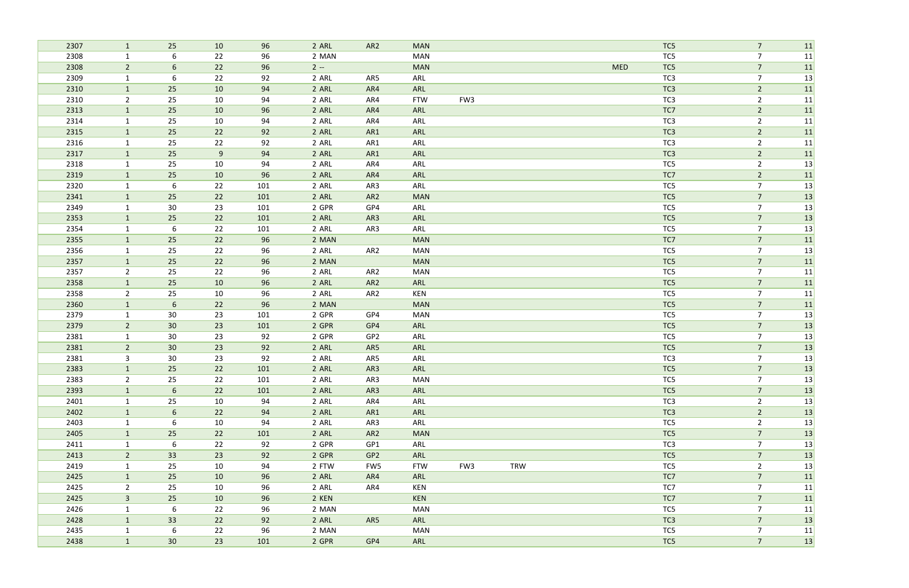| | | | | | | | | | | | | | |
|---|---|---|---|---|---|---|---|---|---|---|---|---|---|
| 2307 | 1 | 25 | 10 | 96 | 2 ARL | AR2 | MAN | | | | TC5 | 7 | 11 |
| 2308 | 1 | 6 | 22 | 96 | 2 MAN | | MAN | | | | TC5 | 7 | 11 |
| 2308 | 2 | 6 | 22 | 96 | 2 -- | | MAN | | | MED | TC5 | 7 | 11 |
| 2309 | 1 | 6 | 22 | 92 | 2 ARL | AR5 | ARL | | | | TC3 | 7 | 13 |
| 2310 | 1 | 25 | 10 | 94 | 2 ARL | AR4 | ARL | | | | TC3 | 2 | 11 |
| 2310 | 2 | 25 | 10 | 94 | 2 ARL | AR4 | FTW | FW3 | | | TC3 | 2 | 11 |
| 2313 | 1 | 25 | 10 | 96 | 2 ARL | AR4 | ARL | | | | TC7 | 2 | 11 |
| 2314 | 1 | 25 | 10 | 94 | 2 ARL | AR4 | ARL | | | | TC3 | 2 | 11 |
| 2315 | 1 | 25 | 22 | 92 | 2 ARL | AR1 | ARL | | | | TC3 | 2 | 11 |
| 2316 | 1 | 25 | 22 | 92 | 2 ARL | AR1 | ARL | | | | TC3 | 2 | 11 |
| 2317 | 1 | 25 | 9 | 94 | 2 ARL | AR1 | ARL | | | | TC3 | 2 | 11 |
| 2318 | 1 | 25 | 10 | 94 | 2 ARL | AR4 | ARL | | | | TC5 | 2 | 13 |
| 2319 | 1 | 25 | 10 | 96 | 2 ARL | AR4 | ARL | | | | TC7 | 2 | 11 |
| 2320 | 1 | 6 | 22 | 101 | 2 ARL | AR3 | ARL | | | | TC5 | 7 | 13 |
| 2341 | 1 | 25 | 22 | 101 | 2 ARL | AR2 | MAN | | | | TC5 | 7 | 13 |
| 2349 | 1 | 30 | 23 | 101 | 2 GPR | GP4 | ARL | | | | TC5 | 7 | 13 |
| 2353 | 1 | 25 | 22 | 101 | 2 ARL | AR3 | ARL | | | | TC5 | 7 | 13 |
| 2354 | 1 | 6 | 22 | 101 | 2 ARL | AR3 | ARL | | | | TC5 | 7 | 13 |
| 2355 | 1 | 25 | 22 | 96 | 2 MAN | | MAN | | | | TC7 | 7 | 11 |
| 2356 | 1 | 25 | 22 | 96 | 2 ARL | AR2 | MAN | | | | TC5 | 7 | 13 |
| 2357 | 1 | 25 | 22 | 96 | 2 MAN | | MAN | | | | TC5 | 7 | 11 |
| 2357 | 2 | 25 | 22 | 96 | 2 ARL | AR2 | MAN | | | | TC5 | 7 | 11 |
| 2358 | 1 | 25 | 10 | 96 | 2 ARL | AR2 | ARL | | | | TC5 | 7 | 11 |
| 2358 | 2 | 25 | 10 | 96 | 2 ARL | AR2 | KEN | | | | TC5 | 7 | 11 |
| 2360 | 1 | 6 | 22 | 96 | 2 MAN | | MAN | | | | TC5 | 7 | 11 |
| 2379 | 1 | 30 | 23 | 101 | 2 GPR | GP4 | MAN | | | | TC5 | 7 | 13 |
| 2379 | 2 | 30 | 23 | 101 | 2 GPR | GP4 | ARL | | | | TC5 | 7 | 13 |
| 2381 | 1 | 30 | 23 | 92 | 2 GPR | GP2 | ARL | | | | TC5 | 7 | 13 |
| 2381 | 2 | 30 | 23 | 92 | 2 ARL | AR5 | ARL | | | | TC5 | 7 | 13 |
| 2381 | 3 | 30 | 23 | 92 | 2 ARL | AR5 | ARL | | | | TC3 | 7 | 13 |
| 2383 | 1 | 25 | 22 | 101 | 2 ARL | AR3 | ARL | | | | TC5 | 7 | 13 |
| 2383 | 2 | 25 | 22 | 101 | 2 ARL | AR3 | MAN | | | | TC5 | 7 | 13 |
| 2393 | 1 | 6 | 22 | 101 | 2 ARL | AR3 | ARL | | | | TC5 | 7 | 13 |
| 2401 | 1 | 25 | 10 | 94 | 2 ARL | AR4 | ARL | | | | TC3 | 2 | 13 |
| 2402 | 1 | 6 | 22 | 94 | 2 ARL | AR1 | ARL | | | | TC3 | 2 | 13 |
| 2403 | 1 | 6 | 10 | 94 | 2 ARL | AR3 | ARL | | | | TC5 | 2 | 13 |
| 2405 | 1 | 25 | 22 | 101 | 2 ARL | AR2 | MAN | | | | TC5 | 7 | 13 |
| 2411 | 1 | 6 | 22 | 92 | 2 GPR | GP1 | ARL | | | | TC3 | 7 | 13 |
| 2413 | 2 | 33 | 23 | 92 | 2 GPR | GP2 | ARL | | | | TC5 | 7 | 13 |
| 2419 | 1 | 25 | 10 | 94 | 2 FTW | FW5 | FTW | FW3 | TRW | | TC5 | 2 | 13 |
| 2425 | 1 | 25 | 10 | 96 | 2 ARL | AR4 | ARL | | | | TC7 | 7 | 11 |
| 2425 | 2 | 25 | 10 | 96 | 2 ARL | AR4 | KEN | | | | TC7 | 7 | 11 |
| 2425 | 3 | 25 | 10 | 96 | 2 KEN | | KEN | | | | TC7 | 7 | 11 |
| 2426 | 1 | 6 | 22 | 96 | 2 MAN | | MAN | | | | TC5 | 7 | 11 |
| 2428 | 1 | 33 | 22 | 92 | 2 ARL | AR5 | ARL | | | | TC3 | 7 | 13 |
| 2435 | 1 | 6 | 22 | 96 | 2 MAN | | MAN | | | | TC5 | 7 | 11 |
| 2438 | 1 | 30 | 23 | 101 | 2 GPR | GP4 | ARL | | | | TC5 | 7 | 13 |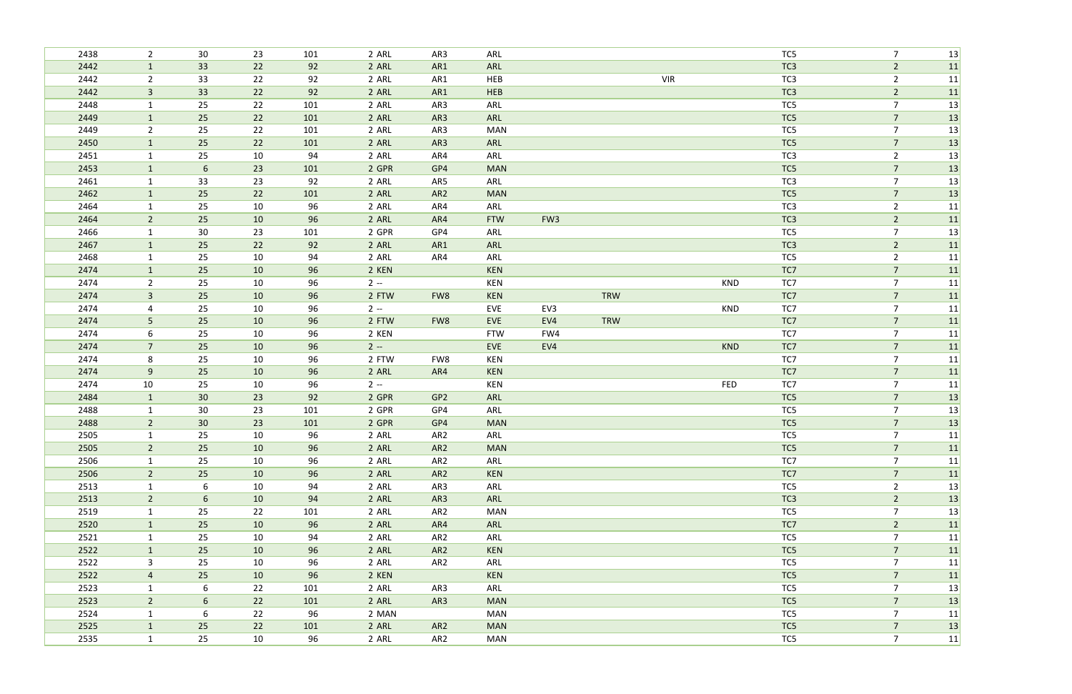| | | | | | | | | | | | | | | |
|---|---|---|---|---|---|---|---|---|---|---|---|---|---|---|
| 2438 | 2 | 30 | 23 | 101 | 2 ARL | AR3 | ARL | | | | | TC5 | 7 | 13 |
| 2442 | 1 | 33 | 22 | 92 | 2 ARL | AR1 | ARL | | | | | TC3 | 2 | 11 |
| 2442 | 2 | 33 | 22 | 92 | 2 ARL | AR1 | HEB | | | VIR | | TC3 | 2 | 11 |
| 2442 | 3 | 33 | 22 | 92 | 2 ARL | AR1 | HEB | | | | | TC3 | 2 | 11 |
| 2448 | 1 | 25 | 22 | 101 | 2 ARL | AR3 | ARL | | | | | TC5 | 7 | 13 |
| 2449 | 1 | 25 | 22 | 101 | 2 ARL | AR3 | ARL | | | | | TC5 | 7 | 13 |
| 2449 | 2 | 25 | 22 | 101 | 2 ARL | AR3 | MAN | | | | | TC5 | 7 | 13 |
| 2450 | 1 | 25 | 22 | 101 | 2 ARL | AR3 | ARL | | | | | TC5 | 7 | 13 |
| 2451 | 1 | 25 | 10 | 94 | 2 ARL | AR4 | ARL | | | | | TC3 | 2 | 13 |
| 2453 | 1 | 6 | 23 | 101 | 2 GPR | GP4 | MAN | | | | | TC5 | 7 | 13 |
| 2461 | 1 | 33 | 23 | 92 | 2 ARL | AR5 | ARL | | | | | TC3 | 7 | 13 |
| 2462 | 1 | 25 | 22 | 101 | 2 ARL | AR2 | MAN | | | | | TC5 | 7 | 13 |
| 2464 | 1 | 25 | 10 | 96 | 2 ARL | AR4 | ARL | | | | | TC3 | 2 | 11 |
| 2464 | 2 | 25 | 10 | 96 | 2 ARL | AR4 | FTW | FW3 | | | | TC3 | 2 | 11 |
| 2466 | 1 | 30 | 23 | 101 | 2 GPR | GP4 | ARL | | | | | TC5 | 7 | 13 |
| 2467 | 1 | 25 | 22 | 92 | 2 ARL | AR1 | ARL | | | | | TC3 | 2 | 11 |
| 2468 | 1 | 25 | 10 | 94 | 2 ARL | AR4 | ARL | | | | | TC5 | 2 | 11 |
| 2474 | 1 | 25 | 10 | 96 | 2 KEN | | KEN | | | | | TC7 | 7 | 11 |
| 2474 | 2 | 25 | 10 | 96 | 2 -- | | KEN | | | | KND | TC7 | 7 | 11 |
| 2474 | 3 | 25 | 10 | 96 | 2 FTW | FW8 | KEN | | TRW | | | TC7 | 7 | 11 |
| 2474 | 4 | 25 | 10 | 96 | 2 -- | | EVE | EV3 | | | KND | TC7 | 7 | 11 |
| 2474 | 5 | 25 | 10 | 96 | 2 FTW | FW8 | EVE | EV4 | TRW | | | TC7 | 7 | 11 |
| 2474 | 6 | 25 | 10 | 96 | 2 KEN | | FTW | FW4 | | | | TC7 | 7 | 11 |
| 2474 | 7 | 25 | 10 | 96 | 2 -- | | EVE | EV4 | | | KND | TC7 | 7 | 11 |
| 2474 | 8 | 25 | 10 | 96 | 2 FTW | FW8 | KEN | | | | | TC7 | 7 | 11 |
| 2474 | 9 | 25 | 10 | 96 | 2 ARL | AR4 | KEN | | | | | TC7 | 7 | 11 |
| 2474 | 10 | 25 | 10 | 96 | 2 -- | | KEN | | | | FED | TC7 | 7 | 11 |
| 2484 | 1 | 30 | 23 | 92 | 2 GPR | GP2 | ARL | | | | | TC5 | 7 | 13 |
| 2488 | 1 | 30 | 23 | 101 | 2 GPR | GP4 | ARL | | | | | TC5 | 7 | 13 |
| 2488 | 2 | 30 | 23 | 101 | 2 GPR | GP4 | MAN | | | | | TC5 | 7 | 13 |
| 2505 | 1 | 25 | 10 | 96 | 2 ARL | AR2 | ARL | | | | | TC5 | 7 | 11 |
| 2505 | 2 | 25 | 10 | 96 | 2 ARL | AR2 | MAN | | | | | TC5 | 7 | 11 |
| 2506 | 1 | 25 | 10 | 96 | 2 ARL | AR2 | ARL | | | | | TC7 | 7 | 11 |
| 2506 | 2 | 25 | 10 | 96 | 2 ARL | AR2 | KEN | | | | | TC7 | 7 | 11 |
| 2513 | 1 | 6 | 10 | 94 | 2 ARL | AR3 | ARL | | | | | TC5 | 2 | 13 |
| 2513 | 2 | 6 | 10 | 94 | 2 ARL | AR3 | ARL | | | | | TC3 | 2 | 13 |
| 2519 | 1 | 25 | 22 | 101 | 2 ARL | AR2 | MAN | | | | | TC5 | 7 | 13 |
| 2520 | 1 | 25 | 10 | 96 | 2 ARL | AR4 | ARL | | | | | TC7 | 2 | 11 |
| 2521 | 1 | 25 | 10 | 94 | 2 ARL | AR2 | ARL | | | | | TC5 | 7 | 11 |
| 2522 | 1 | 25 | 10 | 96 | 2 ARL | AR2 | KEN | | | | | TC5 | 7 | 11 |
| 2522 | 3 | 25 | 10 | 96 | 2 ARL | AR2 | ARL | | | | | TC5 | 7 | 11 |
| 2522 | 4 | 25 | 10 | 96 | 2 KEN | | KEN | | | | | TC5 | 7 | 11 |
| 2523 | 1 | 6 | 22 | 101 | 2 ARL | AR3 | ARL | | | | | TC5 | 7 | 13 |
| 2523 | 2 | 6 | 22 | 101 | 2 ARL | AR3 | MAN | | | | | TC5 | 7 | 13 |
| 2524 | 1 | 6 | 22 | 96 | 2 MAN | | MAN | | | | | TC5 | 7 | 11 |
| 2525 | 1 | 25 | 22 | 101 | 2 ARL | AR2 | MAN | | | | | TC5 | 7 | 13 |
| 2535 | 1 | 25 | 10 | 96 | 2 ARL | AR2 | MAN | | | | | TC5 | 7 | 11 |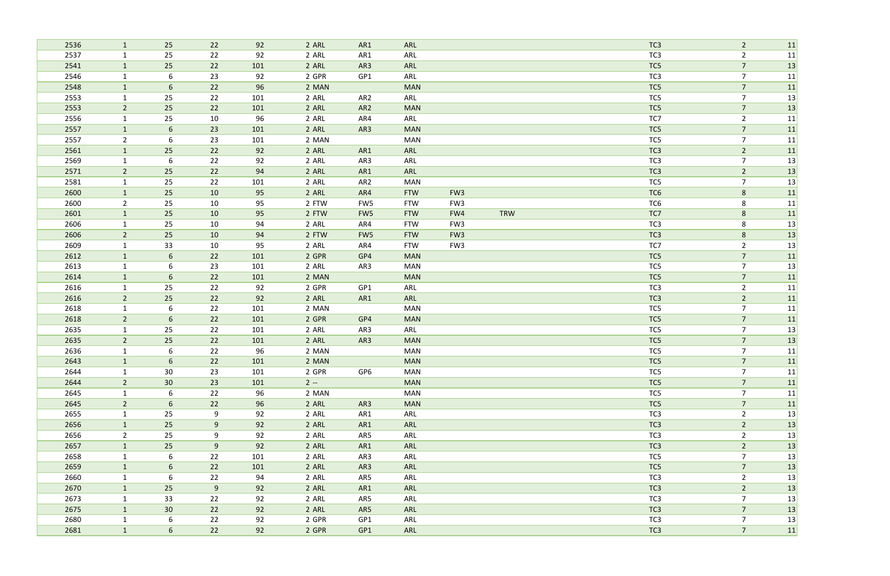| | | | | | | | | | | | | |
|---|---|---|---|---|---|---|---|---|---|---|---|---|
| 2536 | 1 | 25 | 22 | 92 | 2 ARL | AR1 | ARL | | | TC3 | 2 | 11 |
| 2537 | 1 | 25 | 22 | 92 | 2 ARL | AR1 | ARL | | | TC3 | 2 | 11 |
| 2541 | 1 | 25 | 22 | 101 | 2 ARL | AR3 | ARL | | | TC5 | 7 | 13 |
| 2546 | 1 | 6 | 23 | 92 | 2 GPR | GP1 | ARL | | | TC3 | 7 | 11 |
| 2548 | 1 | 6 | 22 | 96 | 2 MAN | | MAN | | | TC5 | 7 | 11 |
| 2553 | 1 | 25 | 22 | 101 | 2 ARL | AR2 | ARL | | | TC5 | 7 | 13 |
| 2553 | 2 | 25 | 22 | 101 | 2 ARL | AR2 | MAN | | | TC5 | 7 | 13 |
| 2556 | 1 | 25 | 10 | 96 | 2 ARL | AR4 | ARL | | | TC7 | 2 | 11 |
| 2557 | 1 | 6 | 23 | 101 | 2 ARL | AR3 | MAN | | | TC5 | 7 | 11 |
| 2557 | 2 | 6 | 23 | 101 | 2 MAN | | MAN | | | TC5 | 7 | 11 |
| 2561 | 1 | 25 | 22 | 92 | 2 ARL | AR1 | ARL | | | TC3 | 2 | 11 |
| 2569 | 1 | 6 | 22 | 92 | 2 ARL | AR3 | ARL | | | TC3 | 7 | 13 |
| 2571 | 2 | 25 | 22 | 94 | 2 ARL | AR1 | ARL | | | TC3 | 2 | 13 |
| 2581 | 1 | 25 | 22 | 101 | 2 ARL | AR2 | MAN | | | TC5 | 7 | 13 |
| 2600 | 1 | 25 | 10 | 95 | 2 ARL | AR4 | FTW | FW3 | | TC6 | 8 | 11 |
| 2600 | 2 | 25 | 10 | 95 | 2 FTW | FW5 | FTW | FW3 | | TC6 | 8 | 11 |
| 2601 | 1 | 25 | 10 | 95 | 2 FTW | FW5 | FTW | FW4 | TRW | TC7 | 8 | 11 |
| 2606 | 1 | 25 | 10 | 94 | 2 ARL | AR4 | FTW | FW3 | | TC3 | 8 | 13 |
| 2606 | 2 | 25 | 10 | 94 | 2 FTW | FW5 | FTW | FW3 | | TC3 | 8 | 13 |
| 2609 | 1 | 33 | 10 | 95 | 2 ARL | AR4 | FTW | FW3 | | TC7 | 2 | 13 |
| 2612 | 1 | 6 | 22 | 101 | 2 GPR | GP4 | MAN | | | TC5 | 7 | 11 |
| 2613 | 1 | 6 | 23 | 101 | 2 ARL | AR3 | MAN | | | TC5 | 7 | 13 |
| 2614 | 1 | 6 | 22 | 101 | 2 MAN | | MAN | | | TC5 | 7 | 11 |
| 2616 | 1 | 25 | 22 | 92 | 2 GPR | GP1 | ARL | | | TC3 | 2 | 11 |
| 2616 | 2 | 25 | 22 | 92 | 2 ARL | AR1 | ARL | | | TC3 | 2 | 11 |
| 2618 | 1 | 6 | 22 | 101 | 2 MAN | | MAN | | | TC5 | 7 | 11 |
| 2618 | 2 | 6 | 22 | 101 | 2 GPR | GP4 | MAN | | | TC5 | 7 | 11 |
| 2635 | 1 | 25 | 22 | 101 | 2 ARL | AR3 | ARL | | | TC5 | 7 | 13 |
| 2635 | 2 | 25 | 22 | 101 | 2 ARL | AR3 | MAN | | | TC5 | 7 | 13 |
| 2636 | 1 | 6 | 22 | 96 | 2 MAN | | MAN | | | TC5 | 7 | 11 |
| 2643 | 1 | 6 | 22 | 101 | 2 MAN | | MAN | | | TC5 | 7 | 11 |
| 2644 | 1 | 30 | 23 | 101 | 2 GPR | GP6 | MAN | | | TC5 | 7 | 11 |
| 2644 | 2 | 30 | 23 | 101 | 2 -- | | MAN | | | TC5 | 7 | 11 |
| 2645 | 1 | 6 | 22 | 96 | 2 MAN | | MAN | | | TC5 | 7 | 11 |
| 2645 | 2 | 6 | 22 | 96 | 2 ARL | AR3 | MAN | | | TC5 | 7 | 11 |
| 2655 | 1 | 25 | 9 | 92 | 2 ARL | AR1 | ARL | | | TC3 | 2 | 13 |
| 2656 | 1 | 25 | 9 | 92 | 2 ARL | AR1 | ARL | | | TC3 | 2 | 13 |
| 2656 | 2 | 25 | 9 | 92 | 2 ARL | AR5 | ARL | | | TC3 | 2 | 13 |
| 2657 | 1 | 25 | 9 | 92 | 2 ARL | AR1 | ARL | | | TC3 | 2 | 13 |
| 2658 | 1 | 6 | 22 | 101 | 2 ARL | AR3 | ARL | | | TC5 | 7 | 13 |
| 2659 | 1 | 6 | 22 | 101 | 2 ARL | AR3 | ARL | | | TC5 | 7 | 13 |
| 2660 | 1 | 6 | 22 | 94 | 2 ARL | AR5 | ARL | | | TC3 | 2 | 13 |
| 2670 | 1 | 25 | 9 | 92 | 2 ARL | AR1 | ARL | | | TC3 | 2 | 13 |
| 2673 | 1 | 33 | 22 | 92 | 2 ARL | AR5 | ARL | | | TC3 | 7 | 13 |
| 2675 | 1 | 30 | 22 | 92 | 2 ARL | AR5 | ARL | | | TC3 | 7 | 13 |
| 2680 | 1 | 6 | 22 | 92 | 2 GPR | GP1 | ARL | | | TC3 | 7 | 13 |
| 2681 | 1 | 6 | 22 | 92 | 2 GPR | GP1 | ARL | | | TC3 | 7 | 11 |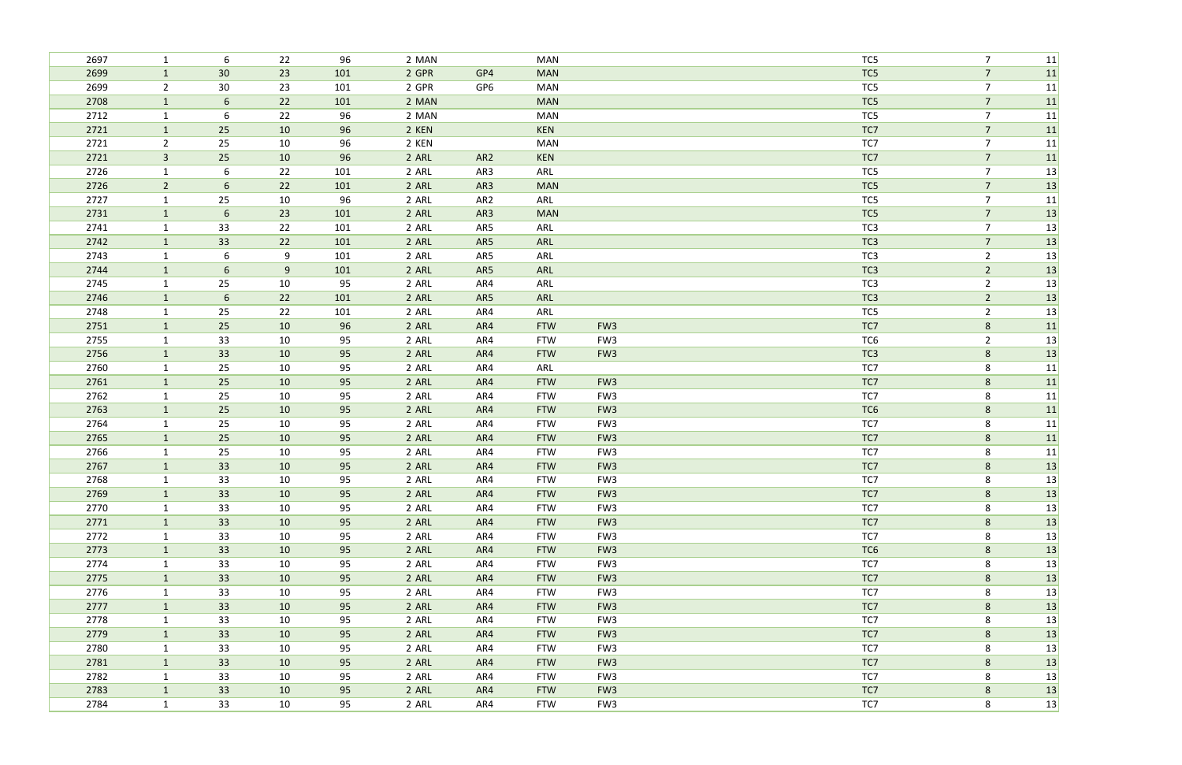| | | | | | | | | | | |
|---|---|---|---|---|---|---|---|---|---|---|
| 2697 | 1 | 6 | 22 | 96 | 2 MAN | | MAN | | TC5 | 7 | 11 |
| 2699 | 1 | 30 | 23 | 101 | 2 GPR | GP4 | MAN | | TC5 | 7 | 11 |
| 2699 | 2 | 30 | 23 | 101 | 2 GPR | GP6 | MAN | | TC5 | 7 | 11 |
| 2708 | 1 | 6 | 22 | 101 | 2 MAN | | MAN | | TC5 | 7 | 11 |
| 2712 | 1 | 6 | 22 | 96 | 2 MAN | | MAN | | TC5 | 7 | 11 |
| 2721 | 1 | 25 | 10 | 96 | 2 KEN | | KEN | | TC7 | 7 | 11 |
| 2721 | 2 | 25 | 10 | 96 | 2 KEN | | MAN | | TC7 | 7 | 11 |
| 2721 | 3 | 25 | 10 | 96 | 2 ARL | AR2 | KEN | | TC7 | 7 | 11 |
| 2726 | 1 | 6 | 22 | 101 | 2 ARL | AR3 | ARL | | TC5 | 7 | 13 |
| 2726 | 2 | 6 | 22 | 101 | 2 ARL | AR3 | MAN | | TC5 | 7 | 13 |
| 2727 | 1 | 25 | 10 | 96 | 2 ARL | AR2 | ARL | | TC5 | 7 | 11 |
| 2731 | 1 | 6 | 23 | 101 | 2 ARL | AR3 | MAN | | TC5 | 7 | 13 |
| 2741 | 1 | 33 | 22 | 101 | 2 ARL | AR5 | ARL | | TC3 | 7 | 13 |
| 2742 | 1 | 33 | 22 | 101 | 2 ARL | AR5 | ARL | | TC3 | 7 | 13 |
| 2743 | 1 | 6 | 9 | 101 | 2 ARL | AR5 | ARL | | TC3 | 2 | 13 |
| 2744 | 1 | 6 | 9 | 101 | 2 ARL | AR5 | ARL | | TC3 | 2 | 13 |
| 2745 | 1 | 25 | 10 | 95 | 2 ARL | AR4 | ARL | | TC3 | 2 | 13 |
| 2746 | 1 | 6 | 22 | 101 | 2 ARL | AR5 | ARL | | TC3 | 2 | 13 |
| 2748 | 1 | 25 | 22 | 101 | 2 ARL | AR4 | ARL | | TC5 | 2 | 13 |
| 2751 | 1 | 25 | 10 | 96 | 2 ARL | AR4 | FTW | FW3 | TC7 | 8 | 11 |
| 2755 | 1 | 33 | 10 | 95 | 2 ARL | AR4 | FTW | FW3 | TC6 | 2 | 13 |
| 2756 | 1 | 33 | 10 | 95 | 2 ARL | AR4 | FTW | FW3 | TC3 | 8 | 13 |
| 2760 | 1 | 25 | 10 | 95 | 2 ARL | AR4 | ARL | | TC7 | 8 | 11 |
| 2761 | 1 | 25 | 10 | 95 | 2 ARL | AR4 | FTW | FW3 | TC7 | 8 | 11 |
| 2762 | 1 | 25 | 10 | 95 | 2 ARL | AR4 | FTW | FW3 | TC7 | 8 | 11 |
| 2763 | 1 | 25 | 10 | 95 | 2 ARL | AR4 | FTW | FW3 | TC6 | 8 | 11 |
| 2764 | 1 | 25 | 10 | 95 | 2 ARL | AR4 | FTW | FW3 | TC7 | 8 | 11 |
| 2765 | 1 | 25 | 10 | 95 | 2 ARL | AR4 | FTW | FW3 | TC7 | 8 | 11 |
| 2766 | 1 | 25 | 10 | 95 | 2 ARL | AR4 | FTW | FW3 | TC7 | 8 | 11 |
| 2767 | 1 | 33 | 10 | 95 | 2 ARL | AR4 | FTW | FW3 | TC7 | 8 | 13 |
| 2768 | 1 | 33 | 10 | 95 | 2 ARL | AR4 | FTW | FW3 | TC7 | 8 | 13 |
| 2769 | 1 | 33 | 10 | 95 | 2 ARL | AR4 | FTW | FW3 | TC7 | 8 | 13 |
| 2770 | 1 | 33 | 10 | 95 | 2 ARL | AR4 | FTW | FW3 | TC7 | 8 | 13 |
| 2771 | 1 | 33 | 10 | 95 | 2 ARL | AR4 | FTW | FW3 | TC7 | 8 | 13 |
| 2772 | 1 | 33 | 10 | 95 | 2 ARL | AR4 | FTW | FW3 | TC7 | 8 | 13 |
| 2773 | 1 | 33 | 10 | 95 | 2 ARL | AR4 | FTW | FW3 | TC6 | 8 | 13 |
| 2774 | 1 | 33 | 10 | 95 | 2 ARL | AR4 | FTW | FW3 | TC7 | 8 | 13 |
| 2775 | 1 | 33 | 10 | 95 | 2 ARL | AR4 | FTW | FW3 | TC7 | 8 | 13 |
| 2776 | 1 | 33 | 10 | 95 | 2 ARL | AR4 | FTW | FW3 | TC7 | 8 | 13 |
| 2777 | 1 | 33 | 10 | 95 | 2 ARL | AR4 | FTW | FW3 | TC7 | 8 | 13 |
| 2778 | 1 | 33 | 10 | 95 | 2 ARL | AR4 | FTW | FW3 | TC7 | 8 | 13 |
| 2779 | 1 | 33 | 10 | 95 | 2 ARL | AR4 | FTW | FW3 | TC7 | 8 | 13 |
| 2780 | 1 | 33 | 10 | 95 | 2 ARL | AR4 | FTW | FW3 | TC7 | 8 | 13 |
| 2781 | 1 | 33 | 10 | 95 | 2 ARL | AR4 | FTW | FW3 | TC7 | 8 | 13 |
| 2782 | 1 | 33 | 10 | 95 | 2 ARL | AR4 | FTW | FW3 | TC7 | 8 | 13 |
| 2783 | 1 | 33 | 10 | 95 | 2 ARL | AR4 | FTW | FW3 | TC7 | 8 | 13 |
| 2784 | 1 | 33 | 10 | 95 | 2 ARL | AR4 | FTW | FW3 | TC7 | 8 | 13 |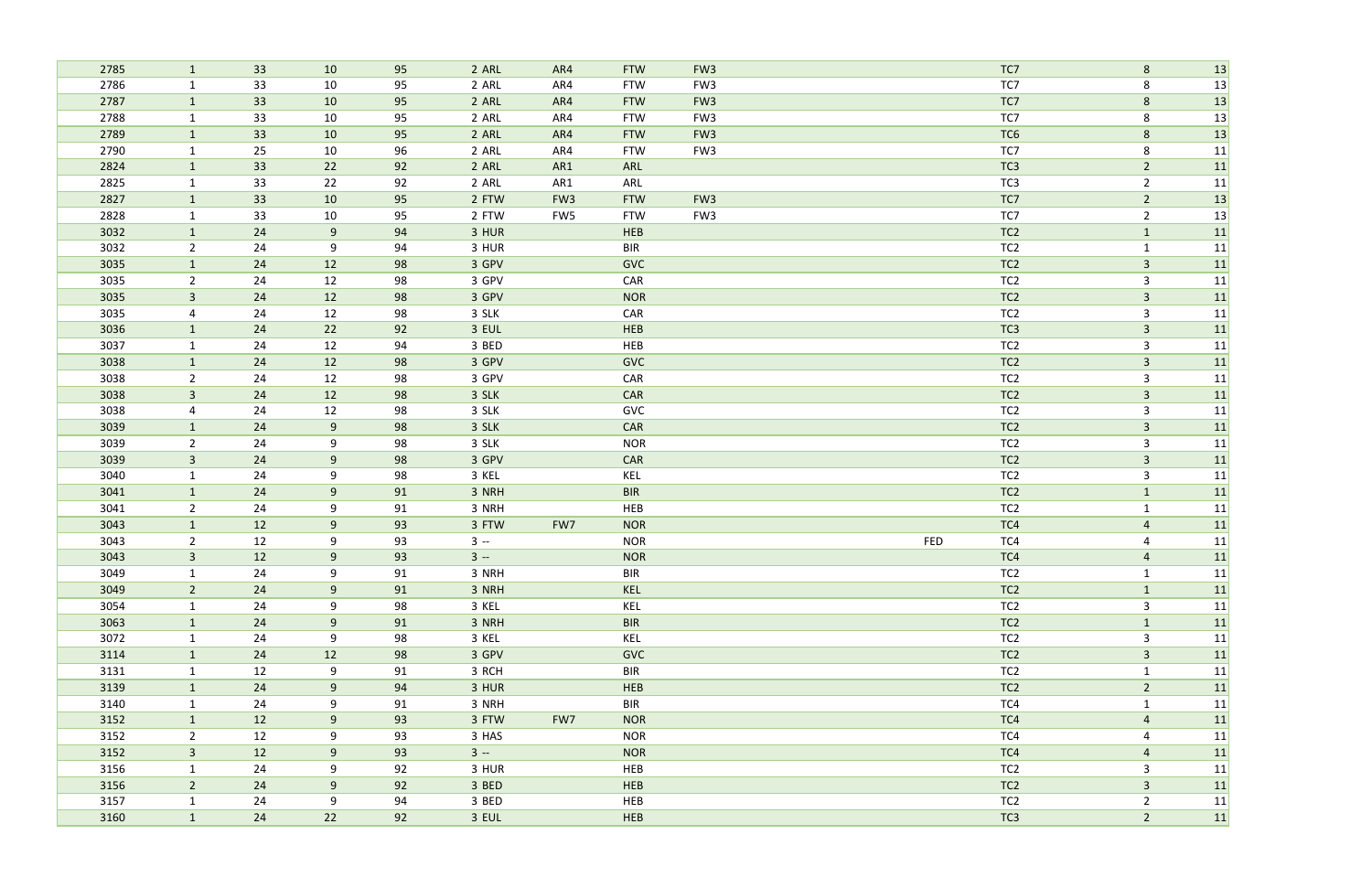| | | | | | | | | | | | | |
|---|---|---|---|---|---|---|---|---|---|---|---|---|
| 2785 | 1 | 33 | 10 | 95 | 2 ARL | AR4 | FTW | FW3 | | TC7 | 8 | 13 |
| 2786 | 1 | 33 | 10 | 95 | 2 ARL | AR4 | FTW | FW3 | | TC7 | 8 | 13 |
| 2787 | 1 | 33 | 10 | 95 | 2 ARL | AR4 | FTW | FW3 | | TC7 | 8 | 13 |
| 2788 | 1 | 33 | 10 | 95 | 2 ARL | AR4 | FTW | FW3 | | TC7 | 8 | 13 |
| 2789 | 1 | 33 | 10 | 95 | 2 ARL | AR4 | FTW | FW3 | | TC6 | 8 | 13 |
| 2790 | 1 | 25 | 10 | 96 | 2 ARL | AR4 | FTW | FW3 | | TC7 | 8 | 11 |
| 2824 | 1 | 33 | 22 | 92 | 2 ARL | AR1 | ARL | | | TC3 | 2 | 11 |
| 2825 | 1 | 33 | 22 | 92 | 2 ARL | AR1 | ARL | | | TC3 | 2 | 11 |
| 2827 | 1 | 33 | 10 | 95 | 2 FTW | FW3 | FTW | FW3 | | TC7 | 2 | 13 |
| 2828 | 1 | 33 | 10 | 95 | 2 FTW | FW5 | FTW | FW3 | | TC7 | 2 | 13 |
| 3032 | 1 | 24 | 9 | 94 | 3 HUR | | HEB | | | TC2 | 1 | 11 |
| 3032 | 2 | 24 | 9 | 94 | 3 HUR | | BIR | | | TC2 | 1 | 11 |
| 3035 | 1 | 24 | 12 | 98 | 3 GPV | | GVC | | | TC2 | 3 | 11 |
| 3035 | 2 | 24 | 12 | 98 | 3 GPV | | CAR | | | TC2 | 3 | 11 |
| 3035 | 3 | 24 | 12 | 98 | 3 GPV | | NOR | | | TC2 | 3 | 11 |
| 3035 | 4 | 24 | 12 | 98 | 3 SLK | | CAR | | | TC2 | 3 | 11 |
| 3036 | 1 | 24 | 22 | 92 | 3 EUL | | HEB | | | TC3 | 3 | 11 |
| 3037 | 1 | 24 | 12 | 94 | 3 BED | | HEB | | | TC2 | 3 | 11 |
| 3038 | 1 | 24 | 12 | 98 | 3 GPV | | GVC | | | TC2 | 3 | 11 |
| 3038 | 2 | 24 | 12 | 98 | 3 GPV | | CAR | | | TC2 | 3 | 11 |
| 3038 | 3 | 24 | 12 | 98 | 3 SLK | | CAR | | | TC2 | 3 | 11 |
| 3038 | 4 | 24 | 12 | 98 | 3 SLK | | GVC | | | TC2 | 3 | 11 |
| 3039 | 1 | 24 | 9 | 98 | 3 SLK | | CAR | | | TC2 | 3 | 11 |
| 3039 | 2 | 24 | 9 | 98 | 3 SLK | | NOR | | | TC2 | 3 | 11 |
| 3039 | 3 | 24 | 9 | 98 | 3 GPV | | CAR | | | TC2 | 3 | 11 |
| 3040 | 1 | 24 | 9 | 98 | 3 KEL | | KEL | | | TC2 | 3 | 11 |
| 3041 | 1 | 24 | 9 | 91 | 3 NRH | | BIR | | | TC2 | 1 | 11 |
| 3041 | 2 | 24 | 9 | 91 | 3 NRH | | HEB | | | TC2 | 1 | 11 |
| 3043 | 1 | 12 | 9 | 93 | 3 FTW | FW7 | NOR | | | TC4 | 4 | 11 |
| 3043 | 2 | 12 | 9 | 93 | 3 -- | | NOR | | FED | TC4 | 4 | 11 |
| 3043 | 3 | 12 | 9 | 93 | 3 -- | | NOR | | | TC4 | 4 | 11 |
| 3049 | 1 | 24 | 9 | 91 | 3 NRH | | BIR | | | TC2 | 1 | 11 |
| 3049 | 2 | 24 | 9 | 91 | 3 NRH | | KEL | | | TC2 | 1 | 11 |
| 3054 | 1 | 24 | 9 | 98 | 3 KEL | | KEL | | | TC2 | 3 | 11 |
| 3063 | 1 | 24 | 9 | 91 | 3 NRH | | BIR | | | TC2 | 1 | 11 |
| 3072 | 1 | 24 | 9 | 98 | 3 KEL | | KEL | | | TC2 | 3 | 11 |
| 3114 | 1 | 24 | 12 | 98 | 3 GPV | | GVC | | | TC2 | 3 | 11 |
| 3131 | 1 | 12 | 9 | 91 | 3 RCH | | BIR | | | TC2 | 1 | 11 |
| 3139 | 1 | 24 | 9 | 94 | 3 HUR | | HEB | | | TC2 | 2 | 11 |
| 3140 | 1 | 24 | 9 | 91 | 3 NRH | | BIR | | | TC4 | 1 | 11 |
| 3152 | 1 | 12 | 9 | 93 | 3 FTW | FW7 | NOR | | | TC4 | 4 | 11 |
| 3152 | 2 | 12 | 9 | 93 | 3 HAS | | NOR | | | TC4 | 4 | 11 |
| 3152 | 3 | 12 | 9 | 93 | 3 -- | | NOR | | | TC4 | 4 | 11 |
| 3156 | 1 | 24 | 9 | 92 | 3 HUR | | HEB | | | TC2 | 3 | 11 |
| 3156 | 2 | 24 | 9 | 92 | 3 BED | | HEB | | | TC2 | 3 | 11 |
| 3157 | 1 | 24 | 9 | 94 | 3 BED | | HEB | | | TC2 | 2 | 11 |
| 3160 | 1 | 24 | 22 | 92 | 3 EUL | | HEB | | | TC3 | 2 | 11 |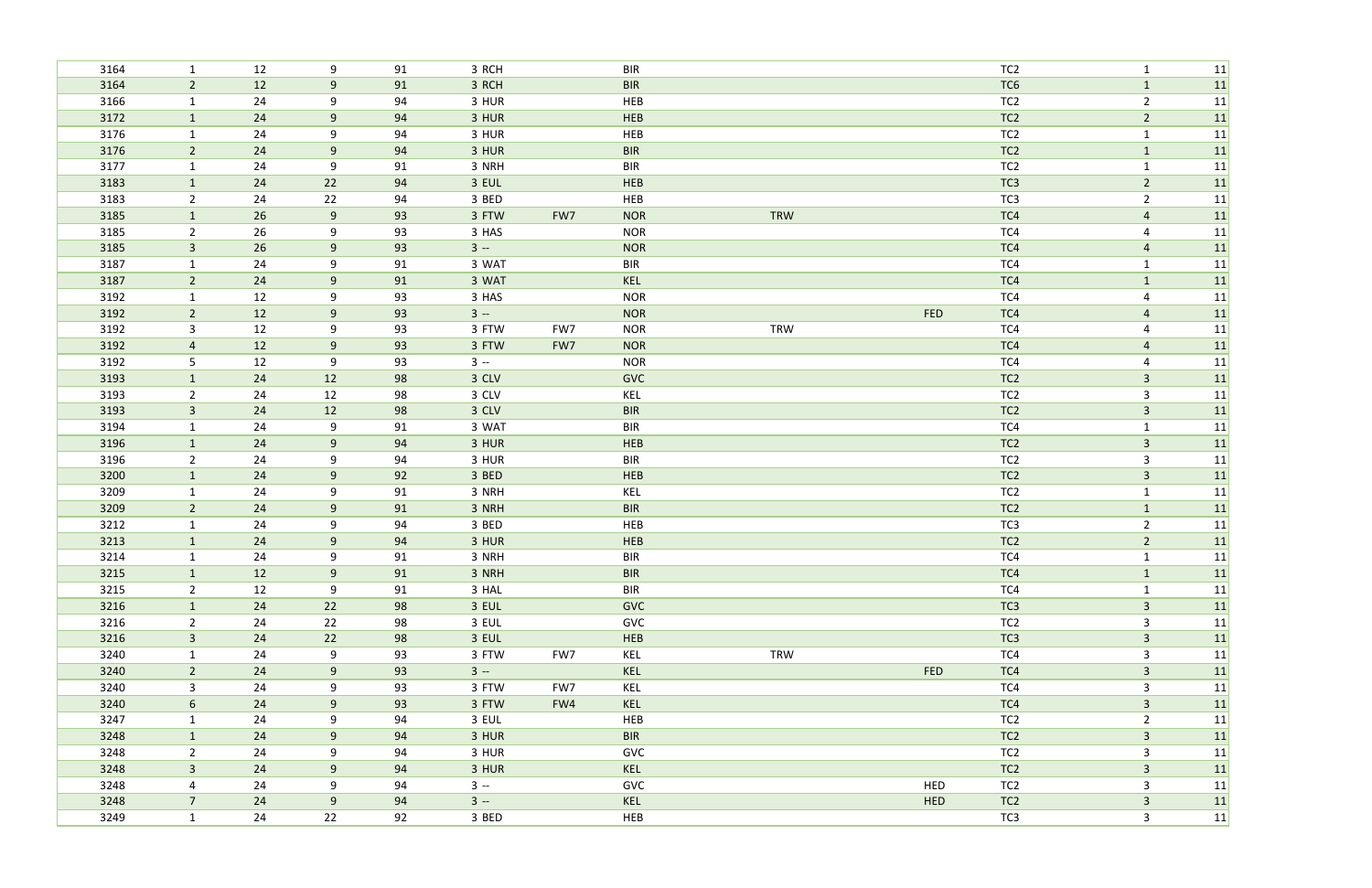| | | | | | | | | | | | | | | |
|---|---|---|---|---|---|---|---|---|---|---|---|---|---|---|
| 3164 | 1 | 12 | 9 | 91 | 3 | RCH | | BIR | | | TC2 | 1 | 11 |
| 3164 | 2 | 12 | 9 | 91 | 3 | RCH | | BIR | | | TC6 | 1 | 11 |
| 3166 | 1 | 24 | 9 | 94 | 3 | HUR | | HEB | | | TC2 | 2 | 11 |
| 3172 | 1 | 24 | 9 | 94 | 3 | HUR | | HEB | | | TC2 | 2 | 11 |
| 3176 | 1 | 24 | 9 | 94 | 3 | HUR | | HEB | | | TC2 | 1 | 11 |
| 3176 | 2 | 24 | 9 | 94 | 3 | HUR | | BIR | | | TC2 | 1 | 11 |
| 3177 | 1 | 24 | 9 | 91 | 3 | NRH | | BIR | | | TC2 | 1 | 11 |
| 3183 | 1 | 24 | 22 | 94 | 3 | EUL | | HEB | | | TC3 | 2 | 11 |
| 3183 | 2 | 24 | 22 | 94 | 3 | BED | | HEB | | | TC3 | 2 | 11 |
| 3185 | 1 | 26 | 9 | 93 | 3 | FTW | FW7 | NOR | TRW | | TC4 | 4 | 11 |
| 3185 | 2 | 26 | 9 | 93 | 3 | HAS | | NOR | | | TC4 | 4 | 11 |
| 3185 | 3 | 26 | 9 | 93 | 3 | -- | | NOR | | | TC4 | 4 | 11 |
| 3187 | 1 | 24 | 9 | 91 | 3 | WAT | | BIR | | | TC4 | 1 | 11 |
| 3187 | 2 | 24 | 9 | 91 | 3 | WAT | | KEL | | | TC4 | 1 | 11 |
| 3192 | 1 | 12 | 9 | 93 | 3 | HAS | | NOR | | | TC4 | 4 | 11 |
| 3192 | 2 | 12 | 9 | 93 | 3 | -- | | NOR | | FED | TC4 | 4 | 11 |
| 3192 | 3 | 12 | 9 | 93 | 3 | FTW | FW7 | NOR | TRW | | TC4 | 4 | 11 |
| 3192 | 4 | 12 | 9 | 93 | 3 | FTW | FW7 | NOR | | | TC4 | 4 | 11 |
| 3192 | 5 | 12 | 9 | 93 | 3 | -- | | NOR | | | TC4 | 4 | 11 |
| 3193 | 1 | 24 | 12 | 98 | 3 | CLV | | GVC | | | TC2 | 3 | 11 |
| 3193 | 2 | 24 | 12 | 98 | 3 | CLV | | KEL | | | TC2 | 3 | 11 |
| 3193 | 3 | 24 | 12 | 98 | 3 | CLV | | BIR | | | TC2 | 3 | 11 |
| 3194 | 1 | 24 | 9 | 91 | 3 | WAT | | BIR | | | TC4 | 1 | 11 |
| 3196 | 1 | 24 | 9 | 94 | 3 | HUR | | HEB | | | TC2 | 3 | 11 |
| 3196 | 2 | 24 | 9 | 94 | 3 | HUR | | BIR | | | TC2 | 3 | 11 |
| 3200 | 1 | 24 | 9 | 92 | 3 | BED | | HEB | | | TC2 | 3 | 11 |
| 3209 | 1 | 24 | 9 | 91 | 3 | NRH | | KEL | | | TC2 | 1 | 11 |
| 3209 | 2 | 24 | 9 | 91 | 3 | NRH | | BIR | | | TC2 | 1 | 11 |
| 3212 | 1 | 24 | 9 | 94 | 3 | BED | | HEB | | | TC3 | 2 | 11 |
| 3213 | 1 | 24 | 9 | 94 | 3 | HUR | | HEB | | | TC2 | 2 | 11 |
| 3214 | 1 | 24 | 9 | 91 | 3 | NRH | | BIR | | | TC4 | 1 | 11 |
| 3215 | 1 | 12 | 9 | 91 | 3 | NRH | | BIR | | | TC4 | 1 | 11 |
| 3215 | 2 | 12 | 9 | 91 | 3 | HAL | | BIR | | | TC4 | 1 | 11 |
| 3216 | 1 | 24 | 22 | 98 | 3 | EUL | | GVC | | | TC3 | 3 | 11 |
| 3216 | 2 | 24 | 22 | 98 | 3 | EUL | | GVC | | | TC2 | 3 | 11 |
| 3216 | 3 | 24 | 22 | 98 | 3 | EUL | | HEB | | | TC3 | 3 | 11 |
| 3240 | 1 | 24 | 9 | 93 | 3 | FTW | FW7 | KEL | TRW | | TC4 | 3 | 11 |
| 3240 | 2 | 24 | 9 | 93 | 3 | -- | | KEL | | FED | TC4 | 3 | 11 |
| 3240 | 3 | 24 | 9 | 93 | 3 | FTW | FW7 | KEL | | | TC4 | 3 | 11 |
| 3240 | 6 | 24 | 9 | 93 | 3 | FTW | FW4 | KEL | | | TC4 | 3 | 11 |
| 3247 | 1 | 24 | 9 | 94 | 3 | EUL | | HEB | | | TC2 | 2 | 11 |
| 3248 | 1 | 24 | 9 | 94 | 3 | HUR | | BIR | | | TC2 | 3 | 11 |
| 3248 | 2 | 24 | 9 | 94 | 3 | HUR | | GVC | | | TC2 | 3 | 11 |
| 3248 | 3 | 24 | 9 | 94 | 3 | HUR | | KEL | | | TC2 | 3 | 11 |
| 3248 | 4 | 24 | 9 | 94 | 3 | -- | | GVC | | HED | TC2 | 3 | 11 |
| 3248 | 7 | 24 | 9 | 94 | 3 | -- | | KEL | | HED | TC2 | 3 | 11 |
| 3249 | 1 | 24 | 22 | 92 | 3 | BED | | HEB | | | TC3 | 3 | 11 |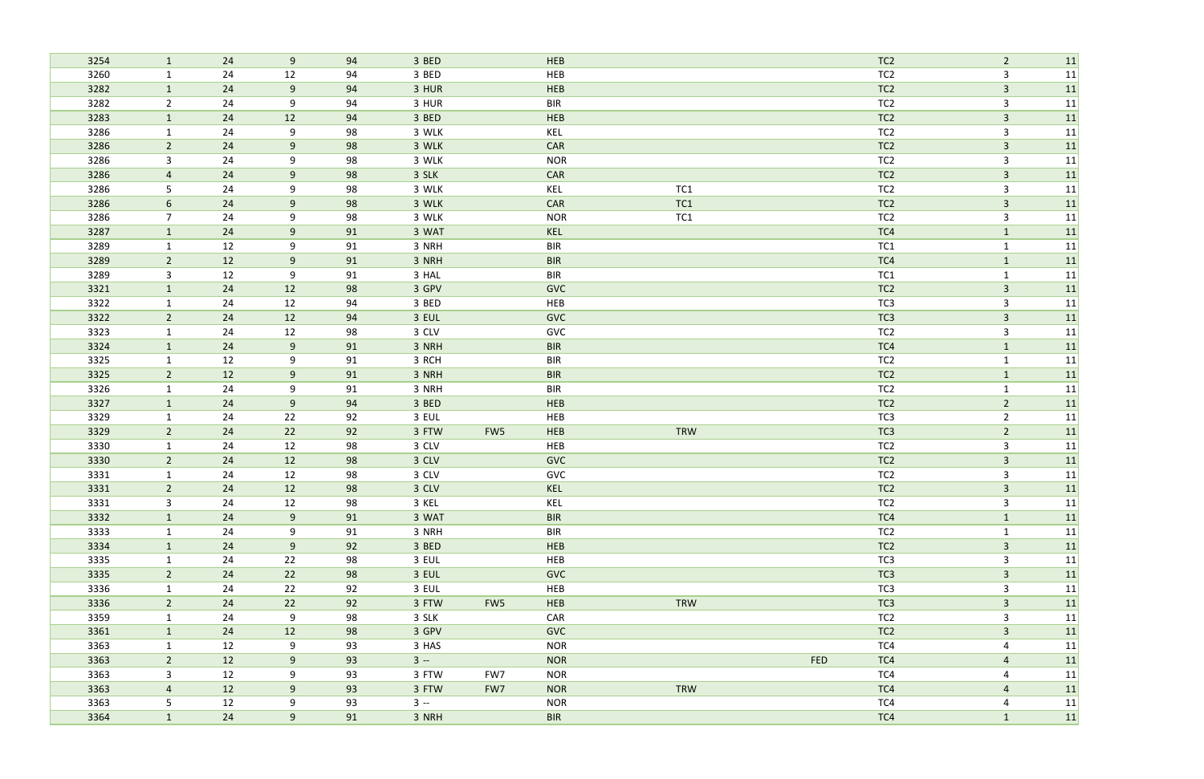| 3254 | 1 | 24 | 9 | 94 | 3 BED | | HEB | | | TC2 | 2 | 11 |
|---|---|---|---|---|---|---|---|---|---|---|---|---|
| 3260 | 1 | 24 | 12 | 94 | 3 BED | | HEB | | | TC2 | 3 | 11 |
| 3282 | 1 | 24 | 9 | 94 | 3 HUR | | HEB | | | TC2 | 3 | 11 |
| 3282 | 2 | 24 | 9 | 94 | 3 HUR | | BIR | | | TC2 | 3 | 11 |
| 3283 | 1 | 24 | 12 | 94 | 3 BED | | HEB | | | TC2 | 3 | 11 |
| 3286 | 1 | 24 | 9 | 98 | 3 WLK | | KEL | | | TC2 | 3 | 11 |
| 3286 | 2 | 24 | 9 | 98 | 3 WLK | | CAR | | | TC2 | 3 | 11 |
| 3286 | 3 | 24 | 9 | 98 | 3 WLK | | NOR | | | TC2 | 3 | 11 |
| 3286 | 4 | 24 | 9 | 98 | 3 SLK | | CAR | | | TC2 | 3 | 11 |
| 3286 | 5 | 24 | 9 | 98 | 3 WLK | | KEL | TC1 | | TC2 | 3 | 11 |
| 3286 | 6 | 24 | 9 | 98 | 3 WLK | | CAR | TC1 | | TC2 | 3 | 11 |
| 3286 | 7 | 24 | 9 | 98 | 3 WLK | | NOR | TC1 | | TC2 | 3 | 11 |
| 3287 | 1 | 24 | 9 | 91 | 3 WAT | | KEL | | | TC4 | 1 | 11 |
| 3289 | 1 | 12 | 9 | 91 | 3 NRH | | BIR | | | TC1 | 1 | 11 |
| 3289 | 2 | 12 | 9 | 91 | 3 NRH | | BIR | | | TC4 | 1 | 11 |
| 3289 | 3 | 12 | 9 | 91 | 3 HAL | | BIR | | | TC1 | 1 | 11 |
| 3321 | 1 | 24 | 12 | 98 | 3 GPV | | GVC | | | TC2 | 3 | 11 |
| 3322 | 1 | 24 | 12 | 94 | 3 BED | | HEB | | | TC3 | 3 | 11 |
| 3322 | 2 | 24 | 12 | 94 | 3 EUL | | GVC | | | TC3 | 3 | 11 |
| 3323 | 1 | 24 | 12 | 98 | 3 CLV | | GVC | | | TC2 | 3 | 11 |
| 3324 | 1 | 24 | 9 | 91 | 3 NRH | | BIR | | | TC4 | 1 | 11 |
| 3325 | 1 | 12 | 9 | 91 | 3 RCH | | BIR | | | TC2 | 1 | 11 |
| 3325 | 2 | 12 | 9 | 91 | 3 NRH | | BIR | | | TC2 | 1 | 11 |
| 3326 | 1 | 24 | 9 | 91 | 3 NRH | | BIR | | | TC2 | 1 | 11 |
| 3327 | 1 | 24 | 9 | 94 | 3 BED | | HEB | | | TC2 | 2 | 11 |
| 3329 | 1 | 24 | 22 | 92 | 3 EUL | | HEB | | | TC3 | 2 | 11 |
| 3329 | 2 | 24 | 22 | 92 | 3 FTW | FW5 | HEB | TRW | | TC3 | 2 | 11 |
| 3330 | 1 | 24 | 12 | 98 | 3 CLV | | HEB | | | TC2 | 3 | 11 |
| 3330 | 2 | 24 | 12 | 98 | 3 CLV | | GVC | | | TC2 | 3 | 11 |
| 3331 | 1 | 24 | 12 | 98 | 3 CLV | | GVC | | | TC2 | 3 | 11 |
| 3331 | 2 | 24 | 12 | 98 | 3 CLV | | KEL | | | TC2 | 3 | 11 |
| 3331 | 3 | 24 | 12 | 98 | 3 KEL | | KEL | | | TC2 | 3 | 11 |
| 3332 | 1 | 24 | 9 | 91 | 3 WAT | | BIR | | | TC4 | 1 | 11 |
| 3333 | 1 | 24 | 9 | 91 | 3 NRH | | BIR | | | TC2 | 1 | 11 |
| 3334 | 1 | 24 | 9 | 92 | 3 BED | | HEB | | | TC2 | 3 | 11 |
| 3335 | 1 | 24 | 22 | 98 | 3 EUL | | HEB | | | TC3 | 3 | 11 |
| 3335 | 2 | 24 | 22 | 98 | 3 EUL | | GVC | | | TC3 | 3 | 11 |
| 3336 | 1 | 24 | 22 | 92 | 3 EUL | | HEB | | | TC3 | 3 | 11 |
| 3336 | 2 | 24 | 22 | 92 | 3 FTW | FW5 | HEB | TRW | | TC3 | 3 | 11 |
| 3359 | 1 | 24 | 9 | 98 | 3 SLK | | CAR | | | TC2 | 3 | 11 |
| 3361 | 1 | 24 | 12 | 98 | 3 GPV | | GVC | | | TC2 | 3 | 11 |
| 3363 | 1 | 12 | 9 | 93 | 3 HAS | | NOR | | | TC4 | 4 | 11 |
| 3363 | 2 | 12 | 9 | 93 | 3 -- | | NOR | | FED | TC4 | 4 | 11 |
| 3363 | 3 | 12 | 9 | 93 | 3 FTW | FW7 | NOR | | | TC4 | 4 | 11 |
| 3363 | 4 | 12 | 9 | 93 | 3 FTW | FW7 | NOR | TRW | | TC4 | 4 | 11 |
| 3363 | 5 | 12 | 9 | 93 | 3 -- | | NOR | | | TC4 | 4 | 11 |
| 3364 | 1 | 24 | 9 | 91 | 3 NRH | | BIR | | | TC4 | 1 | 11 |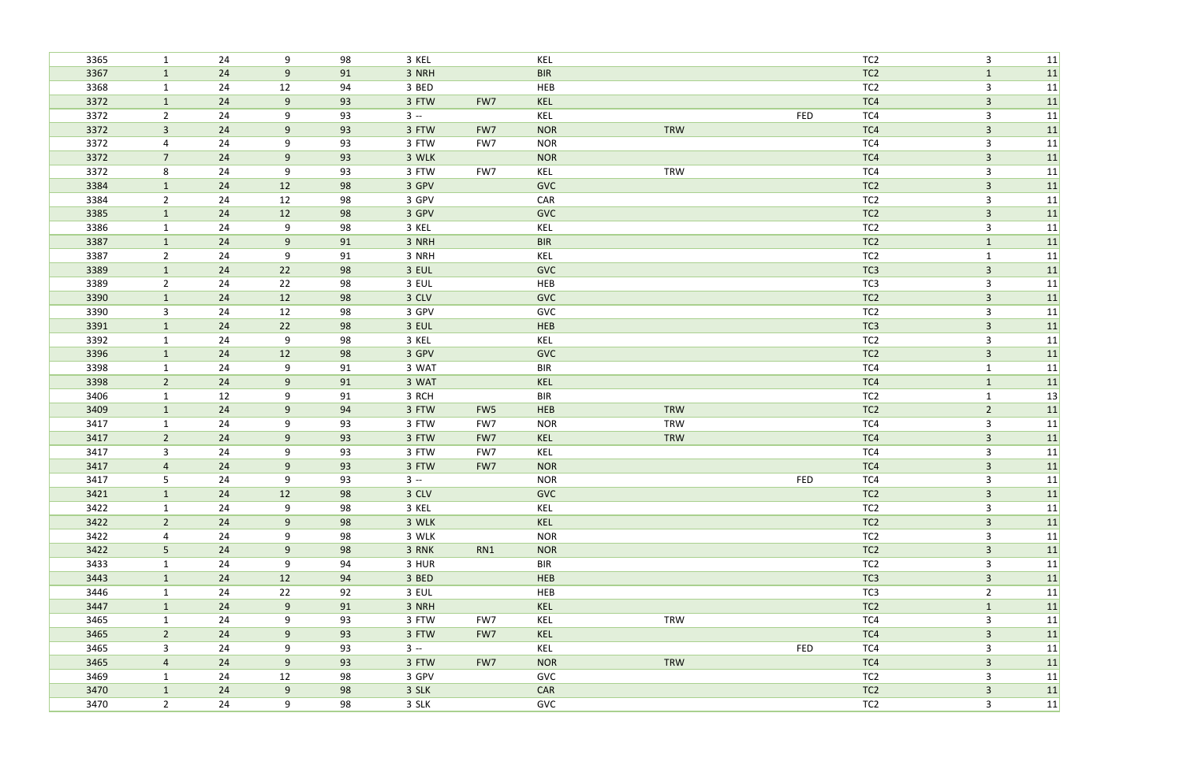| | | | | | | | | | | | | |
|---|---|---|---|---|---|---|---|---|---|---|---|---|
| 3365 | 1 | 24 | 9 | 98 | 3 KEL | | KEL | | | TC2 | 3 | 11 |
| 3367 | 1 | 24 | 9 | 91 | 3 NRH | | BIR | | | TC2 | 1 | 11 |
| 3368 | 1 | 24 | 12 | 94 | 3 BED | | HEB | | | TC2 | 3 | 11 |
| 3372 | 1 | 24 | 9 | 93 | 3 FTW | FW7 | KEL | | | TC4 | 3 | 11 |
| 3372 | 2 | 24 | 9 | 93 | 3 -- | | KEL | | FED | TC4 | 3 | 11 |
| 3372 | 3 | 24 | 9 | 93 | 3 FTW | FW7 | NOR | TRW | | TC4 | 3 | 11 |
| 3372 | 4 | 24 | 9 | 93 | 3 FTW | FW7 | NOR | | | TC4 | 3 | 11 |
| 3372 | 7 | 24 | 9 | 93 | 3 WLK | | NOR | | | TC4 | 3 | 11 |
| 3372 | 8 | 24 | 9 | 93 | 3 FTW | FW7 | KEL | TRW | | TC4 | 3 | 11 |
| 3384 | 1 | 24 | 12 | 98 | 3 GPV | | GVC | | | TC2 | 3 | 11 |
| 3384 | 2 | 24 | 12 | 98 | 3 GPV | | CAR | | | TC2 | 3 | 11 |
| 3385 | 1 | 24 | 12 | 98 | 3 GPV | | GVC | | | TC2 | 3 | 11 |
| 3386 | 1 | 24 | 9 | 98 | 3 KEL | | KEL | | | TC2 | 3 | 11 |
| 3387 | 1 | 24 | 9 | 91 | 3 NRH | | BIR | | | TC2 | 1 | 11 |
| 3387 | 2 | 24 | 9 | 91 | 3 NRH | | KEL | | | TC2 | 1 | 11 |
| 3389 | 1 | 24 | 22 | 98 | 3 EUL | | GVC | | | TC3 | 3 | 11 |
| 3389 | 2 | 24 | 22 | 98 | 3 EUL | | HEB | | | TC3 | 3 | 11 |
| 3390 | 1 | 24 | 12 | 98 | 3 CLV | | GVC | | | TC2 | 3 | 11 |
| 3390 | 3 | 24 | 12 | 98 | 3 GPV | | GVC | | | TC2 | 3 | 11 |
| 3391 | 1 | 24 | 22 | 98 | 3 EUL | | HEB | | | TC3 | 3 | 11 |
| 3392 | 1 | 24 | 9 | 98 | 3 KEL | | KEL | | | TC2 | 3 | 11 |
| 3396 | 1 | 24 | 12 | 98 | 3 GPV | | GVC | | | TC2 | 3 | 11 |
| 3398 | 1 | 24 | 9 | 91 | 3 WAT | | BIR | | | TC4 | 1 | 11 |
| 3398 | 2 | 24 | 9 | 91 | 3 WAT | | KEL | | | TC4 | 1 | 11 |
| 3406 | 1 | 12 | 9 | 91 | 3 RCH | | BIR | | | TC2 | 1 | 13 |
| 3409 | 1 | 24 | 9 | 94 | 3 FTW | FW5 | HEB | TRW | | TC2 | 2 | 11 |
| 3417 | 1 | 24 | 9 | 93 | 3 FTW | FW7 | NOR | TRW | | TC4 | 3 | 11 |
| 3417 | 2 | 24 | 9 | 93 | 3 FTW | FW7 | KEL | TRW | | TC4 | 3 | 11 |
| 3417 | 3 | 24 | 9 | 93 | 3 FTW | FW7 | KEL | | | TC4 | 3 | 11 |
| 3417 | 4 | 24 | 9 | 93 | 3 FTW | FW7 | NOR | | | TC4 | 3 | 11 |
| 3417 | 5 | 24 | 9 | 93 | 3 -- | | NOR | | FED | TC4 | 3 | 11 |
| 3421 | 1 | 24 | 12 | 98 | 3 CLV | | GVC | | | TC2 | 3 | 11 |
| 3422 | 1 | 24 | 9 | 98 | 3 KEL | | KEL | | | TC2 | 3 | 11 |
| 3422 | 2 | 24 | 9 | 98 | 3 WLK | | KEL | | | TC2 | 3 | 11 |
| 3422 | 4 | 24 | 9 | 98 | 3 WLK | | NOR | | | TC2 | 3 | 11 |
| 3422 | 5 | 24 | 9 | 98 | 3 RNK | RN1 | NOR | | | TC2 | 3 | 11 |
| 3433 | 1 | 24 | 9 | 94 | 3 HUR | | BIR | | | TC2 | 3 | 11 |
| 3443 | 1 | 24 | 12 | 94 | 3 BED | | HEB | | | TC3 | 3 | 11 |
| 3446 | 1 | 24 | 22 | 92 | 3 EUL | | HEB | | | TC3 | 2 | 11 |
| 3447 | 1 | 24 | 9 | 91 | 3 NRH | | KEL | | | TC2 | 1 | 11 |
| 3465 | 1 | 24 | 9 | 93 | 3 FTW | FW7 | KEL | TRW | | TC4 | 3 | 11 |
| 3465 | 2 | 24 | 9 | 93 | 3 FTW | FW7 | KEL | | | TC4 | 3 | 11 |
| 3465 | 3 | 24 | 9 | 93 | 3 -- | | KEL | | FED | TC4 | 3 | 11 |
| 3465 | 4 | 24 | 9 | 93 | 3 FTW | FW7 | NOR | TRW | | TC4 | 3 | 11 |
| 3469 | 1 | 24 | 12 | 98 | 3 GPV | | GVC | | | TC2 | 3 | 11 |
| 3470 | 1 | 24 | 9 | 98 | 3 SLK | | CAR | | | TC2 | 3 | 11 |
| 3470 | 2 | 24 | 9 | 98 | 3 SLK | | GVC | | | TC2 | 3 | 11 |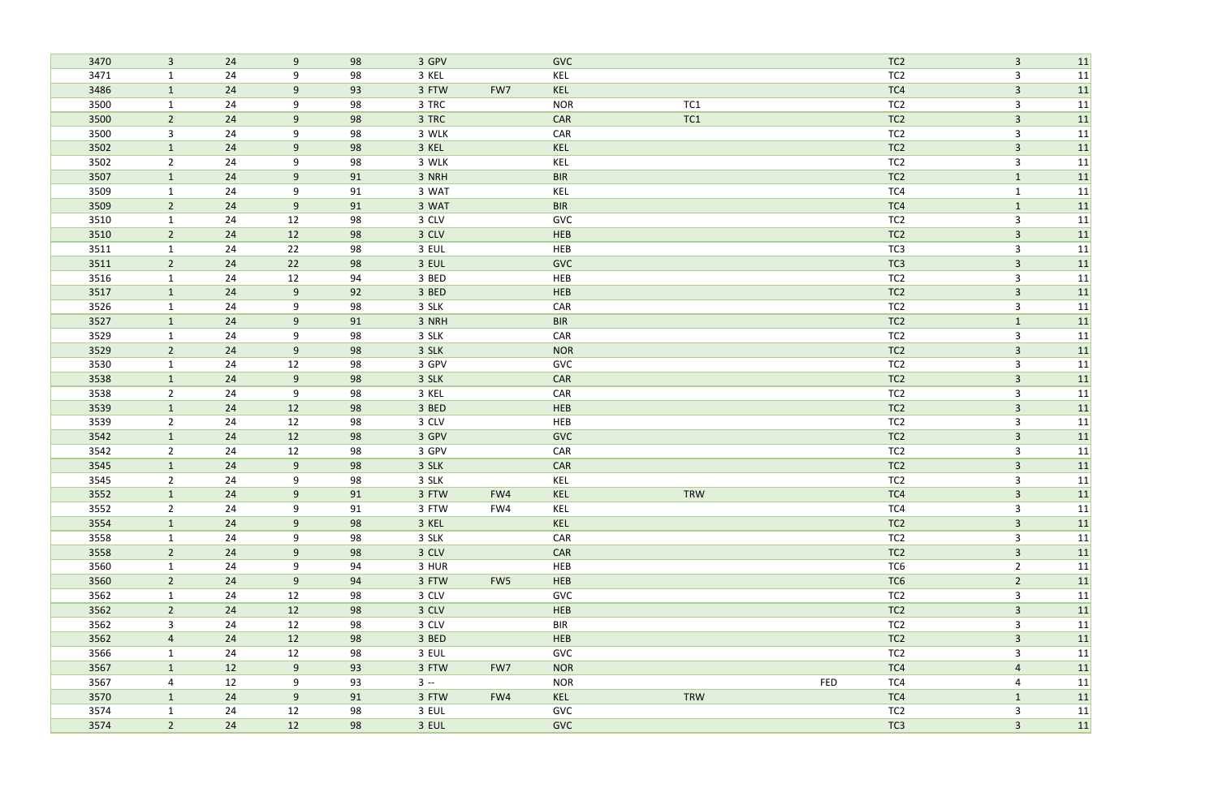| | | | | | | | | | | | | | |
|---|---|---|---|---|---|---|---|---|---|---|---|---|---|
| 3470 | 3 | 24 | 9 | 98 | 3 | GPV | | GVC | | | TC2 | 3 | 11 |
| 3471 | 1 | 24 | 9 | 98 | 3 | KEL | | KEL | | | TC2 | 3 | 11 |
| 3486 | 1 | 24 | 9 | 93 | 3 | FTW | FW7 | KEL | | | TC4 | 3 | 11 |
| 3500 | 1 | 24 | 9 | 98 | 3 | TRC | | NOR | TC1 | | TC2 | 3 | 11 |
| 3500 | 2 | 24 | 9 | 98 | 3 | TRC | | CAR | TC1 | | TC2 | 3 | 11 |
| 3500 | 3 | 24 | 9 | 98 | 3 | WLK | | CAR | | | TC2 | 3 | 11 |
| 3502 | 1 | 24 | 9 | 98 | 3 | KEL | | KEL | | | TC2 | 3 | 11 |
| 3502 | 2 | 24 | 9 | 98 | 3 | WLK | | KEL | | | TC2 | 3 | 11 |
| 3507 | 1 | 24 | 9 | 91 | 3 | NRH | | BIR | | | TC2 | 1 | 11 |
| 3509 | 1 | 24 | 9 | 91 | 3 | WAT | | KEL | | | TC4 | 1 | 11 |
| 3509 | 2 | 24 | 9 | 91 | 3 | WAT | | BIR | | | TC4 | 1 | 11 |
| 3510 | 1 | 24 | 12 | 98 | 3 | CLV | | GVC | | | TC2 | 3 | 11 |
| 3510 | 2 | 24 | 12 | 98 | 3 | CLV | | HEB | | | TC2 | 3 | 11 |
| 3511 | 1 | 24 | 22 | 98 | 3 | EUL | | HEB | | | TC3 | 3 | 11 |
| 3511 | 2 | 24 | 22 | 98 | 3 | EUL | | GVC | | | TC3 | 3 | 11 |
| 3516 | 1 | 24 | 12 | 94 | 3 | BED | | HEB | | | TC2 | 3 | 11 |
| 3517 | 1 | 24 | 9 | 92 | 3 | BED | | HEB | | | TC2 | 3 | 11 |
| 3526 | 1 | 24 | 9 | 98 | 3 | SLK | | CAR | | | TC2 | 3 | 11 |
| 3527 | 1 | 24 | 9 | 91 | 3 | NRH | | BIR | | | TC2 | 1 | 11 |
| 3529 | 1 | 24 | 9 | 98 | 3 | SLK | | CAR | | | TC2 | 3 | 11 |
| 3529 | 2 | 24 | 9 | 98 | 3 | SLK | | NOR | | | TC2 | 3 | 11 |
| 3530 | 1 | 24 | 12 | 98 | 3 | GPV | | GVC | | | TC2 | 3 | 11 |
| 3538 | 1 | 24 | 9 | 98 | 3 | SLK | | CAR | | | TC2 | 3 | 11 |
| 3538 | 2 | 24 | 9 | 98 | 3 | KEL | | CAR | | | TC2 | 3 | 11 |
| 3539 | 1 | 24 | 12 | 98 | 3 | BED | | HEB | | | TC2 | 3 | 11 |
| 3539 | 2 | 24 | 12 | 98 | 3 | CLV | | HEB | | | TC2 | 3 | 11 |
| 3542 | 1 | 24 | 12 | 98 | 3 | GPV | | GVC | | | TC2 | 3 | 11 |
| 3542 | 2 | 24 | 12 | 98 | 3 | GPV | | CAR | | | TC2 | 3 | 11 |
| 3545 | 1 | 24 | 9 | 98 | 3 | SLK | | CAR | | | TC2 | 3 | 11 |
| 3545 | 2 | 24 | 9 | 98 | 3 | SLK | | KEL | | | TC2 | 3 | 11 |
| 3552 | 1 | 24 | 9 | 91 | 3 | FTW | FW4 | KEL | TRW | | TC4 | 3 | 11 |
| 3552 | 2 | 24 | 9 | 91 | 3 | FTW | FW4 | KEL | | | TC4 | 3 | 11 |
| 3554 | 1 | 24 | 9 | 98 | 3 | KEL | | KEL | | | TC2 | 3 | 11 |
| 3558 | 1 | 24 | 9 | 98 | 3 | SLK | | CAR | | | TC2 | 3 | 11 |
| 3558 | 2 | 24 | 9 | 98 | 3 | CLV | | CAR | | | TC2 | 3 | 11 |
| 3560 | 1 | 24 | 9 | 94 | 3 | HUR | | HEB | | | TC6 | 2 | 11 |
| 3560 | 2 | 24 | 9 | 94 | 3 | FTW | FW5 | HEB | | | TC6 | 2 | 11 |
| 3562 | 1 | 24 | 12 | 98 | 3 | CLV | | GVC | | | TC2 | 3 | 11 |
| 3562 | 2 | 24 | 12 | 98 | 3 | CLV | | HEB | | | TC2 | 3 | 11 |
| 3562 | 3 | 24 | 12 | 98 | 3 | CLV | | BIR | | | TC2 | 3 | 11 |
| 3562 | 4 | 24 | 12 | 98 | 3 | BED | | HEB | | | TC2 | 3 | 11 |
| 3566 | 1 | 24 | 12 | 98 | 3 | EUL | | GVC | | | TC2 | 3 | 11 |
| 3567 | 1 | 12 | 9 | 93 | 3 | FTW | FW7 | NOR | | | TC4 | 4 | 11 |
| 3567 | 4 | 12 | 9 | 93 | 3 | -- | | NOR | | FED | TC4 | 4 | 11 |
| 3570 | 1 | 24 | 9 | 91 | 3 | FTW | FW4 | KEL | TRW | | TC4 | 1 | 11 |
| 3574 | 1 | 24 | 12 | 98 | 3 | EUL | | GVC | | | TC2 | 3 | 11 |
| 3574 | 2 | 24 | 12 | 98 | 3 | EUL | | GVC | | | TC3 | 3 | 11 |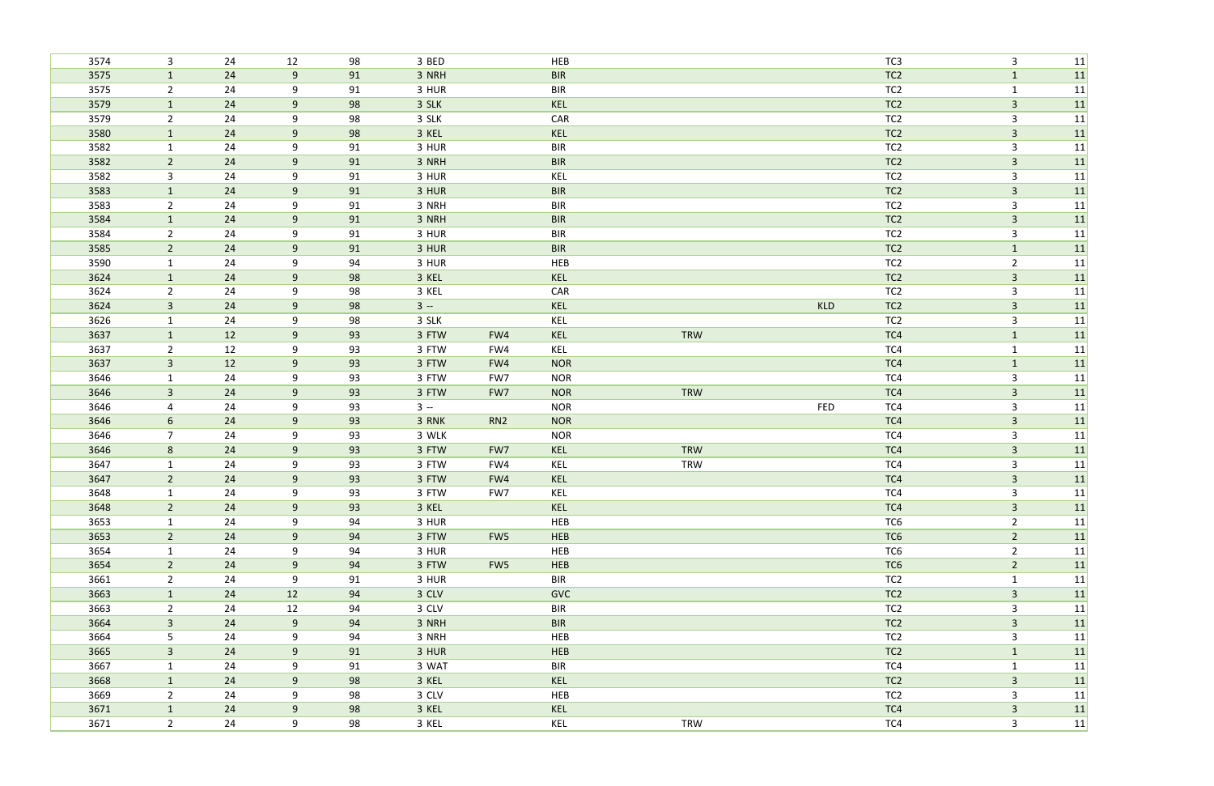| | | | | | | | | | | | | |
|---|---|---|---|---|---|---|---|---|---|---|---|---|
| 3574 | 3 | 24 | 12 | 98 | 3 BED | | HEB | | | TC3 | 3 | 11 |
| 3575 | 1 | 24 | 9 | 91 | 3 NRH | | BIR | | | TC2 | 1 | 11 |
| 3575 | 2 | 24 | 9 | 91 | 3 HUR | | BIR | | | TC2 | 1 | 11 |
| 3579 | 1 | 24 | 9 | 98 | 3 SLK | | KEL | | | TC2 | 3 | 11 |
| 3579 | 2 | 24 | 9 | 98 | 3 SLK | | CAR | | | TC2 | 3 | 11 |
| 3580 | 1 | 24 | 9 | 98 | 3 KEL | | KEL | | | TC2 | 3 | 11 |
| 3582 | 1 | 24 | 9 | 91 | 3 HUR | | BIR | | | TC2 | 3 | 11 |
| 3582 | 2 | 24 | 9 | 91 | 3 NRH | | BIR | | | TC2 | 3 | 11 |
| 3582 | 3 | 24 | 9 | 91 | 3 HUR | | KEL | | | TC2 | 3 | 11 |
| 3583 | 1 | 24 | 9 | 91 | 3 HUR | | BIR | | | TC2 | 3 | 11 |
| 3583 | 2 | 24 | 9 | 91 | 3 NRH | | BIR | | | TC2 | 3 | 11 |
| 3584 | 1 | 24 | 9 | 91 | 3 NRH | | BIR | | | TC2 | 3 | 11 |
| 3584 | 2 | 24 | 9 | 91 | 3 HUR | | BIR | | | TC2 | 3 | 11 |
| 3585 | 2 | 24 | 9 | 91 | 3 HUR | | BIR | | | TC2 | 1 | 11 |
| 3590 | 1 | 24 | 9 | 94 | 3 HUR | | HEB | | | TC2 | 2 | 11 |
| 3624 | 1 | 24 | 9 | 98 | 3 KEL | | KEL | | | TC2 | 3 | 11 |
| 3624 | 2 | 24 | 9 | 98 | 3 KEL | | CAR | | | TC2 | 3 | 11 |
| 3624 | 3 | 24 | 9 | 98 | 3 -- | | KEL | | KLD | TC2 | 3 | 11 |
| 3626 | 1 | 24 | 9 | 98 | 3 SLK | | KEL | | | TC2 | 3 | 11 |
| 3637 | 1 | 12 | 9 | 93 | 3 FTW | FW4 | KEL | TRW | | TC4 | 1 | 11 |
| 3637 | 2 | 12 | 9 | 93 | 3 FTW | FW4 | KEL | | | TC4 | 1 | 11 |
| 3637 | 3 | 12 | 9 | 93 | 3 FTW | FW4 | NOR | | | TC4 | 1 | 11 |
| 3646 | 1 | 24 | 9 | 93 | 3 FTW | FW7 | NOR | | | TC4 | 3 | 11 |
| 3646 | 3 | 24 | 9 | 93 | 3 FTW | FW7 | NOR | TRW | | TC4 | 3 | 11 |
| 3646 | 4 | 24 | 9 | 93 | 3 -- | | NOR | | FED | TC4 | 3 | 11 |
| 3646 | 6 | 24 | 9 | 93 | 3 RNK | RN2 | NOR | | | TC4 | 3 | 11 |
| 3646 | 7 | 24 | 9 | 93 | 3 WLK | | NOR | | | TC4 | 3 | 11 |
| 3646 | 8 | 24 | 9 | 93 | 3 FTW | FW7 | KEL | TRW | | TC4 | 3 | 11 |
| 3647 | 1 | 24 | 9 | 93 | 3 FTW | FW4 | KEL | TRW | | TC4 | 3 | 11 |
| 3647 | 2 | 24 | 9 | 93 | 3 FTW | FW4 | KEL | | | TC4 | 3 | 11 |
| 3648 | 1 | 24 | 9 | 93 | 3 FTW | FW7 | KEL | | | TC4 | 3 | 11 |
| 3648 | 2 | 24 | 9 | 93 | 3 KEL | | KEL | | | TC4 | 3 | 11 |
| 3653 | 1 | 24 | 9 | 94 | 3 HUR | | HEB | | | TC6 | 2 | 11 |
| 3653 | 2 | 24 | 9 | 94 | 3 FTW | FW5 | HEB | | | TC6 | 2 | 11 |
| 3654 | 1 | 24 | 9 | 94 | 3 HUR | | HEB | | | TC6 | 2 | 11 |
| 3654 | 2 | 24 | 9 | 94 | 3 FTW | FW5 | HEB | | | TC6 | 2 | 11 |
| 3661 | 2 | 24 | 9 | 91 | 3 HUR | | BIR | | | TC2 | 1 | 11 |
| 3663 | 1 | 24 | 12 | 94 | 3 CLV | | GVC | | | TC2 | 3 | 11 |
| 3663 | 2 | 24 | 12 | 94 | 3 CLV | | BIR | | | TC2 | 3 | 11 |
| 3664 | 3 | 24 | 9 | 94 | 3 NRH | | BIR | | | TC2 | 3 | 11 |
| 3664 | 5 | 24 | 9 | 94 | 3 NRH | | HEB | | | TC2 | 3 | 11 |
| 3665 | 3 | 24 | 9 | 91 | 3 HUR | | HEB | | | TC2 | 1 | 11 |
| 3667 | 1 | 24 | 9 | 91 | 3 WAT | | BIR | | | TC4 | 1 | 11 |
| 3668 | 1 | 24 | 9 | 98 | 3 KEL | | KEL | | | TC2 | 3 | 11 |
| 3669 | 2 | 24 | 9 | 98 | 3 CLV | | HEB | | | TC2 | 3 | 11 |
| 3671 | 1 | 24 | 9 | 98 | 3 KEL | | KEL | | | TC4 | 3 | 11 |
| 3671 | 2 | 24 | 9 | 98 | 3 KEL | | KEL | TRW | | TC4 | 3 | 11 |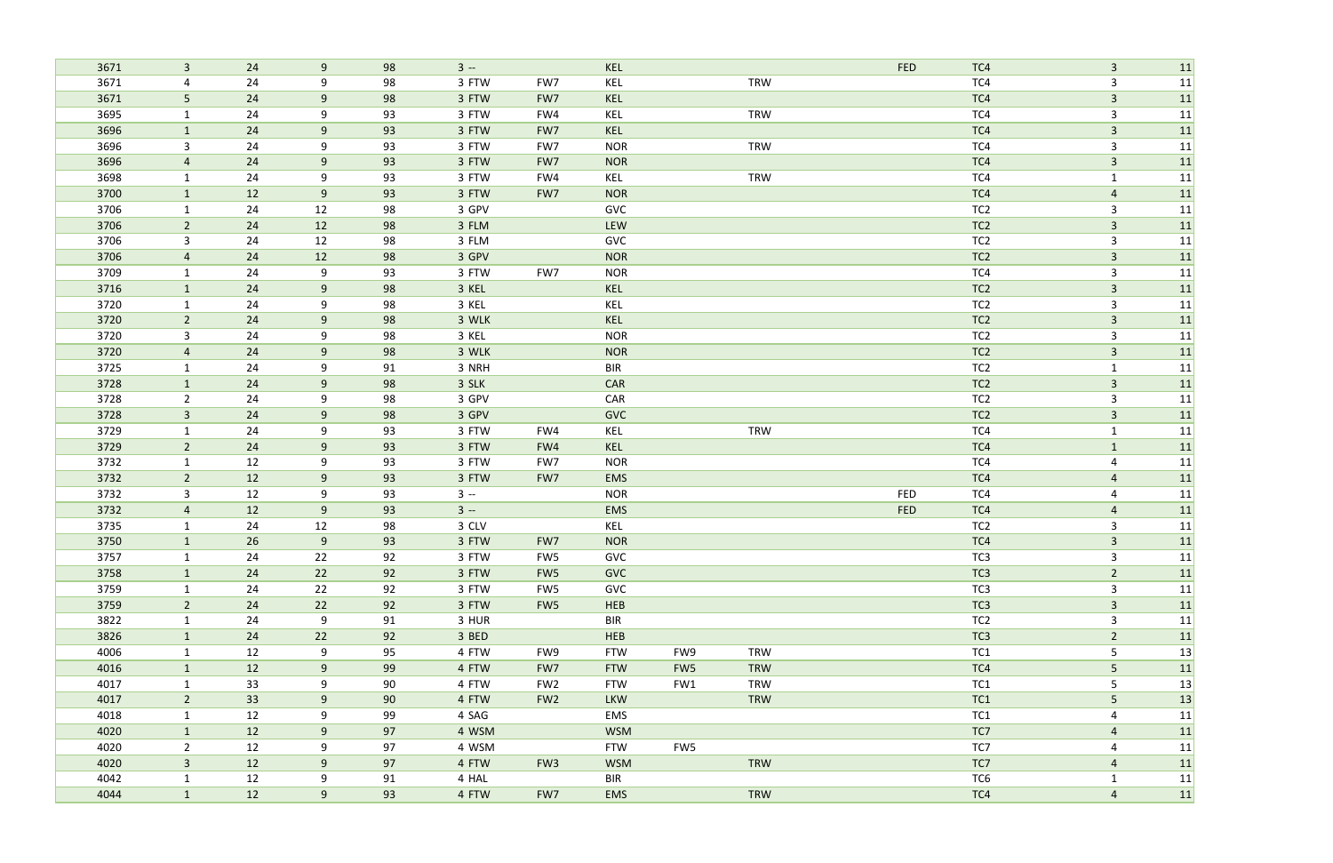| | | | | | | | | | | | | | |
|---|---|---|---|---|---|---|---|---|---|---|---|---|---|
| 3671 | 3 | 24 | 9 | 98 | 3 -- | | KEL | | | FED | TC4 | 3 | 11 |
| 3671 | 4 | 24 | 9 | 98 | 3 FTW | FW7 | KEL | | TRW | | TC4 | 3 | 11 |
| 3671 | 5 | 24 | 9 | 98 | 3 FTW | FW7 | KEL | | | | TC4 | 3 | 11 |
| 3695 | 1 | 24 | 9 | 93 | 3 FTW | FW4 | KEL | | TRW | | TC4 | 3 | 11 |
| 3696 | 1 | 24 | 9 | 93 | 3 FTW | FW7 | KEL | | | | TC4 | 3 | 11 |
| 3696 | 3 | 24 | 9 | 93 | 3 FTW | FW7 | NOR | | TRW | | TC4 | 3 | 11 |
| 3696 | 4 | 24 | 9 | 93 | 3 FTW | FW7 | NOR | | | | TC4 | 3 | 11 |
| 3698 | 1 | 24 | 9 | 93 | 3 FTW | FW4 | KEL | | TRW | | TC4 | 1 | 11 |
| 3700 | 1 | 12 | 9 | 93 | 3 FTW | FW7 | NOR | | | | TC4 | 4 | 11 |
| 3706 | 1 | 24 | 12 | 98 | 3 GPV | | GVC | | | | TC2 | 3 | 11 |
| 3706 | 2 | 24 | 12 | 98 | 3 FLM | | LEW | | | | TC2 | 3 | 11 |
| 3706 | 3 | 24 | 12 | 98 | 3 FLM | | GVC | | | | TC2 | 3 | 11 |
| 3706 | 4 | 24 | 12 | 98 | 3 GPV | | NOR | | | | TC2 | 3 | 11 |
| 3709 | 1 | 24 | 9 | 93 | 3 FTW | FW7 | NOR | | | | TC4 | 3 | 11 |
| 3716 | 1 | 24 | 9 | 98 | 3 KEL | | KEL | | | | TC2 | 3 | 11 |
| 3720 | 1 | 24 | 9 | 98 | 3 KEL | | KEL | | | | TC2 | 3 | 11 |
| 3720 | 2 | 24 | 9 | 98 | 3 WLK | | KEL | | | | TC2 | 3 | 11 |
| 3720 | 3 | 24 | 9 | 98 | 3 KEL | | NOR | | | | TC2 | 3 | 11 |
| 3720 | 4 | 24 | 9 | 98 | 3 WLK | | NOR | | | | TC2 | 3 | 11 |
| 3725 | 1 | 24 | 9 | 91 | 3 NRH | | BIR | | | | TC2 | 1 | 11 |
| 3728 | 1 | 24 | 9 | 98 | 3 SLK | | CAR | | | | TC2 | 3 | 11 |
| 3728 | 2 | 24 | 9 | 98 | 3 GPV | | CAR | | | | TC2 | 3 | 11 |
| 3728 | 3 | 24 | 9 | 98 | 3 GPV | | GVC | | | | TC2 | 3 | 11 |
| 3729 | 1 | 24 | 9 | 93 | 3 FTW | FW4 | KEL | | TRW | | TC4 | 1 | 11 |
| 3729 | 2 | 24 | 9 | 93 | 3 FTW | FW4 | KEL | | | | TC4 | 1 | 11 |
| 3732 | 1 | 12 | 9 | 93 | 3 FTW | FW7 | NOR | | | | TC4 | 4 | 11 |
| 3732 | 2 | 12 | 9 | 93 | 3 FTW | FW7 | EMS | | | | TC4 | 4 | 11 |
| 3732 | 3 | 12 | 9 | 93 | 3 -- | | NOR | | | FED | TC4 | 4 | 11 |
| 3732 | 4 | 12 | 9 | 93 | 3 -- | | EMS | | | FED | TC4 | 4 | 11 |
| 3735 | 1 | 24 | 12 | 98 | 3 CLV | | KEL | | | | TC2 | 3 | 11 |
| 3750 | 1 | 26 | 9 | 93 | 3 FTW | FW7 | NOR | | | | TC4 | 3 | 11 |
| 3757 | 1 | 24 | 22 | 92 | 3 FTW | FW5 | GVC | | | | TC3 | 3 | 11 |
| 3758 | 1 | 24 | 22 | 92 | 3 FTW | FW5 | GVC | | | | TC3 | 2 | 11 |
| 3759 | 1 | 24 | 22 | 92 | 3 FTW | FW5 | GVC | | | | TC3 | 3 | 11 |
| 3759 | 2 | 24 | 22 | 92 | 3 FTW | FW5 | HEB | | | | TC3 | 3 | 11 |
| 3822 | 1 | 24 | 9 | 91 | 3 HUR | | BIR | | | | TC2 | 3 | 11 |
| 3826 | 1 | 24 | 22 | 92 | 3 BED | | HEB | | | | TC3 | 2 | 11 |
| 4006 | 1 | 12 | 9 | 95 | 4 FTW | FW9 | FTW | FW9 | TRW | | TC1 | 5 | 13 |
| 4016 | 1 | 12 | 9 | 99 | 4 FTW | FW7 | FTW | FW5 | TRW | | TC4 | 5 | 11 |
| 4017 | 1 | 33 | 9 | 90 | 4 FTW | FW2 | FTW | FW1 | TRW | | TC1 | 5 | 13 |
| 4017 | 2 | 33 | 9 | 90 | 4 FTW | FW2 | LKW | | TRW | | TC1 | 5 | 13 |
| 4018 | 1 | 12 | 9 | 99 | 4 SAG | | EMS | | | | TC1 | 4 | 11 |
| 4020 | 1 | 12 | 9 | 97 | 4 WSM | | WSM | | | | TC7 | 4 | 11 |
| 4020 | 2 | 12 | 9 | 97 | 4 WSM | | FTW | FW5 | | | TC7 | 4 | 11 |
| 4020 | 3 | 12 | 9 | 97 | 4 FTW | FW3 | WSM | | TRW | | TC7 | 4 | 11 |
| 4042 | 1 | 12 | 9 | 91 | 4 HAL | | BIR | | | | TC6 | 1 | 11 |
| 4044 | 1 | 12 | 9 | 93 | 4 FTW | FW7 | EMS | | TRW | | TC4 | 4 | 11 |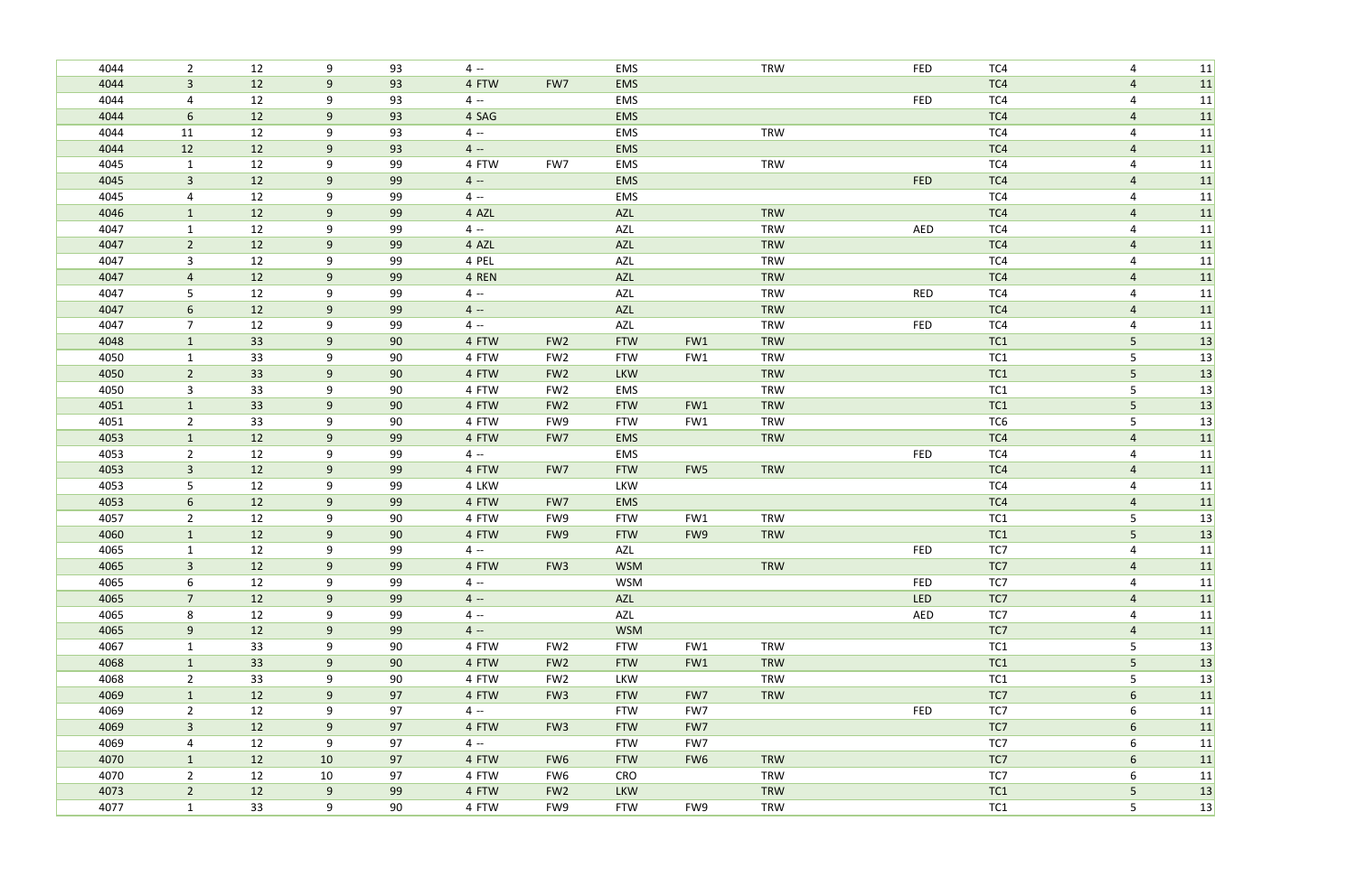| | | | | | | | | | | | | | | |
|---|---|---|---|---|---|---|---|---|---|---|---|---|---|---|
| 4044 | 2 | 12 | 9 | 93 | 4 | -- | | EMS | | TRW | FED | TC4 | 4 | 11 |
| 4044 | 3 | 12 | 9 | 93 | 4 | FTW | FW7 | EMS | | | | TC4 | 4 | 11 |
| 4044 | 4 | 12 | 9 | 93 | 4 | -- | | EMS | | | FED | TC4 | 4 | 11 |
| 4044 | 6 | 12 | 9 | 93 | 4 | SAG | | EMS | | | | TC4 | 4 | 11 |
| 4044 | 11 | 12 | 9 | 93 | 4 | -- | | EMS | | TRW | | TC4 | 4 | 11 |
| 4044 | 12 | 12 | 9 | 93 | 4 | -- | | EMS | | | | TC4 | 4 | 11 |
| 4045 | 1 | 12 | 9 | 99 | 4 | FTW | FW7 | EMS | | TRW | | TC4 | 4 | 11 |
| 4045 | 3 | 12 | 9 | 99 | 4 | -- | | EMS | | | FED | TC4 | 4 | 11 |
| 4045 | 4 | 12 | 9 | 99 | 4 | -- | | EMS | | | | TC4 | 4 | 11 |
| 4046 | 1 | 12 | 9 | 99 | 4 | AZL | | AZL | | TRW | | TC4 | 4 | 11 |
| 4047 | 1 | 12 | 9 | 99 | 4 | -- | | AZL | | TRW | AED | TC4 | 4 | 11 |
| 4047 | 2 | 12 | 9 | 99 | 4 | AZL | | AZL | | TRW | | TC4 | 4 | 11 |
| 4047 | 3 | 12 | 9 | 99 | 4 | PEL | | AZL | | TRW | | TC4 | 4 | 11 |
| 4047 | 4 | 12 | 9 | 99 | 4 | REN | | AZL | | TRW | | TC4 | 4 | 11 |
| 4047 | 5 | 12 | 9 | 99 | 4 | -- | | AZL | | TRW | RED | TC4 | 4 | 11 |
| 4047 | 6 | 12 | 9 | 99 | 4 | -- | | AZL | | TRW | | TC4 | 4 | 11 |
| 4047 | 7 | 12 | 9 | 99 | 4 | -- | | AZL | | TRW | FED | TC4 | 4 | 11 |
| 4048 | 1 | 33 | 9 | 90 | 4 | FTW | FW2 | FTW | FW1 | TRW | | TC1 | 5 | 13 |
| 4050 | 1 | 33 | 9 | 90 | 4 | FTW | FW2 | FTW | FW1 | TRW | | TC1 | 5 | 13 |
| 4050 | 2 | 33 | 9 | 90 | 4 | FTW | FW2 | LKW | | TRW | | TC1 | 5 | 13 |
| 4050 | 3 | 33 | 9 | 90 | 4 | FTW | FW2 | EMS | | TRW | | TC1 | 5 | 13 |
| 4051 | 1 | 33 | 9 | 90 | 4 | FTW | FW2 | FTW | FW1 | TRW | | TC1 | 5 | 13 |
| 4051 | 2 | 33 | 9 | 90 | 4 | FTW | FW9 | FTW | FW1 | TRW | | TC6 | 5 | 13 |
| 4053 | 1 | 12 | 9 | 99 | 4 | FTW | FW7 | EMS | | TRW | | TC4 | 4 | 11 |
| 4053 | 2 | 12 | 9 | 99 | 4 | -- | | EMS | | | FED | TC4 | 4 | 11 |
| 4053 | 3 | 12 | 9 | 99 | 4 | FTW | FW7 | FTW | FW5 | TRW | | TC4 | 4 | 11 |
| 4053 | 5 | 12 | 9 | 99 | 4 | LKW | | LKW | | | | TC4 | 4 | 11 |
| 4053 | 6 | 12 | 9 | 99 | 4 | FTW | FW7 | EMS | | | | TC4 | 4 | 11 |
| 4057 | 2 | 12 | 9 | 90 | 4 | FTW | FW9 | FTW | FW1 | TRW | | TC1 | 5 | 13 |
| 4060 | 1 | 12 | 9 | 90 | 4 | FTW | FW9 | FTW | FW9 | TRW | | TC1 | 5 | 13 |
| 4065 | 1 | 12 | 9 | 99 | 4 | -- | | AZL | | | FED | TC7 | 4 | 11 |
| 4065 | 3 | 12 | 9 | 99 | 4 | FTW | FW3 | WSM | | TRW | | TC7 | 4 | 11 |
| 4065 | 6 | 12 | 9 | 99 | 4 | -- | | WSM | | | FED | TC7 | 4 | 11 |
| 4065 | 7 | 12 | 9 | 99 | 4 | -- | | AZL | | | LED | TC7 | 4 | 11 |
| 4065 | 8 | 12 | 9 | 99 | 4 | -- | | AZL | | | AED | TC7 | 4 | 11 |
| 4065 | 9 | 12 | 9 | 99 | 4 | -- | | WSM | | | | TC7 | 4 | 11 |
| 4067 | 1 | 33 | 9 | 90 | 4 | FTW | FW2 | FTW | FW1 | TRW | | TC1 | 5 | 13 |
| 4068 | 1 | 33 | 9 | 90 | 4 | FTW | FW2 | FTW | FW1 | TRW | | TC1 | 5 | 13 |
| 4068 | 2 | 33 | 9 | 90 | 4 | FTW | FW2 | LKW | | TRW | | TC1 | 5 | 13 |
| 4069 | 1 | 12 | 9 | 97 | 4 | FTW | FW3 | FTW | FW7 | TRW | | TC7 | 6 | 11 |
| 4069 | 2 | 12 | 9 | 97 | 4 | -- | | FTW | FW7 | | FED | TC7 | 6 | 11 |
| 4069 | 3 | 12 | 9 | 97 | 4 | FTW | FW3 | FTW | FW7 | | | TC7 | 6 | 11 |
| 4069 | 4 | 12 | 9 | 97 | 4 | -- | | FTW | FW7 | | | TC7 | 6 | 11 |
| 4070 | 1 | 12 | 10 | 97 | 4 | FTW | FW6 | FTW | FW6 | TRW | | TC7 | 6 | 11 |
| 4070 | 2 | 12 | 10 | 97 | 4 | FTW | FW6 | CRO | | TRW | | TC7 | 6 | 11 |
| 4073 | 2 | 12 | 9 | 99 | 4 | FTW | FW2 | LKW | | TRW | | TC1 | 5 | 13 |
| 4077 | 1 | 33 | 9 | 90 | 4 | FTW | FW9 | FTW | FW9 | TRW | | TC1 | 5 | 13 |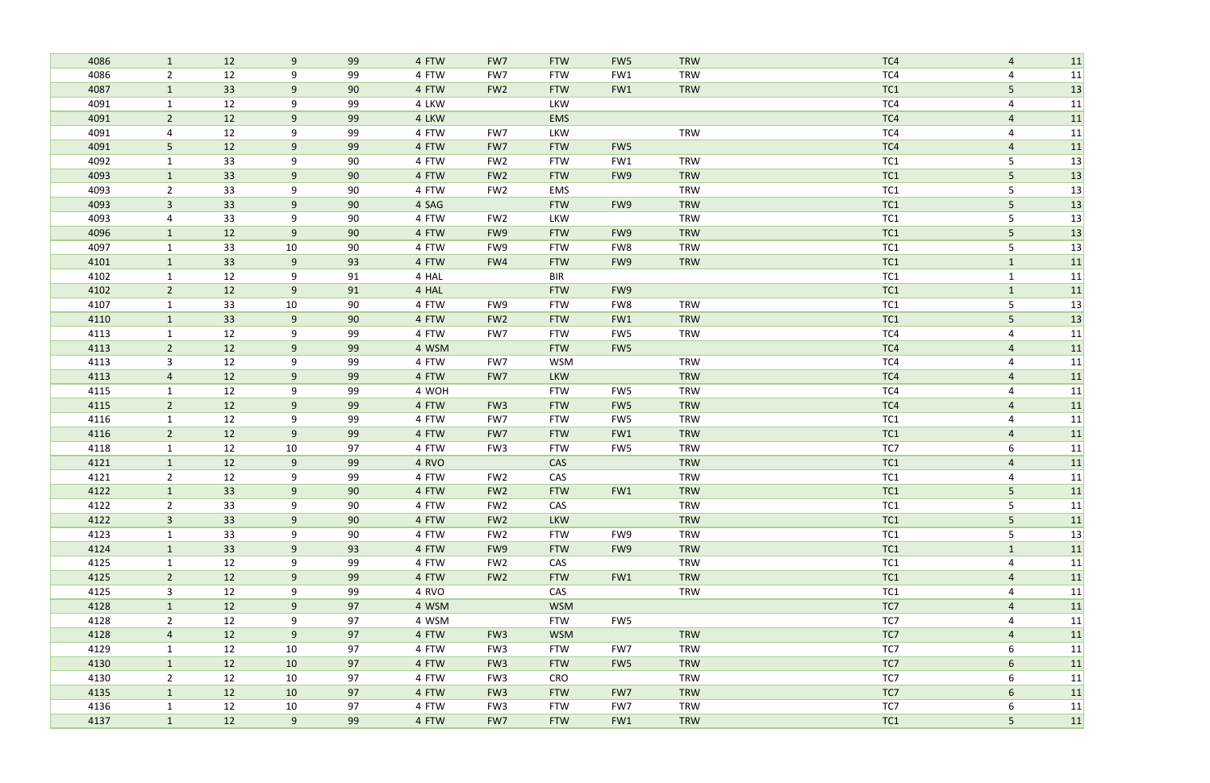| | | | | | | | | | | | | |
|---|---|---|---|---|---|---|---|---|---|---|---|---|
| 4086 | 1 | 12 | 9 | 99 | 4 FTW | FW7 | FTW | FW5 | TRW | TC4 | 4 | 11 |
| 4086 | 2 | 12 | 9 | 99 | 4 FTW | FW7 | FTW | FW1 | TRW | TC4 | 4 | 11 |
| 4087 | 1 | 33 | 9 | 90 | 4 FTW | FW2 | FTW | FW1 | TRW | TC1 | 5 | 13 |
| 4091 | 1 | 12 | 9 | 99 | 4 LKW | | LKW | | | TC4 | 4 | 11 |
| 4091 | 2 | 12 | 9 | 99 | 4 LKW | | EMS | | | TC4 | 4 | 11 |
| 4091 | 4 | 12 | 9 | 99 | 4 FTW | FW7 | LKW | | TRW | TC4 | 4 | 11 |
| 4091 | 5 | 12 | 9 | 99 | 4 FTW | FW7 | FTW | FW5 | | TC4 | 4 | 11 |
| 4092 | 1 | 33 | 9 | 90 | 4 FTW | FW2 | FTW | FW1 | TRW | TC1 | 5 | 13 |
| 4093 | 1 | 33 | 9 | 90 | 4 FTW | FW2 | FTW | FW9 | TRW | TC1 | 5 | 13 |
| 4093 | 2 | 33 | 9 | 90 | 4 FTW | FW2 | EMS | | TRW | TC1 | 5 | 13 |
| 4093 | 3 | 33 | 9 | 90 | 4 SAG | | FTW | FW9 | TRW | TC1 | 5 | 13 |
| 4093 | 4 | 33 | 9 | 90 | 4 FTW | FW2 | LKW | | TRW | TC1 | 5 | 13 |
| 4096 | 1 | 12 | 9 | 90 | 4 FTW | FW9 | FTW | FW9 | TRW | TC1 | 5 | 13 |
| 4097 | 1 | 33 | 10 | 90 | 4 FTW | FW9 | FTW | FW8 | TRW | TC1 | 5 | 13 |
| 4101 | 1 | 33 | 9 | 93 | 4 FTW | FW4 | FTW | FW9 | TRW | TC1 | 1 | 11 |
| 4102 | 1 | 12 | 9 | 91 | 4 HAL | | BIR | | | TC1 | 1 | 11 |
| 4102 | 2 | 12 | 9 | 91 | 4 HAL | | FTW | FW9 | | TC1 | 1 | 11 |
| 4107 | 1 | 33 | 10 | 90 | 4 FTW | FW9 | FTW | FW8 | TRW | TC1 | 5 | 13 |
| 4110 | 1 | 33 | 9 | 90 | 4 FTW | FW2 | FTW | FW1 | TRW | TC1 | 5 | 13 |
| 4113 | 1 | 12 | 9 | 99 | 4 FTW | FW7 | FTW | FW5 | TRW | TC4 | 4 | 11 |
| 4113 | 2 | 12 | 9 | 99 | 4 WSM | | FTW | FW5 | | TC4 | 4 | 11 |
| 4113 | 3 | 12 | 9 | 99 | 4 FTW | FW7 | WSM | | TRW | TC4 | 4 | 11 |
| 4113 | 4 | 12 | 9 | 99 | 4 FTW | FW7 | LKW | | TRW | TC4 | 4 | 11 |
| 4115 | 1 | 12 | 9 | 99 | 4 WOH | | FTW | FW5 | TRW | TC4 | 4 | 11 |
| 4115 | 2 | 12 | 9 | 99 | 4 FTW | FW3 | FTW | FW5 | TRW | TC4 | 4 | 11 |
| 4116 | 1 | 12 | 9 | 99 | 4 FTW | FW7 | FTW | FW5 | TRW | TC1 | 4 | 11 |
| 4116 | 2 | 12 | 9 | 99 | 4 FTW | FW7 | FTW | FW1 | TRW | TC1 | 4 | 11 |
| 4118 | 1 | 12 | 10 | 97 | 4 FTW | FW3 | FTW | FW5 | TRW | TC7 | 6 | 11 |
| 4121 | 1 | 12 | 9 | 99 | 4 RVO | | CAS | | TRW | TC1 | 4 | 11 |
| 4121 | 2 | 12 | 9 | 99 | 4 FTW | FW2 | CAS | | TRW | TC1 | 4 | 11 |
| 4122 | 1 | 33 | 9 | 90 | 4 FTW | FW2 | FTW | FW1 | TRW | TC1 | 5 | 11 |
| 4122 | 2 | 33 | 9 | 90 | 4 FTW | FW2 | CAS | | TRW | TC1 | 5 | 11 |
| 4122 | 3 | 33 | 9 | 90 | 4 FTW | FW2 | LKW | | TRW | TC1 | 5 | 11 |
| 4123 | 1 | 33 | 9 | 90 | 4 FTW | FW2 | FTW | FW9 | TRW | TC1 | 5 | 13 |
| 4124 | 1 | 33 | 9 | 93 | 4 FTW | FW9 | FTW | FW9 | TRW | TC1 | 1 | 11 |
| 4125 | 1 | 12 | 9 | 99 | 4 FTW | FW2 | CAS | | TRW | TC1 | 4 | 11 |
| 4125 | 2 | 12 | 9 | 99 | 4 FTW | FW2 | FTW | FW1 | TRW | TC1 | 4 | 11 |
| 4125 | 3 | 12 | 9 | 99 | 4 RVO | | CAS | | TRW | TC1 | 4 | 11 |
| 4128 | 1 | 12 | 9 | 97 | 4 WSM | | WSM | | | TC7 | 4 | 11 |
| 4128 | 2 | 12 | 9 | 97 | 4 WSM | | FTW | FW5 | | TC7 | 4 | 11 |
| 4128 | 4 | 12 | 9 | 97 | 4 FTW | FW3 | WSM | | TRW | TC7 | 4 | 11 |
| 4129 | 1 | 12 | 10 | 97 | 4 FTW | FW3 | FTW | FW7 | TRW | TC7 | 6 | 11 |
| 4130 | 1 | 12 | 10 | 97 | 4 FTW | FW3 | FTW | FW5 | TRW | TC7 | 6 | 11 |
| 4130 | 2 | 12 | 10 | 97 | 4 FTW | FW3 | CRO | | TRW | TC7 | 6 | 11 |
| 4135 | 1 | 12 | 10 | 97 | 4 FTW | FW3 | FTW | FW7 | TRW | TC7 | 6 | 11 |
| 4136 | 1 | 12 | 10 | 97 | 4 FTW | FW3 | FTW | FW7 | TRW | TC7 | 6 | 11 |
| 4137 | 1 | 12 | 9 | 99 | 4 FTW | FW7 | FTW | FW1 | TRW | TC1 | 5 | 11 |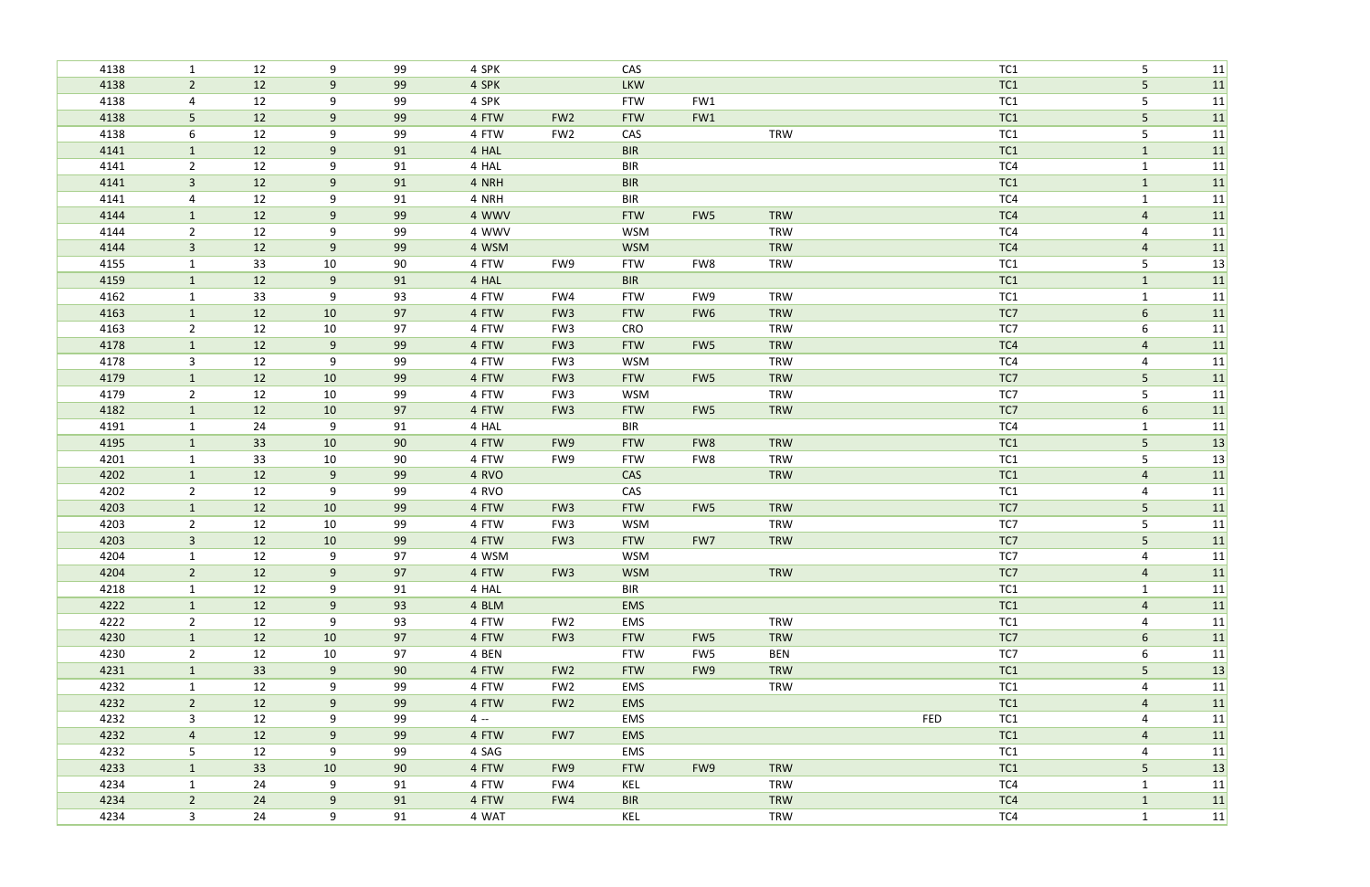| | | | | | | | | | | | | | |
|---|---|---|---|---|---|---|---|---|---|---|---|---|---|
| 4138 | 1 | 12 | 9 | 99 | 4 SPK | | CAS | | | | TC1 | 5 | 11 |
| 4138 | 2 | 12 | 9 | 99 | 4 SPK | | LKW | | | | TC1 | 5 | 11 |
| 4138 | 4 | 12 | 9 | 99 | 4 SPK | | FTW | FW1 | | | TC1 | 5 | 11 |
| 4138 | 5 | 12 | 9 | 99 | 4 FTW | FW2 | FTW | FW1 | | | TC1 | 5 | 11 |
| 4138 | 6 | 12 | 9 | 99 | 4 FTW | FW2 | CAS | | TRW | | TC1 | 5 | 11 |
| 4141 | 1 | 12 | 9 | 91 | 4 HAL | | BIR | | | | TC1 | 1 | 11 |
| 4141 | 2 | 12 | 9 | 91 | 4 HAL | | BIR | | | | TC4 | 1 | 11 |
| 4141 | 3 | 12 | 9 | 91 | 4 NRH | | BIR | | | | TC1 | 1 | 11 |
| 4141 | 4 | 12 | 9 | 91 | 4 NRH | | BIR | | | | TC4 | 1 | 11 |
| 4144 | 1 | 12 | 9 | 99 | 4 WWV | | FTW | FW5 | TRW | | TC4 | 4 | 11 |
| 4144 | 2 | 12 | 9 | 99 | 4 WWV | | WSM | | TRW | | TC4 | 4 | 11 |
| 4144 | 3 | 12 | 9 | 99 | 4 WSM | | WSM | | TRW | | TC4 | 4 | 11 |
| 4155 | 1 | 33 | 10 | 90 | 4 FTW | FW9 | FTW | FW8 | TRW | | TC1 | 5 | 13 |
| 4159 | 1 | 12 | 9 | 91 | 4 HAL | | BIR | | | | TC1 | 1 | 11 |
| 4162 | 1 | 33 | 9 | 93 | 4 FTW | FW4 | FTW | FW9 | TRW | | TC1 | 1 | 11 |
| 4163 | 1 | 12 | 10 | 97 | 4 FTW | FW3 | FTW | FW6 | TRW | | TC7 | 6 | 11 |
| 4163 | 2 | 12 | 10 | 97 | 4 FTW | FW3 | CRO | | TRW | | TC7 | 6 | 11 |
| 4178 | 1 | 12 | 9 | 99 | 4 FTW | FW3 | FTW | FW5 | TRW | | TC4 | 4 | 11 |
| 4178 | 3 | 12 | 9 | 99 | 4 FTW | FW3 | WSM | | TRW | | TC4 | 4 | 11 |
| 4179 | 1 | 12 | 10 | 99 | 4 FTW | FW3 | FTW | FW5 | TRW | | TC7 | 5 | 11 |
| 4179 | 2 | 12 | 10 | 99 | 4 FTW | FW3 | WSM | | TRW | | TC7 | 5 | 11 |
| 4182 | 1 | 12 | 10 | 97 | 4 FTW | FW3 | FTW | FW5 | TRW | | TC7 | 6 | 11 |
| 4191 | 1 | 24 | 9 | 91 | 4 HAL | | BIR | | | | TC4 | 1 | 11 |
| 4195 | 1 | 33 | 10 | 90 | 4 FTW | FW9 | FTW | FW8 | TRW | | TC1 | 5 | 13 |
| 4201 | 1 | 33 | 10 | 90 | 4 FTW | FW9 | FTW | FW8 | TRW | | TC1 | 5 | 13 |
| 4202 | 1 | 12 | 9 | 99 | 4 RVO | | CAS | | TRW | | TC1 | 4 | 11 |
| 4202 | 2 | 12 | 9 | 99 | 4 RVO | | CAS | | | | TC1 | 4 | 11 |
| 4203 | 1 | 12 | 10 | 99 | 4 FTW | FW3 | FTW | FW5 | TRW | | TC7 | 5 | 11 |
| 4203 | 2 | 12 | 10 | 99 | 4 FTW | FW3 | WSM | | TRW | | TC7 | 5 | 11 |
| 4203 | 3 | 12 | 10 | 99 | 4 FTW | FW3 | FTW | FW7 | TRW | | TC7 | 5 | 11 |
| 4204 | 1 | 12 | 9 | 97 | 4 WSM | | WSM | | | | TC7 | 4 | 11 |
| 4204 | 2 | 12 | 9 | 97 | 4 FTW | FW3 | WSM | | TRW | | TC7 | 4 | 11 |
| 4218 | 1 | 12 | 9 | 91 | 4 HAL | | BIR | | | | TC1 | 1 | 11 |
| 4222 | 1 | 12 | 9 | 93 | 4 BLM | | EMS | | | | TC1 | 4 | 11 |
| 4222 | 2 | 12 | 9 | 93 | 4 FTW | FW2 | EMS | | TRW | | TC1 | 4 | 11 |
| 4230 | 1 | 12 | 10 | 97 | 4 FTW | FW3 | FTW | FW5 | TRW | | TC7 | 6 | 11 |
| 4230 | 2 | 12 | 10 | 97 | 4 BEN | | FTW | FW5 | BEN | | TC7 | 6 | 11 |
| 4231 | 1 | 33 | 9 | 90 | 4 FTW | FW2 | FTW | FW9 | TRW | | TC1 | 5 | 13 |
| 4232 | 1 | 12 | 9 | 99 | 4 FTW | FW2 | EMS | | TRW | | TC1 | 4 | 11 |
| 4232 | 2 | 12 | 9 | 99 | 4 FTW | FW2 | EMS | | | | TC1 | 4 | 11 |
| 4232 | 3 | 12 | 9 | 99 | 4 -- | | EMS | | | FED | TC1 | 4 | 11 |
| 4232 | 4 | 12 | 9 | 99 | 4 FTW | FW7 | EMS | | | | TC1 | 4 | 11 |
| 4232 | 5 | 12 | 9 | 99 | 4 SAG | | EMS | | | | TC1 | 4 | 11 |
| 4233 | 1 | 33 | 10 | 90 | 4 FTW | FW9 | FTW | FW9 | TRW | | TC1 | 5 | 13 |
| 4234 | 1 | 24 | 9 | 91 | 4 FTW | FW4 | KEL | | TRW | | TC4 | 1 | 11 |
| 4234 | 2 | 24 | 9 | 91 | 4 FTW | FW4 | BIR | | TRW | | TC4 | 1 | 11 |
| 4234 | 3 | 24 | 9 | 91 | 4 WAT | | KEL | | TRW | | TC4 | 1 | 11 |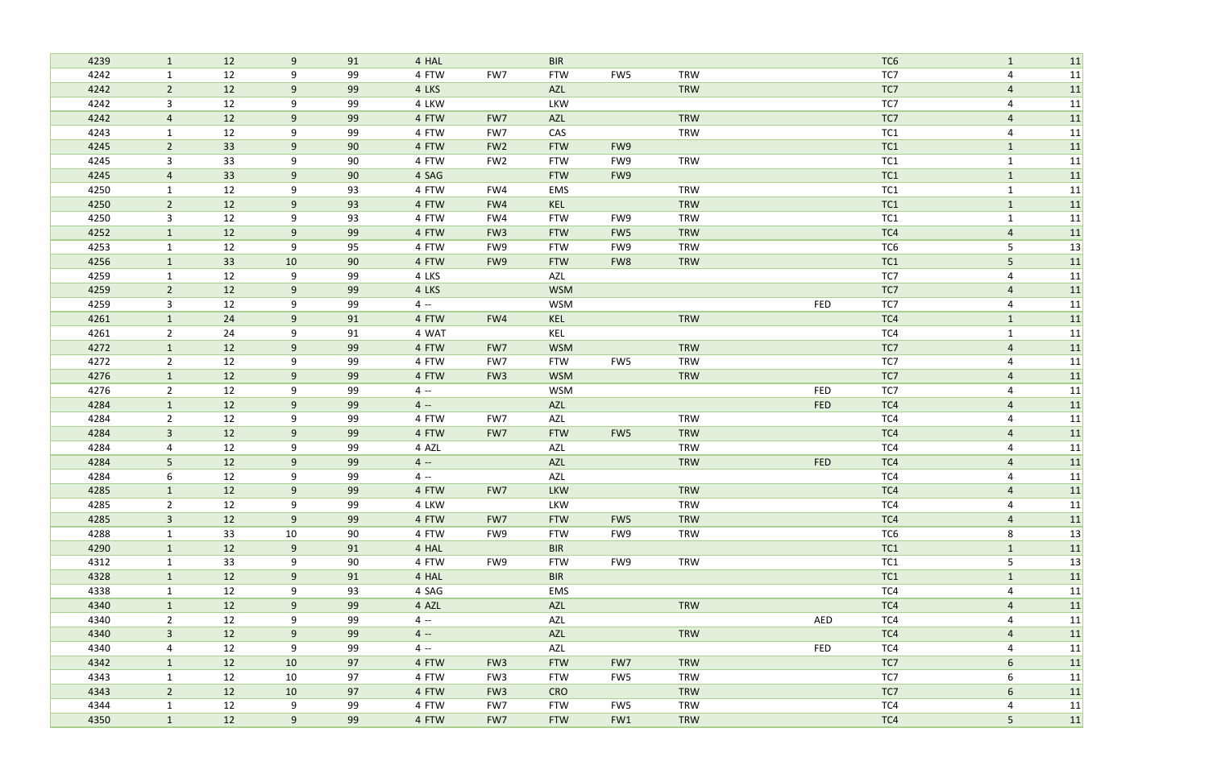| | | | | | | | | | | | | | |
|---|---|---|---|---|---|---|---|---|---|---|---|---|---|
| 4239 | 1 | 12 | 9 | 91 | 4 HAL | | BIR | | | | TC6 | 1 | 11 |
| 4242 | 1 | 12 | 9 | 99 | 4 FTW | FW7 | FTW | FW5 | TRW | | TC7 | 4 | 11 |
| 4242 | 2 | 12 | 9 | 99 | 4 LKS | | AZL | | TRW | | TC7 | 4 | 11 |
| 4242 | 3 | 12 | 9 | 99 | 4 LKW | | LKW | | | | TC7 | 4 | 11 |
| 4242 | 4 | 12 | 9 | 99 | 4 FTW | FW7 | AZL | | TRW | | TC7 | 4 | 11 |
| 4243 | 1 | 12 | 9 | 99 | 4 FTW | FW7 | CAS | | TRW | | TC1 | 4 | 11 |
| 4245 | 2 | 33 | 9 | 90 | 4 FTW | FW2 | FTW | FW9 | | | TC1 | 1 | 11 |
| 4245 | 3 | 33 | 9 | 90 | 4 FTW | FW2 | FTW | FW9 | TRW | | TC1 | 1 | 11 |
| 4245 | 4 | 33 | 9 | 90 | 4 SAG | | FTW | FW9 | | | TC1 | 1 | 11 |
| 4250 | 1 | 12 | 9 | 93 | 4 FTW | FW4 | EMS | | TRW | | TC1 | 1 | 11 |
| 4250 | 2 | 12 | 9 | 93 | 4 FTW | FW4 | KEL | | TRW | | TC1 | 1 | 11 |
| 4250 | 3 | 12 | 9 | 93 | 4 FTW | FW4 | FTW | FW9 | TRW | | TC1 | 1 | 11 |
| 4252 | 1 | 12 | 9 | 99 | 4 FTW | FW3 | FTW | FW5 | TRW | | TC4 | 4 | 11 |
| 4253 | 1 | 12 | 9 | 95 | 4 FTW | FW9 | FTW | FW9 | TRW | | TC6 | 5 | 13 |
| 4256 | 1 | 33 | 10 | 90 | 4 FTW | FW9 | FTW | FW8 | TRW | | TC1 | 5 | 11 |
| 4259 | 1 | 12 | 9 | 99 | 4 LKS | | AZL | | | | TC7 | 4 | 11 |
| 4259 | 2 | 12 | 9 | 99 | 4 LKS | | WSM | | | | TC7 | 4 | 11 |
| 4259 | 3 | 12 | 9 | 99 | 4 -- | | WSM | | | FED | TC7 | 4 | 11 |
| 4261 | 1 | 24 | 9 | 91 | 4 FTW | FW4 | KEL | | TRW | | TC4 | 1 | 11 |
| 4261 | 2 | 24 | 9 | 91 | 4 WAT | | KEL | | | | TC4 | 1 | 11 |
| 4272 | 1 | 12 | 9 | 99 | 4 FTW | FW7 | WSM | | TRW | | TC7 | 4 | 11 |
| 4272 | 2 | 12 | 9 | 99 | 4 FTW | FW7 | FTW | FW5 | TRW | | TC7 | 4 | 11 |
| 4276 | 1 | 12 | 9 | 99 | 4 FTW | FW3 | WSM | | TRW | | TC7 | 4 | 11 |
| 4276 | 2 | 12 | 9 | 99 | 4 -- | | WSM | | | FED | TC7 | 4 | 11 |
| 4284 | 1 | 12 | 9 | 99 | 4 -- | | AZL | | | FED | TC4 | 4 | 11 |
| 4284 | 2 | 12 | 9 | 99 | 4 FTW | FW7 | AZL | | TRW | | TC4 | 4 | 11 |
| 4284 | 3 | 12 | 9 | 99 | 4 FTW | FW7 | FTW | FW5 | TRW | | TC4 | 4 | 11 |
| 4284 | 4 | 12 | 9 | 99 | 4 AZL | | AZL | | TRW | | TC4 | 4 | 11 |
| 4284 | 5 | 12 | 9 | 99 | 4 -- | | AZL | | TRW | FED | TC4 | 4 | 11 |
| 4284 | 6 | 12 | 9 | 99 | 4 -- | | AZL | | | | TC4 | 4 | 11 |
| 4285 | 1 | 12 | 9 | 99 | 4 FTW | FW7 | LKW | | TRW | | TC4 | 4 | 11 |
| 4285 | 2 | 12 | 9 | 99 | 4 LKW | | LKW | | TRW | | TC4 | 4 | 11 |
| 4285 | 3 | 12 | 9 | 99 | 4 FTW | FW7 | FTW | FW5 | TRW | | TC4 | 4 | 11 |
| 4288 | 1 | 33 | 10 | 90 | 4 FTW | FW9 | FTW | FW9 | TRW | | TC6 | 8 | 13 |
| 4290 | 1 | 12 | 9 | 91 | 4 HAL | | BIR | | | | TC1 | 1 | 11 |
| 4312 | 1 | 33 | 9 | 90 | 4 FTW | FW9 | FTW | FW9 | TRW | | TC1 | 5 | 13 |
| 4328 | 1 | 12 | 9 | 91 | 4 HAL | | BIR | | | | TC1 | 1 | 11 |
| 4338 | 1 | 12 | 9 | 93 | 4 SAG | | EMS | | | | TC4 | 4 | 11 |
| 4340 | 1 | 12 | 9 | 99 | 4 AZL | | AZL | | TRW | | TC4 | 4 | 11 |
| 4340 | 2 | 12 | 9 | 99 | 4 -- | | AZL | | | AED | TC4 | 4 | 11 |
| 4340 | 3 | 12 | 9 | 99 | 4 -- | | AZL | | TRW | | TC4 | 4 | 11 |
| 4340 | 4 | 12 | 9 | 99 | 4 -- | | AZL | | | FED | TC4 | 4 | 11 |
| 4342 | 1 | 12 | 10 | 97 | 4 FTW | FW3 | FTW | FW7 | TRW | | TC7 | 6 | 11 |
| 4343 | 1 | 12 | 10 | 97 | 4 FTW | FW3 | FTW | FW5 | TRW | | TC7 | 6 | 11 |
| 4343 | 2 | 12 | 10 | 97 | 4 FTW | FW3 | CRO | | TRW | | TC7 | 6 | 11 |
| 4344 | 1 | 12 | 9 | 99 | 4 FTW | FW7 | FTW | FW5 | TRW | | TC4 | 4 | 11 |
| 4350 | 1 | 12 | 9 | 99 | 4 FTW | FW7 | FTW | FW1 | TRW | | TC4 | 5 | 11 |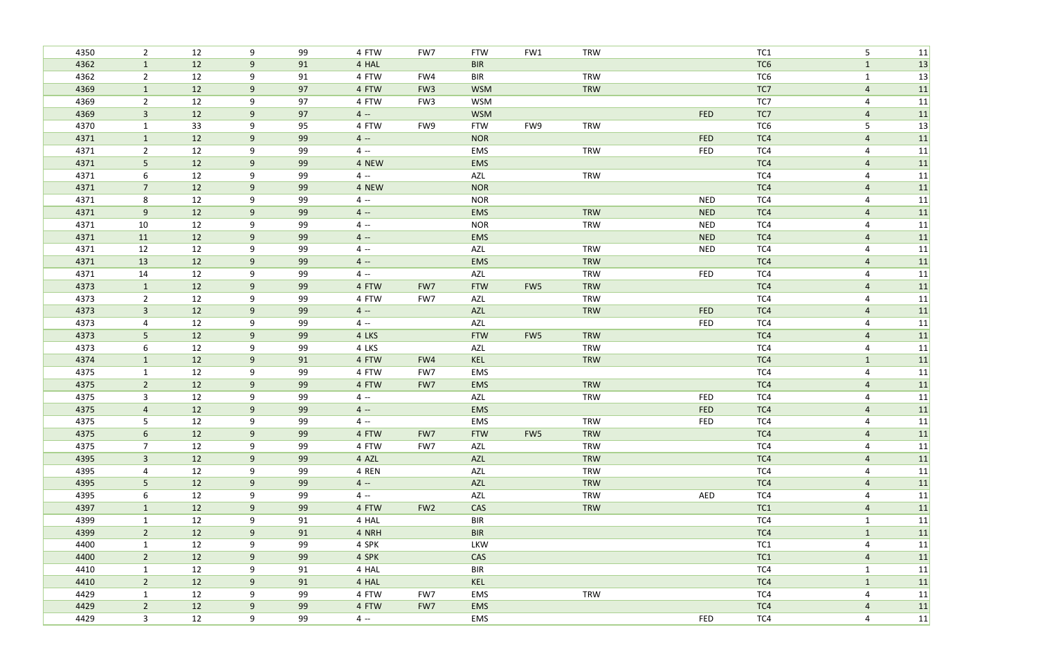| | | | | | | | | | | | | | |
|---|---|---|---|---|---|---|---|---|---|---|---|---|---|
| 4350 | 2 | 12 | 9 | 99 | 4 FTW | FW7 | FTW | FW1 | TRW | | TC1 | 5 | 11 |
| 4362 | 1 | 12 | 9 | 91 | 4 HAL | | BIR | | | | TC6 | 1 | 13 |
| 4362 | 2 | 12 | 9 | 91 | 4 FTW | FW4 | BIR | | TRW | | TC6 | 1 | 13 |
| 4369 | 1 | 12 | 9 | 97 | 4 FTW | FW3 | WSM | | TRW | | TC7 | 4 | 11 |
| 4369 | 2 | 12 | 9 | 97 | 4 FTW | FW3 | WSM | | | | TC7 | 4 | 11 |
| 4369 | 3 | 12 | 9 | 97 | 4 -- | | WSM | | | FED | TC7 | 4 | 11 |
| 4370 | 1 | 33 | 9 | 95 | 4 FTW | FW9 | FTW | FW9 | TRW | | TC6 | 5 | 13 |
| 4371 | 1 | 12 | 9 | 99 | 4 -- | | NOR | | | FED | TC4 | 4 | 11 |
| 4371 | 2 | 12 | 9 | 99 | 4 -- | | EMS | | TRW | FED | TC4 | 4 | 11 |
| 4371 | 5 | 12 | 9 | 99 | 4 NEW | | EMS | | | | TC4 | 4 | 11 |
| 4371 | 6 | 12 | 9 | 99 | 4 -- | | AZL | | TRW | | TC4 | 4 | 11 |
| 4371 | 7 | 12 | 9 | 99 | 4 NEW | | NOR | | | | TC4 | 4 | 11 |
| 4371 | 8 | 12 | 9 | 99 | 4 -- | | NOR | | | NED | TC4 | 4 | 11 |
| 4371 | 9 | 12 | 9 | 99 | 4 -- | | EMS | | TRW | NED | TC4 | 4 | 11 |
| 4371 | 10 | 12 | 9 | 99 | 4 -- | | NOR | | TRW | NED | TC4 | 4 | 11 |
| 4371 | 11 | 12 | 9 | 99 | 4 -- | | EMS | | | NED | TC4 | 4 | 11 |
| 4371 | 12 | 12 | 9 | 99 | 4 -- | | AZL | | TRW | NED | TC4 | 4 | 11 |
| 4371 | 13 | 12 | 9 | 99 | 4 -- | | EMS | | TRW | | TC4 | 4 | 11 |
| 4371 | 14 | 12 | 9 | 99 | 4 -- | | AZL | | TRW | FED | TC4 | 4 | 11 |
| 4373 | 1 | 12 | 9 | 99 | 4 FTW | FW7 | FTW | FW5 | TRW | | TC4 | 4 | 11 |
| 4373 | 2 | 12 | 9 | 99 | 4 FTW | FW7 | AZL | | TRW | | TC4 | 4 | 11 |
| 4373 | 3 | 12 | 9 | 99 | 4 -- | | AZL | | TRW | FED | TC4 | 4 | 11 |
| 4373 | 4 | 12 | 9 | 99 | 4 -- | | AZL | | | FED | TC4 | 4 | 11 |
| 4373 | 5 | 12 | 9 | 99 | 4 LKS | | FTW | FW5 | TRW | | TC4 | 4 | 11 |
| 4373 | 6 | 12 | 9 | 99 | 4 LKS | | AZL | | TRW | | TC4 | 4 | 11 |
| 4374 | 1 | 12 | 9 | 91 | 4 FTW | FW4 | KEL | | TRW | | TC4 | 1 | 11 |
| 4375 | 1 | 12 | 9 | 99 | 4 FTW | FW7 | EMS | | | | TC4 | 4 | 11 |
| 4375 | 2 | 12 | 9 | 99 | 4 FTW | FW7 | EMS | | TRW | | TC4 | 4 | 11 |
| 4375 | 3 | 12 | 9 | 99 | 4 -- | | AZL | | TRW | FED | TC4 | 4 | 11 |
| 4375 | 4 | 12 | 9 | 99 | 4 -- | | EMS | | | FED | TC4 | 4 | 11 |
| 4375 | 5 | 12 | 9 | 99 | 4 -- | | EMS | | TRW | FED | TC4 | 4 | 11 |
| 4375 | 6 | 12 | 9 | 99 | 4 FTW | FW7 | FTW | FW5 | TRW | | TC4 | 4 | 11 |
| 4375 | 7 | 12 | 9 | 99 | 4 FTW | FW7 | AZL | | TRW | | TC4 | 4 | 11 |
| 4395 | 3 | 12 | 9 | 99 | 4 AZL | | AZL | | TRW | | TC4 | 4 | 11 |
| 4395 | 4 | 12 | 9 | 99 | 4 REN | | AZL | | TRW | | TC4 | 4 | 11 |
| 4395 | 5 | 12 | 9 | 99 | 4 -- | | AZL | | TRW | | TC4 | 4 | 11 |
| 4395 | 6 | 12 | 9 | 99 | 4 -- | | AZL | | TRW | AED | TC4 | 4 | 11 |
| 4397 | 1 | 12 | 9 | 99 | 4 FTW | FW2 | CAS | | TRW | | TC1 | 4 | 11 |
| 4399 | 1 | 12 | 9 | 91 | 4 HAL | | BIR | | | | TC4 | 1 | 11 |
| 4399 | 2 | 12 | 9 | 91 | 4 NRH | | BIR | | | | TC4 | 1 | 11 |
| 4400 | 1 | 12 | 9 | 99 | 4 SPK | | LKW | | | | TC1 | 4 | 11 |
| 4400 | 2 | 12 | 9 | 99 | 4 SPK | | CAS | | | | TC1 | 4 | 11 |
| 4410 | 1 | 12 | 9 | 91 | 4 HAL | | BIR | | | | TC4 | 1 | 11 |
| 4410 | 2 | 12 | 9 | 91 | 4 HAL | | KEL | | | | TC4 | 1 | 11 |
| 4429 | 1 | 12 | 9 | 99 | 4 FTW | FW7 | EMS | | TRW | | TC4 | 4 | 11 |
| 4429 | 2 | 12 | 9 | 99 | 4 FTW | FW7 | EMS | | | | TC4 | 4 | 11 |
| 4429 | 3 | 12 | 9 | 99 | 4 -- | | EMS | | | FED | TC4 | 4 | 11 |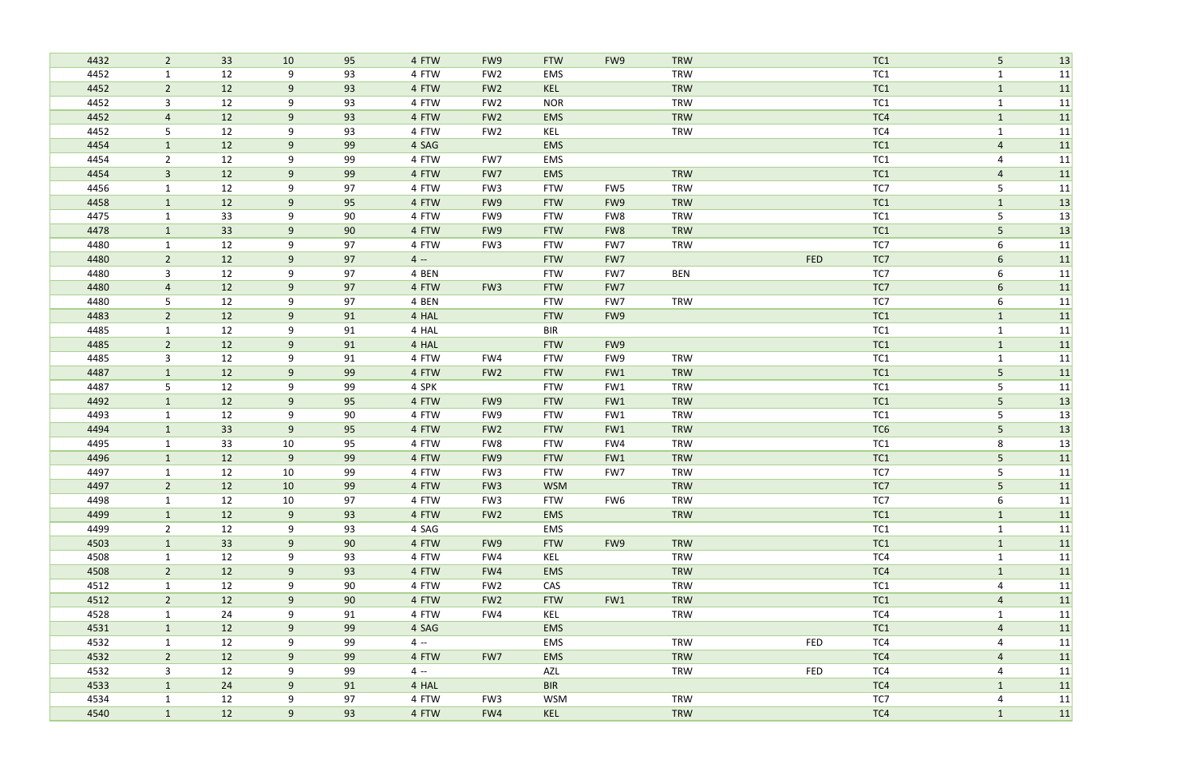| | | | | | | | | | | | | | |
|---|---|---|---|---|---|---|---|---|---|---|---|---|---|
| 4432 | 2 | 33 | 10 | 95 | 4 FTW | FW9 | FTW | FW9 | TRW | | TC1 | 5 | 13 |
| 4452 | 1 | 12 | 9 | 93 | 4 FTW | FW2 | EMS | | TRW | | TC1 | 1 | 11 |
| 4452 | 2 | 12 | 9 | 93 | 4 FTW | FW2 | KEL | | TRW | | TC1 | 1 | 11 |
| 4452 | 3 | 12 | 9 | 93 | 4 FTW | FW2 | NOR | | TRW | | TC1 | 1 | 11 |
| 4452 | 4 | 12 | 9 | 93 | 4 FTW | FW2 | EMS | | TRW | | TC4 | 1 | 11 |
| 4452 | 5 | 12 | 9 | 93 | 4 FTW | FW2 | KEL | | TRW | | TC4 | 1 | 11 |
| 4454 | 1 | 12 | 9 | 99 | 4 SAG | | EMS | | | | TC1 | 4 | 11 |
| 4454 | 2 | 12 | 9 | 99 | 4 FTW | FW7 | EMS | | | | TC1 | 4 | 11 |
| 4454 | 3 | 12 | 9 | 99 | 4 FTW | FW7 | EMS | | TRW | | TC1 | 4 | 11 |
| 4456 | 1 | 12 | 9 | 97 | 4 FTW | FW3 | FTW | FW5 | TRW | | TC7 | 5 | 11 |
| 4458 | 1 | 12 | 9 | 95 | 4 FTW | FW9 | FTW | FW9 | TRW | | TC1 | 1 | 13 |
| 4475 | 1 | 33 | 9 | 90 | 4 FTW | FW9 | FTW | FW8 | TRW | | TC1 | 5 | 13 |
| 4478 | 1 | 33 | 9 | 90 | 4 FTW | FW9 | FTW | FW8 | TRW | | TC1 | 5 | 13 |
| 4480 | 1 | 12 | 9 | 97 | 4 FTW | FW3 | FTW | FW7 | TRW | | TC7 | 6 | 11 |
| 4480 | 2 | 12 | 9 | 97 | 4 -- | | FTW | FW7 | | FED | TC7 | 6 | 11 |
| 4480 | 3 | 12 | 9 | 97 | 4 BEN | | FTW | FW7 | BEN | | TC7 | 6 | 11 |
| 4480 | 4 | 12 | 9 | 97 | 4 FTW | FW3 | FTW | FW7 | | | TC7 | 6 | 11 |
| 4480 | 5 | 12 | 9 | 97 | 4 BEN | | FTW | FW7 | TRW | | TC7 | 6 | 11 |
| 4483 | 2 | 12 | 9 | 91 | 4 HAL | | FTW | FW9 | | | TC1 | 1 | 11 |
| 4485 | 1 | 12 | 9 | 91 | 4 HAL | | BIR | | | | TC1 | 1 | 11 |
| 4485 | 2 | 12 | 9 | 91 | 4 HAL | | FTW | FW9 | | | TC1 | 1 | 11 |
| 4485 | 3 | 12 | 9 | 91 | 4 FTW | FW4 | FTW | FW9 | TRW | | TC1 | 1 | 11 |
| 4487 | 1 | 12 | 9 | 99 | 4 FTW | FW2 | FTW | FW1 | TRW | | TC1 | 5 | 11 |
| 4487 | 5 | 12 | 9 | 99 | 4 SPK | | FTW | FW1 | TRW | | TC1 | 5 | 11 |
| 4492 | 1 | 12 | 9 | 95 | 4 FTW | FW9 | FTW | FW1 | TRW | | TC1 | 5 | 13 |
| 4493 | 1 | 12 | 9 | 90 | 4 FTW | FW9 | FTW | FW1 | TRW | | TC1 | 5 | 13 |
| 4494 | 1 | 33 | 9 | 95 | 4 FTW | FW2 | FTW | FW1 | TRW | | TC6 | 5 | 13 |
| 4495 | 1 | 33 | 10 | 95 | 4 FTW | FW8 | FTW | FW4 | TRW | | TC1 | 8 | 13 |
| 4496 | 1 | 12 | 9 | 99 | 4 FTW | FW9 | FTW | FW1 | TRW | | TC1 | 5 | 11 |
| 4497 | 1 | 12 | 10 | 99 | 4 FTW | FW3 | FTW | FW7 | TRW | | TC7 | 5 | 11 |
| 4497 | 2 | 12 | 10 | 99 | 4 FTW | FW3 | WSM | | TRW | | TC7 | 5 | 11 |
| 4498 | 1 | 12 | 10 | 97 | 4 FTW | FW3 | FTW | FW6 | TRW | | TC7 | 6 | 11 |
| 4499 | 1 | 12 | 9 | 93 | 4 FTW | FW2 | EMS | | TRW | | TC1 | 1 | 11 |
| 4499 | 2 | 12 | 9 | 93 | 4 SAG | | EMS | | | | TC1 | 1 | 11 |
| 4503 | 1 | 33 | 9 | 90 | 4 FTW | FW9 | FTW | FW9 | TRW | | TC1 | 1 | 11 |
| 4508 | 1 | 12 | 9 | 93 | 4 FTW | FW4 | KEL | | TRW | | TC4 | 1 | 11 |
| 4508 | 2 | 12 | 9 | 93 | 4 FTW | FW4 | EMS | | TRW | | TC4 | 1 | 11 |
| 4512 | 1 | 12 | 9 | 90 | 4 FTW | FW2 | CAS | | TRW | | TC1 | 4 | 11 |
| 4512 | 2 | 12 | 9 | 90 | 4 FTW | FW2 | FTW | FW1 | TRW | | TC1 | 4 | 11 |
| 4528 | 1 | 24 | 9 | 91 | 4 FTW | FW4 | KEL | | TRW | | TC4 | 1 | 11 |
| 4531 | 1 | 12 | 9 | 99 | 4 SAG | | EMS | | | | TC1 | 4 | 11 |
| 4532 | 1 | 12 | 9 | 99 | 4 -- | | EMS | | TRW | FED | TC4 | 4 | 11 |
| 4532 | 2 | 12 | 9 | 99 | 4 FTW | FW7 | EMS | | TRW | | TC4 | 4 | 11 |
| 4532 | 3 | 12 | 9 | 99 | 4 -- | | AZL | | TRW | FED | TC4 | 4 | 11 |
| 4533 | 1 | 24 | 9 | 91 | 4 HAL | | BIR | | | | TC4 | 1 | 11 |
| 4534 | 1 | 12 | 9 | 97 | 4 FTW | FW3 | WSM | | TRW | | TC7 | 4 | 11 |
| 4540 | 1 | 12 | 9 | 93 | 4 FTW | FW4 | KEL | | TRW | | TC4 | 1 | 11 |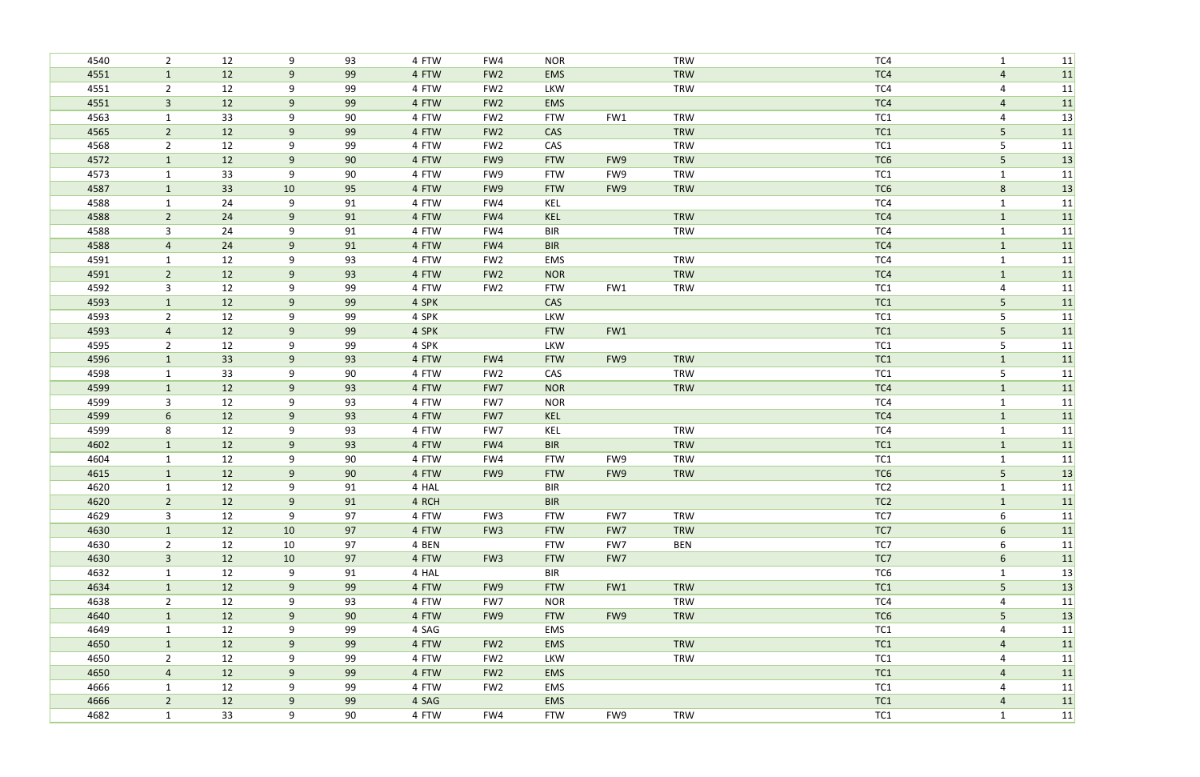| | | | | | | | | | | | | |
|---|---|---|---|---|---|---|---|---|---|---|---|---|
| 4540 | 2 | 12 | 9 | 93 | 4 FTW | FW4 | NOR | | TRW | TC4 | 1 | 11 |
| 4551 | 1 | 12 | 9 | 99 | 4 FTW | FW2 | EMS | | TRW | TC4 | 4 | 11 |
| 4551 | 2 | 12 | 9 | 99 | 4 FTW | FW2 | LKW | | TRW | TC4 | 4 | 11 |
| 4551 | 3 | 12 | 9 | 99 | 4 FTW | FW2 | EMS | | | TC4 | 4 | 11 |
| 4563 | 1 | 33 | 9 | 90 | 4 FTW | FW2 | FTW | FW1 | TRW | TC1 | 4 | 13 |
| 4565 | 2 | 12 | 9 | 99 | 4 FTW | FW2 | CAS | | TRW | TC1 | 5 | 11 |
| 4568 | 2 | 12 | 9 | 99 | 4 FTW | FW2 | CAS | | TRW | TC1 | 5 | 11 |
| 4572 | 1 | 12 | 9 | 90 | 4 FTW | FW9 | FTW | FW9 | TRW | TC6 | 5 | 13 |
| 4573 | 1 | 33 | 9 | 90 | 4 FTW | FW9 | FTW | FW9 | TRW | TC1 | 1 | 11 |
| 4587 | 1 | 33 | 10 | 95 | 4 FTW | FW9 | FTW | FW9 | TRW | TC6 | 8 | 13 |
| 4588 | 1 | 24 | 9 | 91 | 4 FTW | FW4 | KEL | | | TC4 | 1 | 11 |
| 4588 | 2 | 24 | 9 | 91 | 4 FTW | FW4 | KEL | | TRW | TC4 | 1 | 11 |
| 4588 | 3 | 24 | 9 | 91 | 4 FTW | FW4 | BIR | | TRW | TC4 | 1 | 11 |
| 4588 | 4 | 24 | 9 | 91 | 4 FTW | FW4 | BIR | | | TC4 | 1 | 11 |
| 4591 | 1 | 12 | 9 | 93 | 4 FTW | FW2 | EMS | | TRW | TC4 | 1 | 11 |
| 4591 | 2 | 12 | 9 | 93 | 4 FTW | FW2 | NOR | | TRW | TC4 | 1 | 11 |
| 4592 | 3 | 12 | 9 | 99 | 4 FTW | FW2 | FTW | FW1 | TRW | TC1 | 4 | 11 |
| 4593 | 1 | 12 | 9 | 99 | 4 SPK | | CAS | | | TC1 | 5 | 11 |
| 4593 | 2 | 12 | 9 | 99 | 4 SPK | | LKW | | | TC1 | 5 | 11 |
| 4593 | 4 | 12 | 9 | 99 | 4 SPK | | FTW | FW1 | | TC1 | 5 | 11 |
| 4595 | 2 | 12 | 9 | 99 | 4 SPK | | LKW | | | TC1 | 5 | 11 |
| 4596 | 1 | 33 | 9 | 93 | 4 FTW | FW4 | FTW | FW9 | TRW | TC1 | 1 | 11 |
| 4598 | 1 | 33 | 9 | 90 | 4 FTW | FW2 | CAS | | TRW | TC1 | 5 | 11 |
| 4599 | 1 | 12 | 9 | 93 | 4 FTW | FW7 | NOR | | TRW | TC4 | 1 | 11 |
| 4599 | 3 | 12 | 9 | 93 | 4 FTW | FW7 | NOR | | | TC4 | 1 | 11 |
| 4599 | 6 | 12 | 9 | 93 | 4 FTW | FW7 | KEL | | | TC4 | 1 | 11 |
| 4599 | 8 | 12 | 9 | 93 | 4 FTW | FW7 | KEL | | TRW | TC4 | 1 | 11 |
| 4602 | 1 | 12 | 9 | 93 | 4 FTW | FW4 | BIR | | TRW | TC1 | 1 | 11 |
| 4604 | 1 | 12 | 9 | 90 | 4 FTW | FW4 | FTW | FW9 | TRW | TC1 | 1 | 11 |
| 4615 | 1 | 12 | 9 | 90 | 4 FTW | FW9 | FTW | FW9 | TRW | TC6 | 5 | 13 |
| 4620 | 1 | 12 | 9 | 91 | 4 HAL | | BIR | | | TC2 | 1 | 11 |
| 4620 | 2 | 12 | 9 | 91 | 4 RCH | | BIR | | | TC2 | 1 | 11 |
| 4629 | 3 | 12 | 9 | 97 | 4 FTW | FW3 | FTW | FW7 | TRW | TC7 | 6 | 11 |
| 4630 | 1 | 12 | 10 | 97 | 4 FTW | FW3 | FTW | FW7 | TRW | TC7 | 6 | 11 |
| 4630 | 2 | 12 | 10 | 97 | 4 BEN | | FTW | FW7 | BEN | TC7 | 6 | 11 |
| 4630 | 3 | 12 | 10 | 97 | 4 FTW | FW3 | FTW | FW7 | | TC7 | 6 | 11 |
| 4632 | 1 | 12 | 9 | 91 | 4 HAL | | BIR | | | TC6 | 1 | 13 |
| 4634 | 1 | 12 | 9 | 99 | 4 FTW | FW9 | FTW | FW1 | TRW | TC1 | 5 | 13 |
| 4638 | 2 | 12 | 9 | 93 | 4 FTW | FW7 | NOR | | TRW | TC4 | 4 | 11 |
| 4640 | 1 | 12 | 9 | 90 | 4 FTW | FW9 | FTW | FW9 | TRW | TC6 | 5 | 13 |
| 4649 | 1 | 12 | 9 | 99 | 4 SAG | | EMS | | | TC1 | 4 | 11 |
| 4650 | 1 | 12 | 9 | 99 | 4 FTW | FW2 | EMS | | TRW | TC1 | 4 | 11 |
| 4650 | 2 | 12 | 9 | 99 | 4 FTW | FW2 | LKW | | TRW | TC1 | 4 | 11 |
| 4650 | 4 | 12 | 9 | 99 | 4 FTW | FW2 | EMS | | | TC1 | 4 | 11 |
| 4666 | 1 | 12 | 9 | 99 | 4 FTW | FW2 | EMS | | | TC1 | 4 | 11 |
| 4666 | 2 | 12 | 9 | 99 | 4 SAG | | EMS | | | TC1 | 4 | 11 |
| 4682 | 1 | 33 | 9 | 90 | 4 FTW | FW4 | FTW | FW9 | TRW | TC1 | 1 | 11 |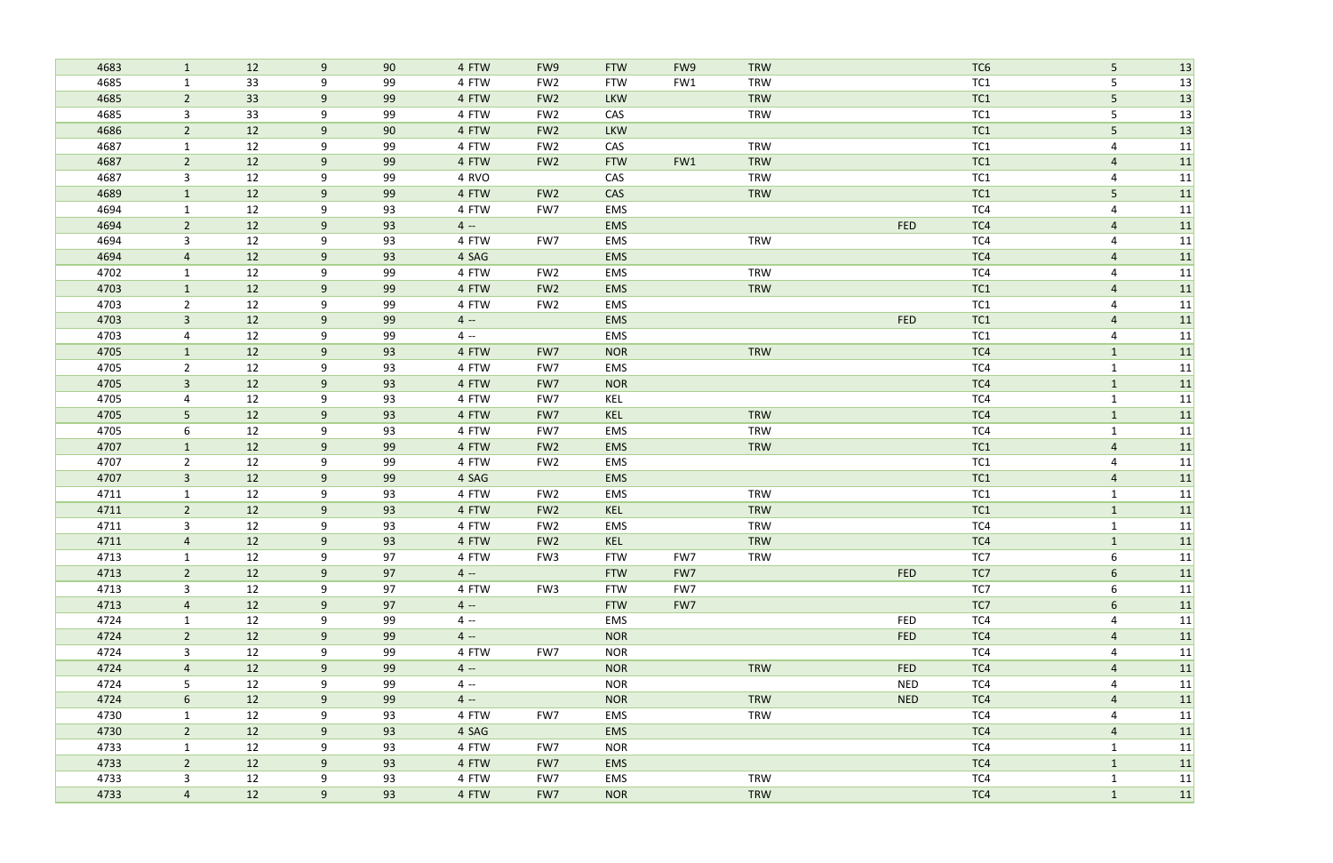| | | | | | | | | | | | | | |
|---|---|---|---|---|---|---|---|---|---|---|---|---|---|
| 4683 | 1 | 12 | 9 | 90 | 4 FTW | FW9 | FTW | FW9 | TRW | | TC6 | 5 | 13 |
| 4685 | 1 | 33 | 9 | 99 | 4 FTW | FW2 | FTW | FW1 | TRW | | TC1 | 5 | 13 |
| 4685 | 2 | 33 | 9 | 99 | 4 FTW | FW2 | LKW | | TRW | | TC1 | 5 | 13 |
| 4685 | 3 | 33 | 9 | 99 | 4 FTW | FW2 | CAS | | TRW | | TC1 | 5 | 13 |
| 4686 | 2 | 12 | 9 | 90 | 4 FTW | FW2 | LKW | | | | TC1 | 5 | 13 |
| 4687 | 1 | 12 | 9 | 99 | 4 FTW | FW2 | CAS | | TRW | | TC1 | 4 | 11 |
| 4687 | 2 | 12 | 9 | 99 | 4 FTW | FW2 | FTW | FW1 | TRW | | TC1 | 4 | 11 |
| 4687 | 3 | 12 | 9 | 99 | 4 RVO | | CAS | | TRW | | TC1 | 4 | 11 |
| 4689 | 1 | 12 | 9 | 99 | 4 FTW | FW2 | CAS | | TRW | | TC1 | 5 | 11 |
| 4694 | 1 | 12 | 9 | 93 | 4 FTW | FW7 | EMS | | | | TC4 | 4 | 11 |
| 4694 | 2 | 12 | 9 | 93 | 4 -- | | EMS | | | FED | TC4 | 4 | 11 |
| 4694 | 3 | 12 | 9 | 93 | 4 FTW | FW7 | EMS | | TRW | | TC4 | 4 | 11 |
| 4694 | 4 | 12 | 9 | 93 | 4 SAG | | EMS | | | | TC4 | 4 | 11 |
| 4702 | 1 | 12 | 9 | 99 | 4 FTW | FW2 | EMS | | TRW | | TC4 | 4 | 11 |
| 4703 | 1 | 12 | 9 | 99 | 4 FTW | FW2 | EMS | | TRW | | TC1 | 4 | 11 |
| 4703 | 2 | 12 | 9 | 99 | 4 FTW | FW2 | EMS | | | | TC1 | 4 | 11 |
| 4703 | 3 | 12 | 9 | 99 | 4 -- | | EMS | | | FED | TC1 | 4 | 11 |
| 4703 | 4 | 12 | 9 | 99 | 4 -- | | EMS | | | | TC1 | 4 | 11 |
| 4705 | 1 | 12 | 9 | 93 | 4 FTW | FW7 | NOR | | TRW | | TC4 | 1 | 11 |
| 4705 | 2 | 12 | 9 | 93 | 4 FTW | FW7 | EMS | | | | TC4 | 1 | 11 |
| 4705 | 3 | 12 | 9 | 93 | 4 FTW | FW7 | NOR | | | | TC4 | 1 | 11 |
| 4705 | 4 | 12 | 9 | 93 | 4 FTW | FW7 | KEL | | | | TC4 | 1 | 11 |
| 4705 | 5 | 12 | 9 | 93 | 4 FTW | FW7 | KEL | | TRW | | TC4 | 1 | 11 |
| 4705 | 6 | 12 | 9 | 93 | 4 FTW | FW7 | EMS | | TRW | | TC4 | 1 | 11 |
| 4707 | 1 | 12 | 9 | 99 | 4 FTW | FW2 | EMS | | TRW | | TC1 | 4 | 11 |
| 4707 | 2 | 12 | 9 | 99 | 4 FTW | FW2 | EMS | | | | TC1 | 4 | 11 |
| 4707 | 3 | 12 | 9 | 99 | 4 SAG | | EMS | | | | TC1 | 4 | 11 |
| 4711 | 1 | 12 | 9 | 93 | 4 FTW | FW2 | EMS | | TRW | | TC1 | 1 | 11 |
| 4711 | 2 | 12 | 9 | 93 | 4 FTW | FW2 | KEL | | TRW | | TC1 | 1 | 11 |
| 4711 | 3 | 12 | 9 | 93 | 4 FTW | FW2 | EMS | | TRW | | TC4 | 1 | 11 |
| 4711 | 4 | 12 | 9 | 93 | 4 FTW | FW2 | KEL | | TRW | | TC4 | 1 | 11 |
| 4713 | 1 | 12 | 9 | 97 | 4 FTW | FW3 | FTW | FW7 | TRW | | TC7 | 6 | 11 |
| 4713 | 2 | 12 | 9 | 97 | 4 -- | | FTW | FW7 | | FED | TC7 | 6 | 11 |
| 4713 | 3 | 12 | 9 | 97 | 4 FTW | FW3 | FTW | FW7 | | | TC7 | 6 | 11 |
| 4713 | 4 | 12 | 9 | 97 | 4 -- | | FTW | FW7 | | | TC7 | 6 | 11 |
| 4724 | 1 | 12 | 9 | 99 | 4 -- | | EMS | | | FED | TC4 | 4 | 11 |
| 4724 | 2 | 12 | 9 | 99 | 4 -- | | NOR | | | FED | TC4 | 4 | 11 |
| 4724 | 3 | 12 | 9 | 99 | 4 FTW | FW7 | NOR | | | | TC4 | 4 | 11 |
| 4724 | 4 | 12 | 9 | 99 | 4 -- | | NOR | | TRW | FED | TC4 | 4 | 11 |
| 4724 | 5 | 12 | 9 | 99 | 4 -- | | NOR | | | NED | TC4 | 4 | 11 |
| 4724 | 6 | 12 | 9 | 99 | 4 -- | | NOR | | TRW | NED | TC4 | 4 | 11 |
| 4730 | 1 | 12 | 9 | 93 | 4 FTW | FW7 | EMS | | TRW | | TC4 | 4 | 11 |
| 4730 | 2 | 12 | 9 | 93 | 4 SAG | | EMS | | | | TC4 | 4 | 11 |
| 4733 | 1 | 12 | 9 | 93 | 4 FTW | FW7 | NOR | | | | TC4 | 1 | 11 |
| 4733 | 2 | 12 | 9 | 93 | 4 FTW | FW7 | EMS | | | | TC4 | 1 | 11 |
| 4733 | 3 | 12 | 9 | 93 | 4 FTW | FW7 | EMS | | TRW | | TC4 | 1 | 11 |
| 4733 | 4 | 12 | 9 | 93 | 4 FTW | FW7 | NOR | | TRW | | TC4 | 1 | 11 |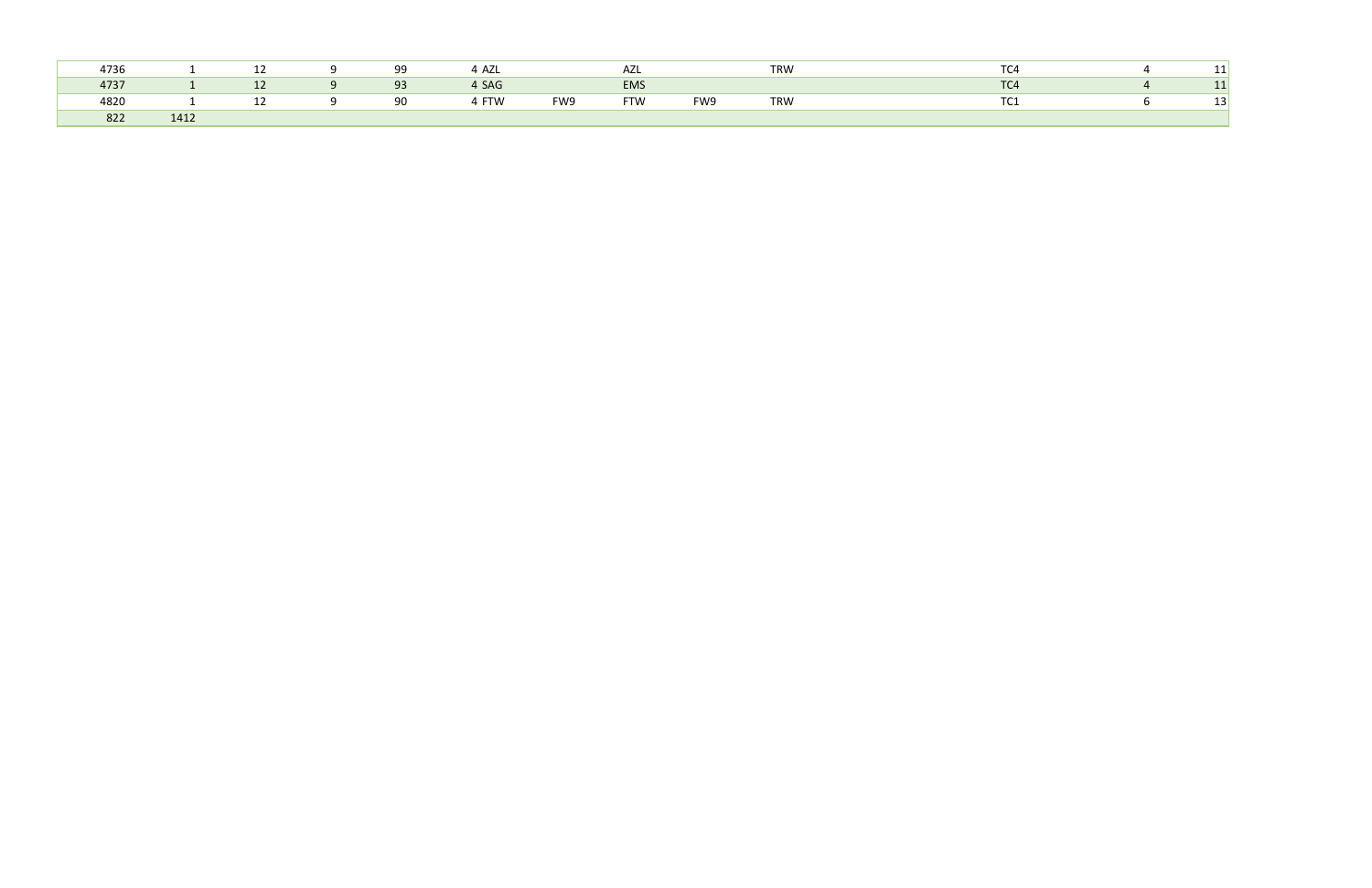| | | | | | | | | | | | | | |
|---|---|---|---|---|---|---|---|---|---|---|---|---|---|
| 4736 | 1 | 12 | 9 | 99 | 4 | AZL | | AZL | | TRW | TC4 | 4 | 11 |
| 4737 | 1 | 12 | 9 | 93 | 4 | SAG | | EMS | | | TC4 | 4 | 11 |
| 4820 | 1 | 12 | 9 | 90 | 4 | FTW | FW9 | FTW | FW9 | TRW | TC1 | 6 | 13 |
| 822 | 1412 | | | | | | | | | | | | |